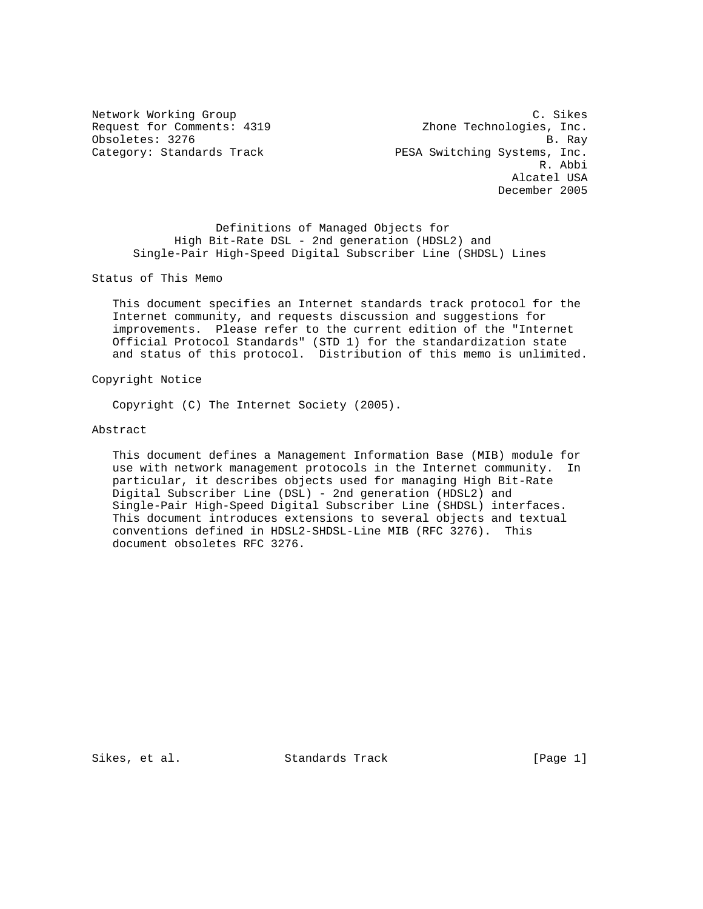Network Working Group                                           C. Sikes
Request for Comments: 4319                       Zhone Technologies, Inc.
Obsoletes: 3276                                                   B. Ray
Category: Standards Track                    PESA Switching Systems, Inc.
                                                                 R. Abbi
                                                             Alcatel USA
                                                           December 2005

# Definitions of Managed Objects for High Bit-Rate DSL - 2nd generation (HDSL2) and Single-Pair High-Speed Digital Subscriber Line (SHDSL) Lines

## Status of This Memo

This document specifies an Internet standards track protocol for the Internet community, and requests discussion and suggestions for improvements. Please refer to the current edition of the "Internet Official Protocol Standards" (STD 1) for the standardization state and status of this protocol. Distribution of this memo is unlimited.

## Copyright Notice

Copyright (C) The Internet Society (2005).

## Abstract

This document defines a Management Information Base (MIB) module for use with network management protocols in the Internet community. In particular, it describes objects used for managing High Bit-Rate Digital Subscriber Line (DSL) - 2nd generation (HDSL2) and Single-Pair High-Speed Digital Subscriber Line (SHDSL) interfaces. This document introduces extensions to several objects and textual conventions defined in HDSL2-SHDSL-Line MIB (RFC 3276). This document obsoletes RFC 3276.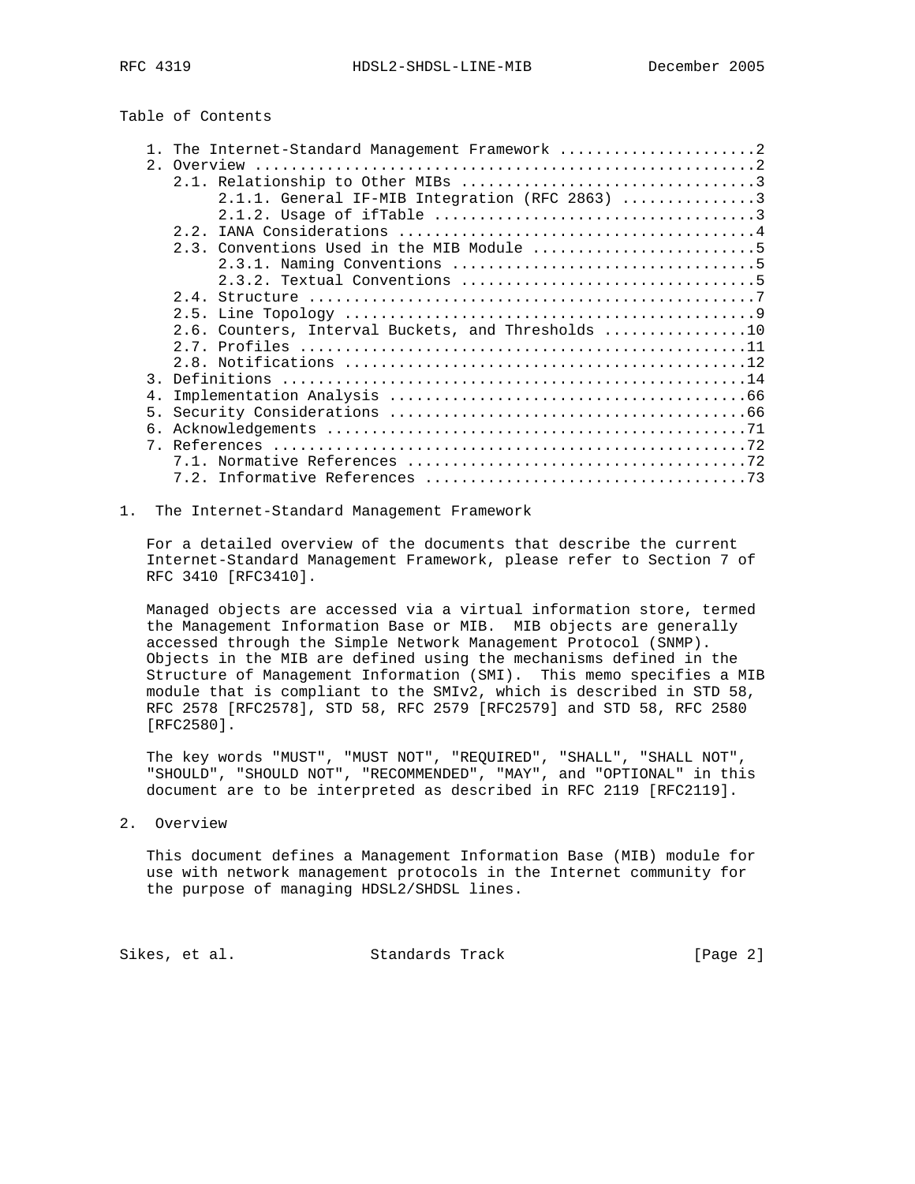Table of Contents

```
   1. The Internet-Standard Management Framework ......................2
   2. Overview ........................................................2
      2.1. Relationship to Other MIBs .................................3
           2.1.1. General IF-MIB Integration (RFC 2863) ...............3
           2.1.2. Usage of ifTable ....................................3
      2.2. IANA Considerations ........................................4
      2.3. Conventions Used in the MIB Module .........................5
           2.3.1. Naming Conventions ..................................5
           2.3.2. Textual Conventions .................................5
      2.4. Structure ..................................................7
      2.5. Line Topology ..............................................9
      2.6. Counters, Interval Buckets, and Thresholds ................10
      2.7. Profiles ..................................................11
      2.8. Notifications .............................................12
   3. Definitions ....................................................14
   4. Implementation Analysis ........................................66
   5. Security Considerations ........................................66
   6. Acknowledgements ...............................................71
   7. References .....................................................72
      7.1. Normative References ......................................72
      7.2. Informative References ....................................73
```

## 1. The Internet-Standard Management Framework

For a detailed overview of the documents that describe the current Internet-Standard Management Framework, please refer to Section 7 of RFC 3410 [RFC3410].

Managed objects are accessed via a virtual information store, termed the Management Information Base or MIB. MIB objects are generally accessed through the Simple Network Management Protocol (SNMP). Objects in the MIB are defined using the mechanisms defined in the Structure of Management Information (SMI). This memo specifies a MIB module that is compliant to the SMIv2, which is described in STD 58, RFC 2578 [RFC2578], STD 58, RFC 2579 [RFC2579] and STD 58, RFC 2580 [RFC2580].

The key words "MUST", "MUST NOT", "REQUIRED", "SHALL", "SHALL NOT", "SHOULD", "SHOULD NOT", "RECOMMENDED", "MAY", and "OPTIONAL" in this document are to be interpreted as described in RFC 2119 [RFC2119].

## 2. Overview

This document defines a Management Information Base (MIB) module for use with network management protocols in the Internet community for the purpose of managing HDSL2/SHDSL lines.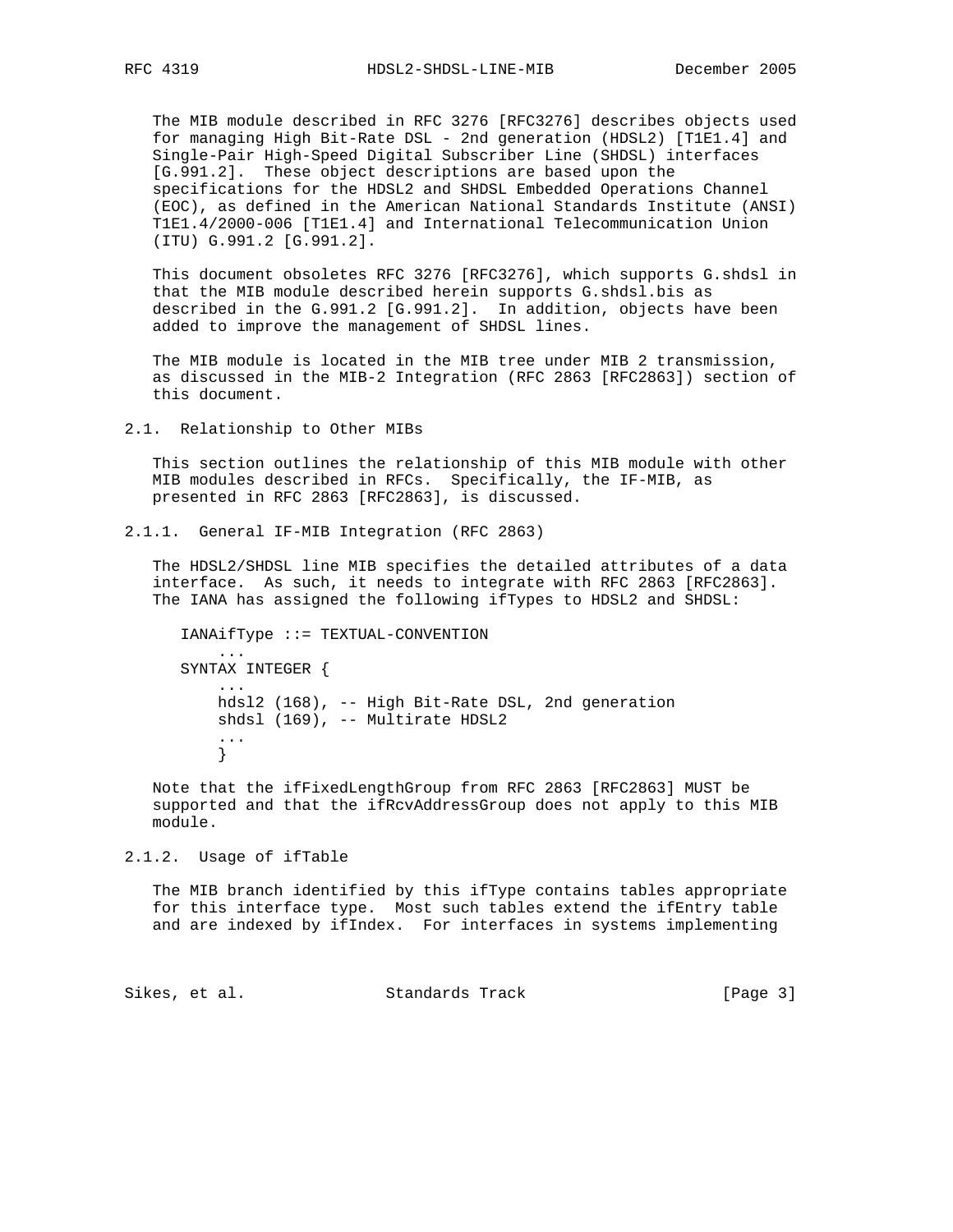The MIB module described in RFC 3276 [RFC3276] describes objects used for managing High Bit-Rate DSL - 2nd generation (HDSL2) [T1E1.4] and Single-Pair High-Speed Digital Subscriber Line (SHDSL) interfaces [G.991.2]. These object descriptions are based upon the specifications for the HDSL2 and SHDSL Embedded Operations Channel (EOC), as defined in the American National Standards Institute (ANSI) T1E1.4/2000-006 [T1E1.4] and International Telecommunication Union (ITU) G.991.2 [G.991.2].

This document obsoletes RFC 3276 [RFC3276], which supports G.shdsl in that the MIB module described herein supports G.shdsl.bis as described in the G.991.2 [G.991.2]. In addition, objects have been added to improve the management of SHDSL lines.

The MIB module is located in the MIB tree under MIB 2 transmission, as discussed in the MIB-2 Integration (RFC 2863 [RFC2863]) section of this document.

## 2.1. Relationship to Other MIBs

This section outlines the relationship of this MIB module with other MIB modules described in RFCs. Specifically, the IF-MIB, as presented in RFC 2863 [RFC2863], is discussed.

### 2.1.1. General IF-MIB Integration (RFC 2863)

The HDSL2/SHDSL line MIB specifies the detailed attributes of a data interface. As such, it needs to integrate with RFC 2863 [RFC2863]. The IANA has assigned the following ifTypes to HDSL2 and SHDSL:

```
IANAifType ::= TEXTUAL-CONVENTION
    ...
SYNTAX INTEGER {
    ...
    hdsl2 (168), -- High Bit-Rate DSL, 2nd generation
    shdsl (169), -- Multirate HDSL2
    ...
    }
```

Note that the ifFixedLengthGroup from RFC 2863 [RFC2863] MUST be supported and that the ifRcvAddressGroup does not apply to this MIB module.

### 2.1.2. Usage of ifTable

The MIB branch identified by this ifType contains tables appropriate for this interface type. Most such tables extend the ifEntry table and are indexed by ifIndex. For interfaces in systems implementing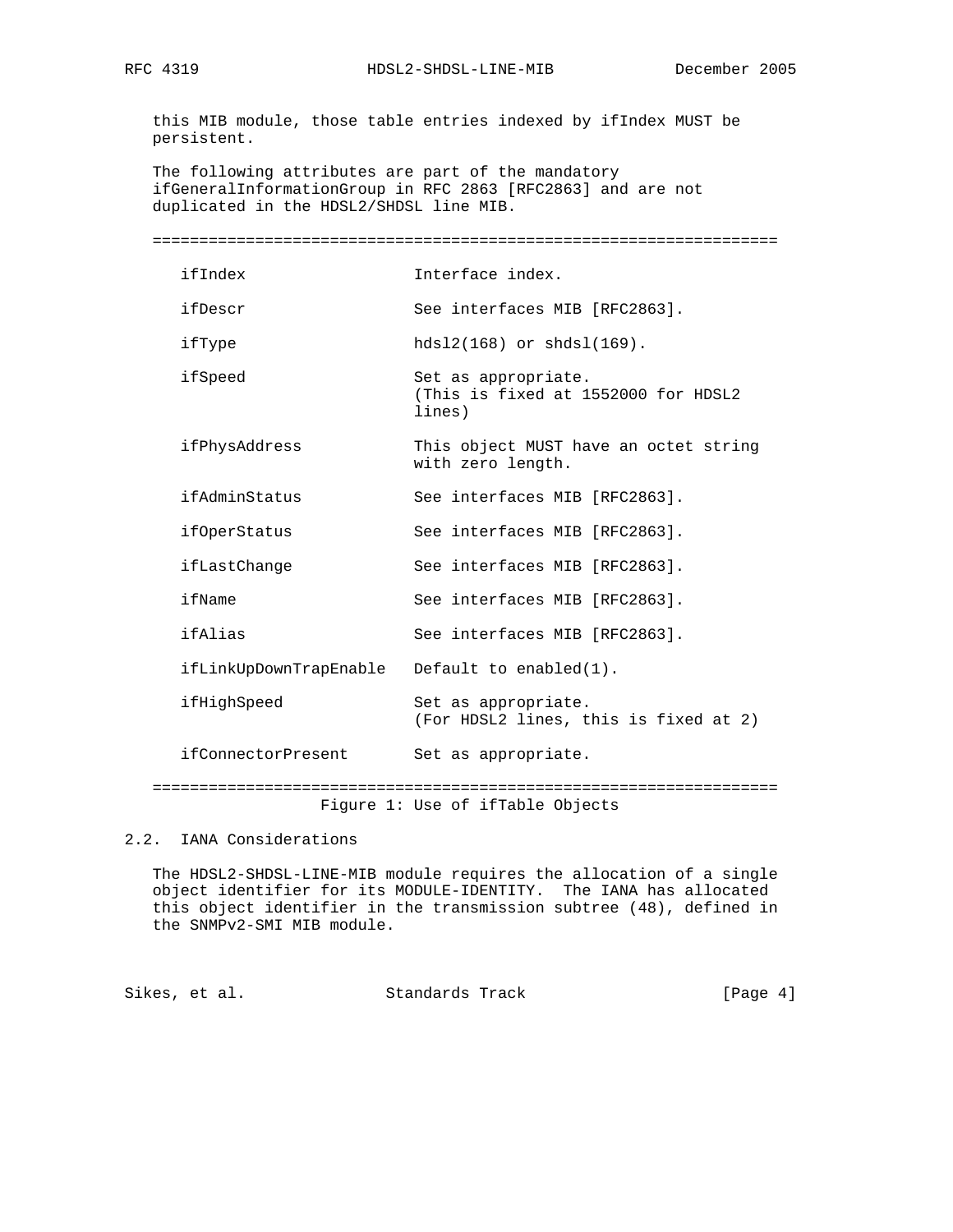this MIB module, those table entries indexed by ifIndex MUST be persistent.

The following attributes are part of the mandatory ifGeneralInformationGroup in RFC 2863 [RFC2863] and are not duplicated in the HDSL2/SHDSL line MIB.

| Object | Use |
| --- | --- |
| ifIndex | Interface index. |
| ifDescr | See interfaces MIB [RFC2863]. |
| ifType | hdsl2(168) or shdsl(169). |
| ifSpeed | Set as appropriate. (This is fixed at 1552000 for HDSL2 lines) |
| ifPhysAddress | This object MUST have an octet string with zero length. |
| ifAdminStatus | See interfaces MIB [RFC2863]. |
| ifOperStatus | See interfaces MIB [RFC2863]. |
| ifLastChange | See interfaces MIB [RFC2863]. |
| ifName | See interfaces MIB [RFC2863]. |
| ifAlias | See interfaces MIB [RFC2863]. |
| ifLinkUpDownTrapEnable | Default to enabled(1). |
| ifHighSpeed | Set as appropriate. (For HDSL2 lines, this is fixed at 2) |
| ifConnectorPresent | Set as appropriate. |

Figure 1: Use of ifTable Objects

## 2.2. IANA Considerations

The HDSL2-SHDSL-LINE-MIB module requires the allocation of a single object identifier for its MODULE-IDENTITY. The IANA has allocated this object identifier in the transmission subtree (48), defined in the SNMPv2-SMI MIB module.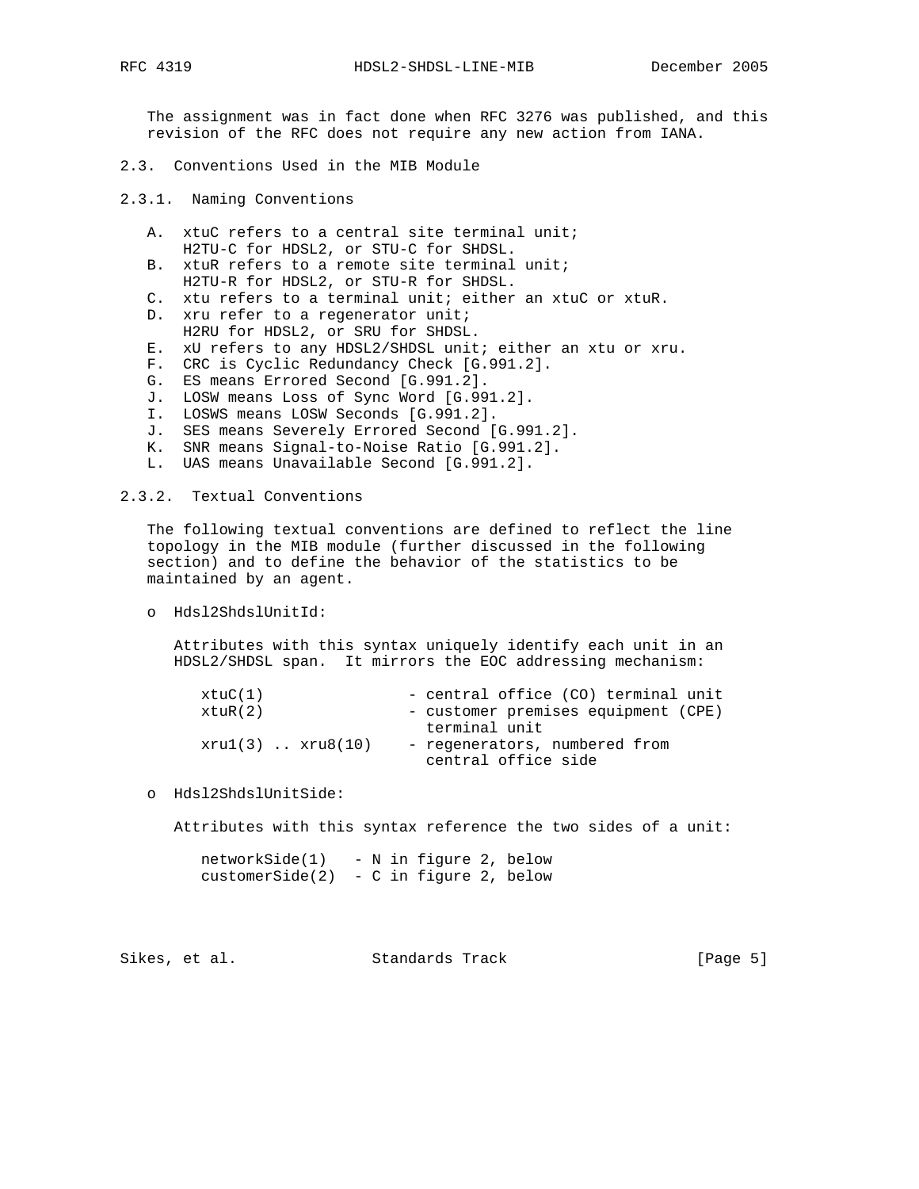The assignment was in fact done when RFC 3276 was published, and this revision of the RFC does not require any new action from IANA.

### 2.3. Conventions Used in the MIB Module

#### 2.3.1. Naming Conventions

A. xtuC refers to a central site terminal unit; H2TU-C for HDSL2, or STU-C for SHDSL.
B. xtuR refers to a remote site terminal unit; H2TU-R for HDSL2, or STU-R for SHDSL.
C. xtu refers to a terminal unit; either an xtuC or xtuR.
D. xru refer to a regenerator unit; H2RU for HDSL2, or SRU for SHDSL.
E. xU refers to any HDSL2/SHDSL unit; either an xtu or xru.
F. CRC is Cyclic Redundancy Check [G.991.2].
G. ES means Errored Second [G.991.2].
J. LOSW means Loss of Sync Word [G.991.2].
I. LOSWS means LOSW Seconds [G.991.2].
J. SES means Severely Errored Second [G.991.2].
K. SNR means Signal-to-Noise Ratio [G.991.2].
L. UAS means Unavailable Second [G.991.2].

#### 2.3.2. Textual Conventions

The following textual conventions are defined to reflect the line topology in the MIB module (further discussed in the following section) and to define the behavior of the statistics to be maintained by an agent.

- Hdsl2ShdslUnitId:

  Attributes with this syntax uniquely identify each unit in an HDSL2/SHDSL span. It mirrors the EOC addressing mechanism:

  ```
  xtuC(1)               - central office (CO) terminal unit
  xtuR(2)               - customer premises equipment (CPE)
                          terminal unit
  xru1(3) .. xru8(10)   - regenerators, numbered from
                          central office side
  ```

- Hdsl2ShdslUnitSide:

  Attributes with this syntax reference the two sides of a unit:

  ```
  networkSide(1)   - N in figure 2, below
  customerSide(2)  - C in figure 2, below
  ```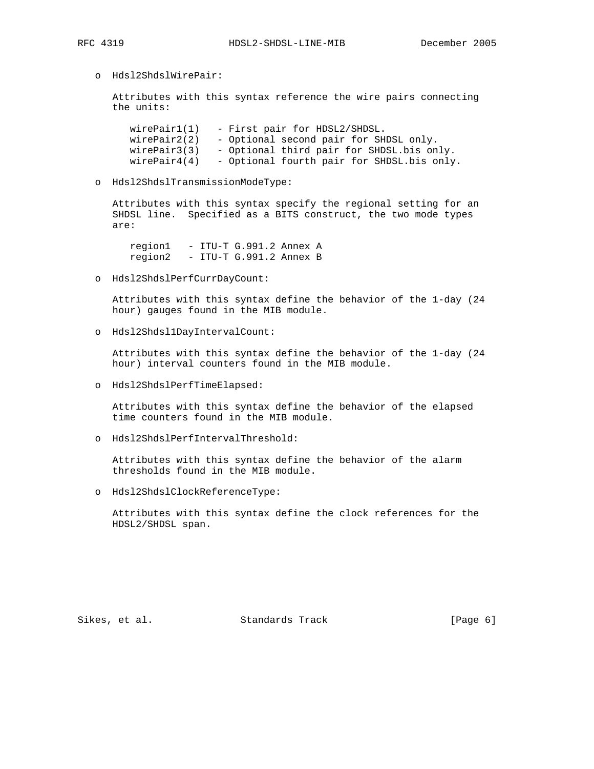o Hdsl2ShdslWirePair:

Attributes with this syntax reference the wire pairs connecting the units:

```
wirePair1(1)   - First pair for HDSL2/SHDSL.
wirePair2(2)   - Optional second pair for SHDSL only.
wirePair3(3)   - Optional third pair for SHDSL.bis only.
wirePair4(4)   - Optional fourth pair for SHDSL.bis only.
```

o Hdsl2ShdslTransmissionModeType:

Attributes with this syntax specify the regional setting for an SHDSL line. Specified as a BITS construct, the two mode types are:

```
region1   - ITU-T G.991.2 Annex A
region2   - ITU-T G.991.2 Annex B
```

o Hdsl2ShdslPerfCurrDayCount:

Attributes with this syntax define the behavior of the 1-day (24 hour) gauges found in the MIB module.

o Hdsl2Shdsl1DayIntervalCount:

Attributes with this syntax define the behavior of the 1-day (24 hour) interval counters found in the MIB module.

o Hdsl2ShdslPerfTimeElapsed:

Attributes with this syntax define the behavior of the elapsed time counters found in the MIB module.

o Hdsl2ShdslPerfIntervalThreshold:

Attributes with this syntax define the behavior of the alarm thresholds found in the MIB module.

o Hdsl2ShdslClockReferenceType:

Attributes with this syntax define the clock references for the HDSL2/SHDSL span.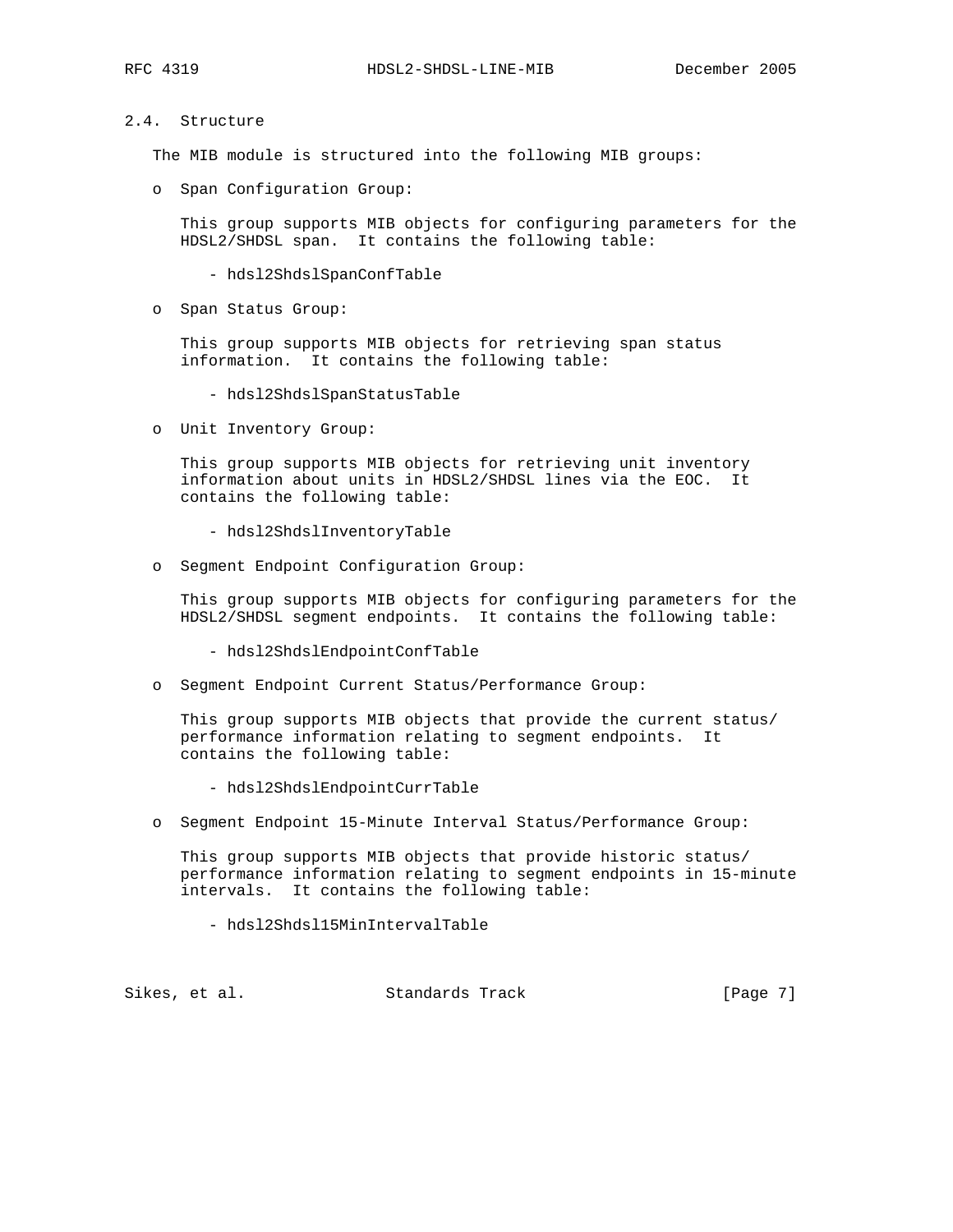## 2.4. Structure

The MIB module is structured into the following MIB groups:

- Span Configuration Group:

  This group supports MIB objects for configuring parameters for the HDSL2/SHDSL span. It contains the following table:

  - hdsl2ShdslSpanConfTable

- Span Status Group:

  This group supports MIB objects for retrieving span status information. It contains the following table:

  - hdsl2ShdslSpanStatusTable

- Unit Inventory Group:

  This group supports MIB objects for retrieving unit inventory information about units in HDSL2/SHDSL lines via the EOC. It contains the following table:

  - hdsl2ShdslInventoryTable

- Segment Endpoint Configuration Group:

  This group supports MIB objects for configuring parameters for the HDSL2/SHDSL segment endpoints. It contains the following table:

  - hdsl2ShdslEndpointConfTable

- Segment Endpoint Current Status/Performance Group:

  This group supports MIB objects that provide the current status/ performance information relating to segment endpoints. It contains the following table:

  - hdsl2ShdslEndpointCurrTable

- Segment Endpoint 15-Minute Interval Status/Performance Group:

  This group supports MIB objects that provide historic status/ performance information relating to segment endpoints in 15-minute intervals. It contains the following table:

  - hdsl2Shdsl15MinIntervalTable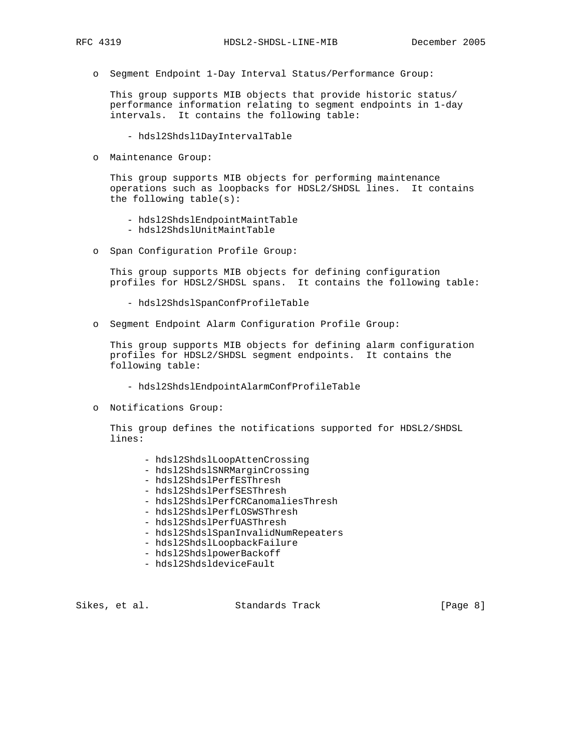- Segment Endpoint 1-Day Interval Status/Performance Group:

  This group supports MIB objects that provide historic status/ performance information relating to segment endpoints in 1-day intervals. It contains the following table:

  - hdsl2Shdsl1DayIntervalTable

- Maintenance Group:

  This group supports MIB objects for performing maintenance operations such as loopbacks for HDSL2/SHDSL lines. It contains the following table(s):

  - hdsl2ShdslEndpointMaintTable
  - hdsl2ShdslUnitMaintTable

- Span Configuration Profile Group:

  This group supports MIB objects for defining configuration profiles for HDSL2/SHDSL spans. It contains the following table:

  - hdsl2ShdslSpanConfProfileTable

- Segment Endpoint Alarm Configuration Profile Group:

  This group supports MIB objects for defining alarm configuration profiles for HDSL2/SHDSL segment endpoints. It contains the following table:

  - hdsl2ShdslEndpointAlarmConfProfileTable

- Notifications Group:

  This group defines the notifications supported for HDSL2/SHDSL lines:

  - hdsl2ShdslLoopAttenCrossing
  - hdsl2ShdslSNRMarginCrossing
  - hdsl2ShdslPerfESThresh
  - hdsl2ShdslPerfSESThresh
  - hdsl2ShdslPerfCRCanomaliesThresh
  - hdsl2ShdslPerfLOSWSThresh
  - hdsl2ShdslPerfUASThresh
  - hdsl2ShdslSpanInvalidNumRepeaters
  - hdsl2ShdslLoopbackFailure
  - hdsl2ShdslpowerBackoff
  - hdsl2ShdsldeviceFault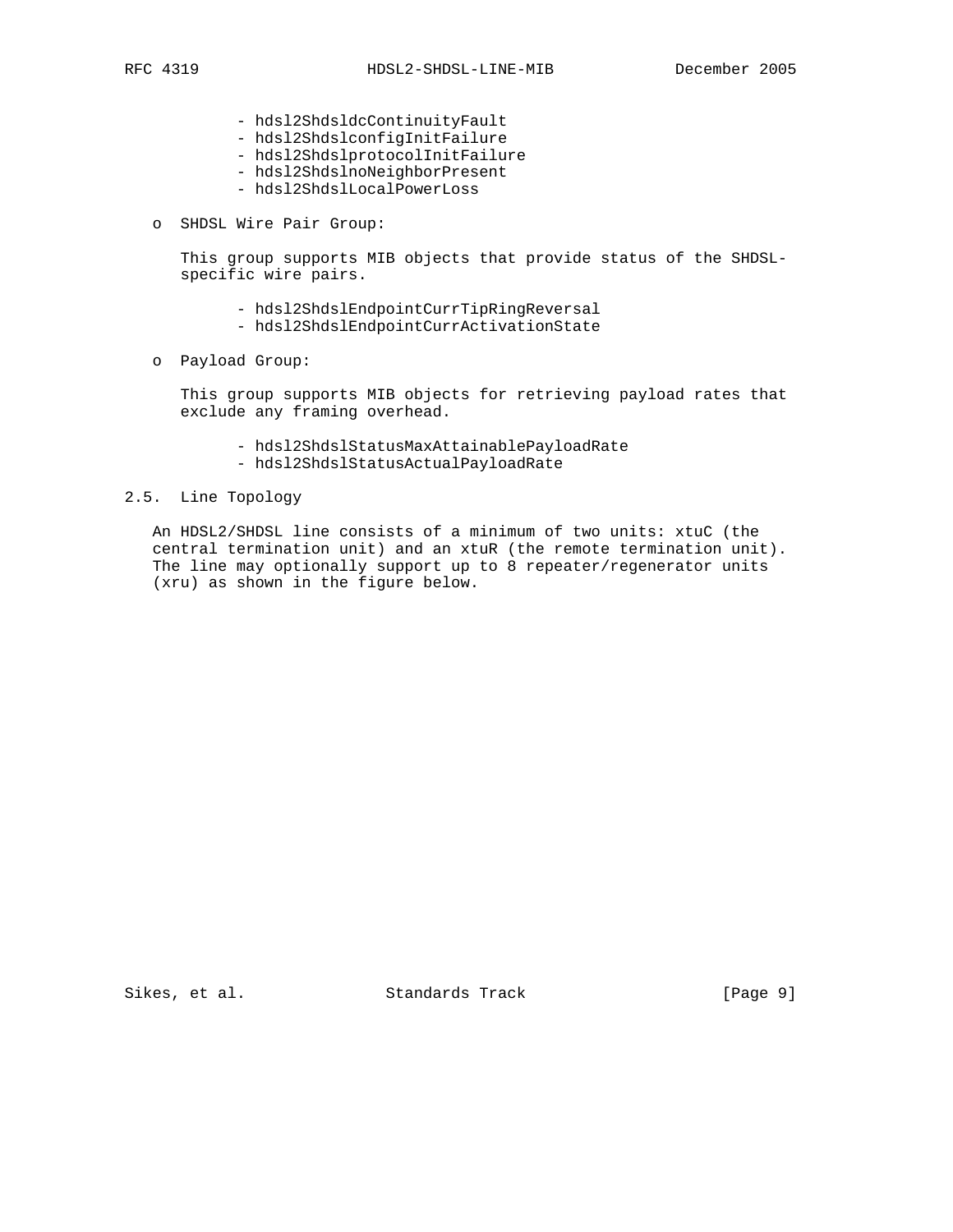- hdsl2ShdsldcContinuityFault
- hdsl2ShdslconfigInitFailure
- hdsl2ShdslprotocolInitFailure
- hdsl2ShdslnoNeighborPresent
- hdsl2ShdslLocalPowerLoss

o SHDSL Wire Pair Group:

This group supports MIB objects that provide status of the SHDSL-specific wire pairs.

- hdsl2ShdslEndpointCurrTipRingReversal
- hdsl2ShdslEndpointCurrActivationState

o Payload Group:

This group supports MIB objects for retrieving payload rates that exclude any framing overhead.

- hdsl2ShdslStatusMaxAttainablePayloadRate
- hdsl2ShdslStatusActualPayloadRate

## 2.5. Line Topology

An HDSL2/SHDSL line consists of a minimum of two units: xtuC (the central termination unit) and an xtuR (the remote termination unit). The line may optionally support up to 8 repeater/regenerator units (xru) as shown in the figure below.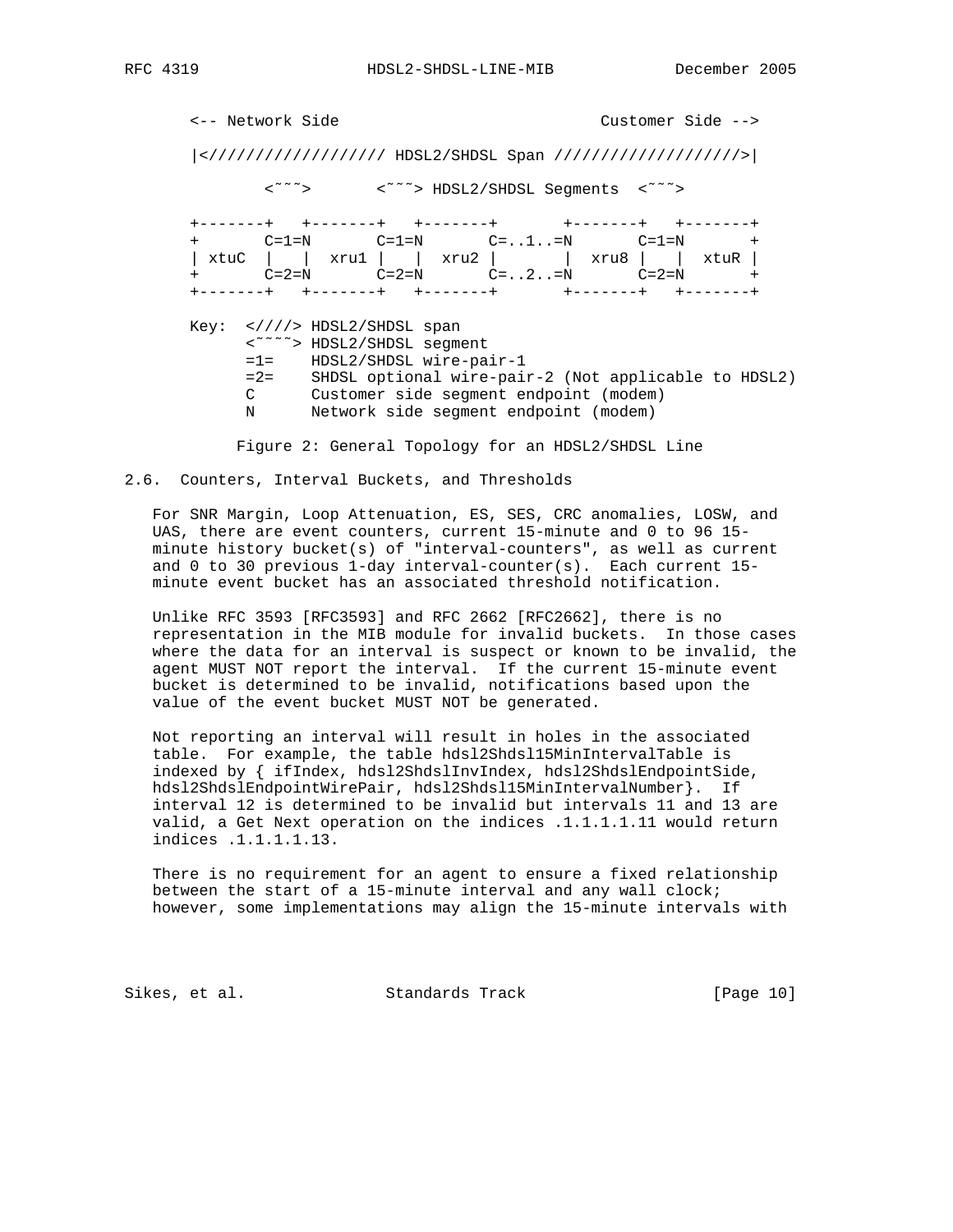```
<-- Network Side                            Customer Side -->

|<////////////////// HDSL2/SHDSL Span ///////////////////>|

      <~~~>       <~~~> HDSL2/SHDSL Segments  <~~~>

+-------+   +-------+   +-------+       +-------+   +-------+
+       C=1=N       C=1=N       C=..1..=N       C=1=N       +
| xtuC  |   |  xru1 |   |  xru2 |       |  xru8 |   |  xtuR |
+       C=2=N       C=2=N       C=..2..=N       C=2=N       +
+-------+   +-------+   +-------+       +-------+   +-------+

Key:  <////> HDSL2/SHDSL span
      <~~~~> HDSL2/SHDSL segment
      =1=    HDSL2/SHDSL wire-pair-1
      =2=    SHDSL optional wire-pair-2 (Not applicable to HDSL2)
      C      Customer side segment endpoint (modem)
      N      Network side segment endpoint (modem)
```

Figure 2: General Topology for an HDSL2/SHDSL Line

## 2.6. Counters, Interval Buckets, and Thresholds

For SNR Margin, Loop Attenuation, ES, SES, CRC anomalies, LOSW, and UAS, there are event counters, current 15-minute and 0 to 96 15-minute history bucket(s) of "interval-counters", as well as current and 0 to 30 previous 1-day interval-counter(s). Each current 15-minute event bucket has an associated threshold notification.

Unlike RFC 3593 [RFC3593] and RFC 2662 [RFC2662], there is no representation in the MIB module for invalid buckets. In those cases where the data for an interval is suspect or known to be invalid, the agent MUST NOT report the interval. If the current 15-minute event bucket is determined to be invalid, notifications based upon the value of the event bucket MUST NOT be generated.

Not reporting an interval will result in holes in the associated table. For example, the table hdsl2Shdsl15MinIntervalTable is indexed by { ifIndex, hdsl2ShdslInvIndex, hdsl2ShdslEndpointSide, hdsl2ShdslEndpointWirePair, hdsl2Shdsl15MinIntervalNumber}. If interval 12 is determined to be invalid but intervals 11 and 13 are valid, a Get Next operation on the indices .1.1.1.1.11 would return indices .1.1.1.1.13.

There is no requirement for an agent to ensure a fixed relationship between the start of a 15-minute interval and any wall clock; however, some implementations may align the 15-minute intervals with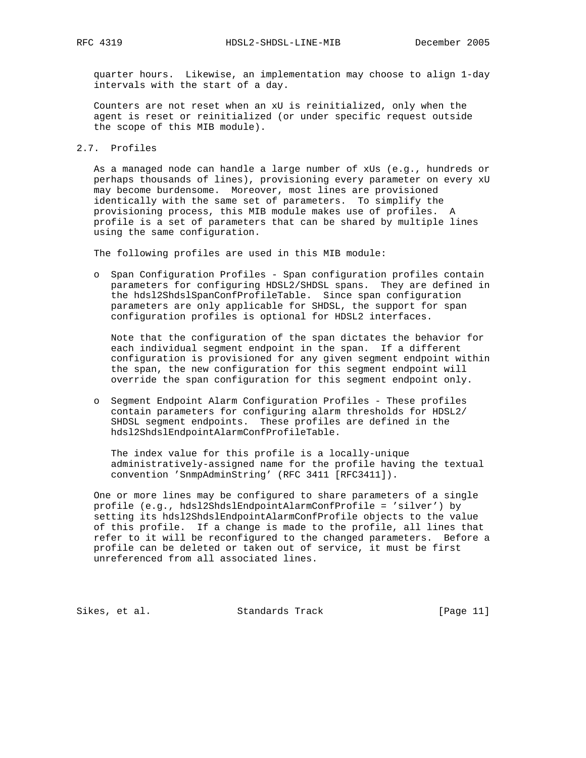quarter hours. Likewise, an implementation may choose to align 1-day intervals with the start of a day.

Counters are not reset when an xU is reinitialized, only when the agent is reset or reinitialized (or under specific request outside the scope of this MIB module).

## 2.7. Profiles

As a managed node can handle a large number of xUs (e.g., hundreds or perhaps thousands of lines), provisioning every parameter on every xU may become burdensome. Moreover, most lines are provisioned identically with the same set of parameters. To simplify the provisioning process, this MIB module makes use of profiles. A profile is a set of parameters that can be shared by multiple lines using the same configuration.

The following profiles are used in this MIB module:

- Span Configuration Profiles - Span configuration profiles contain parameters for configuring HDSL2/SHDSL spans. They are defined in the hdsl2ShdslSpanConfProfileTable. Since span configuration parameters are only applicable for SHDSL, the support for span configuration profiles is optional for HDSL2 interfaces.

  Note that the configuration of the span dictates the behavior for each individual segment endpoint in the span. If a different configuration is provisioned for any given segment endpoint within the span, the new configuration for this segment endpoint will override the span configuration for this segment endpoint only.

- Segment Endpoint Alarm Configuration Profiles - These profiles contain parameters for configuring alarm thresholds for HDSL2/SHDSL segment endpoints. These profiles are defined in the hdsl2ShdslEndpointAlarmConfProfileTable.

  The index value for this profile is a locally-unique administratively-assigned name for the profile having the textual convention 'SnmpAdminString' (RFC 3411 [RFC3411]).

One or more lines may be configured to share parameters of a single profile (e.g., hdsl2ShdslEndpointAlarmConfProfile = 'silver') by setting its hdsl2ShdslEndpointAlarmConfProfile objects to the value of this profile. If a change is made to the profile, all lines that refer to it will be reconfigured to the changed parameters. Before a profile can be deleted or taken out of service, it must be first unreferenced from all associated lines.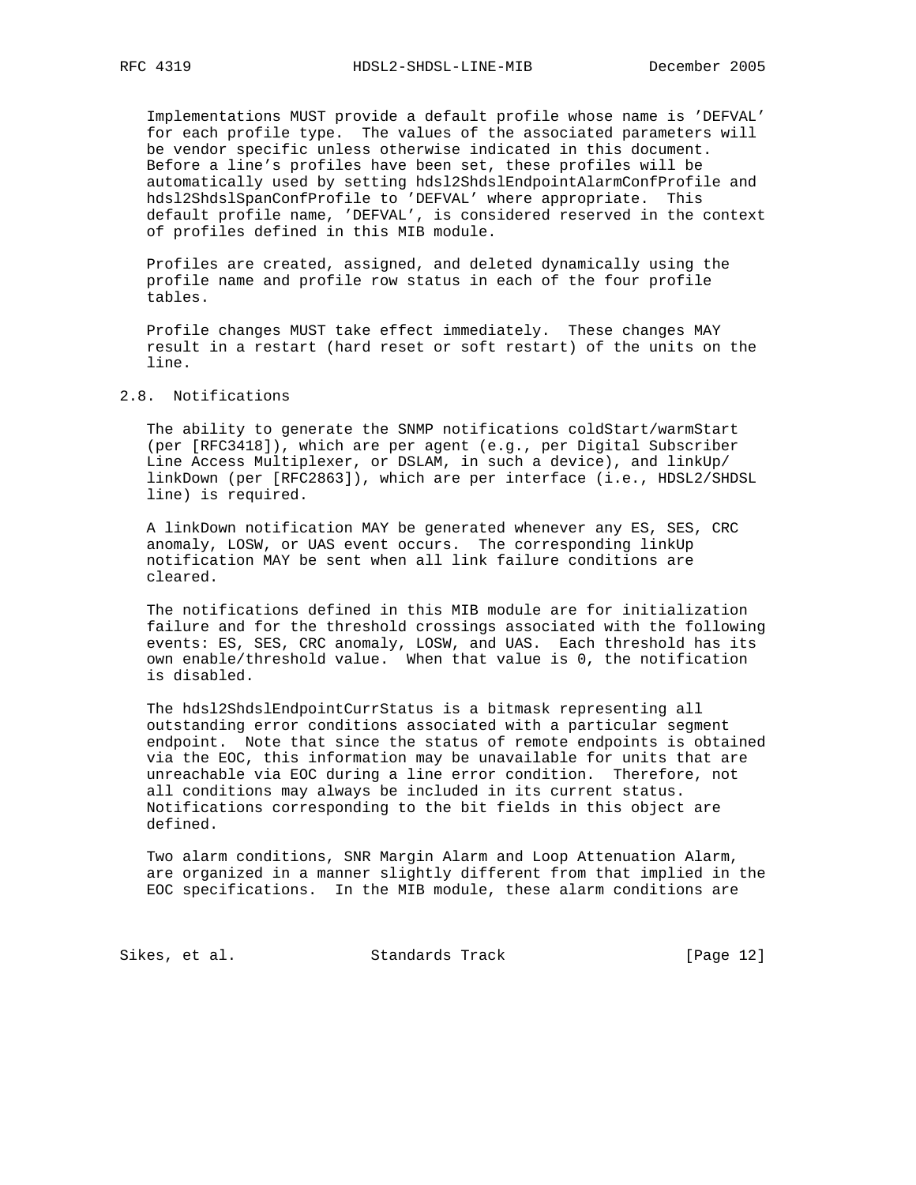Implementations MUST provide a default profile whose name is 'DEFVAL' for each profile type. The values of the associated parameters will be vendor specific unless otherwise indicated in this document. Before a line's profiles have been set, these profiles will be automatically used by setting hdsl2ShdslEndpointAlarmConfProfile and hdsl2ShdslSpanConfProfile to 'DEFVAL' where appropriate. This default profile name, 'DEFVAL', is considered reserved in the context of profiles defined in this MIB module.

Profiles are created, assigned, and deleted dynamically using the profile name and profile row status in each of the four profile tables.

Profile changes MUST take effect immediately. These changes MAY result in a restart (hard reset or soft restart) of the units on the line.

## 2.8. Notifications

The ability to generate the SNMP notifications coldStart/warmStart (per [RFC3418]), which are per agent (e.g., per Digital Subscriber Line Access Multiplexer, or DSLAM, in such a device), and linkUp/linkDown (per [RFC2863]), which are per interface (i.e., HDSL2/SHDSL line) is required.

A linkDown notification MAY be generated whenever any ES, SES, CRC anomaly, LOSW, or UAS event occurs. The corresponding linkUp notification MAY be sent when all link failure conditions are cleared.

The notifications defined in this MIB module are for initialization failure and for the threshold crossings associated with the following events: ES, SES, CRC anomaly, LOSW, and UAS. Each threshold has its own enable/threshold value. When that value is 0, the notification is disabled.

The hdsl2ShdslEndpointCurrStatus is a bitmask representing all outstanding error conditions associated with a particular segment endpoint. Note that since the status of remote endpoints is obtained via the EOC, this information may be unavailable for units that are unreachable via EOC during a line error condition. Therefore, not all conditions may always be included in its current status. Notifications corresponding to the bit fields in this object are defined.

Two alarm conditions, SNR Margin Alarm and Loop Attenuation Alarm, are organized in a manner slightly different from that implied in the EOC specifications. In the MIB module, these alarm conditions are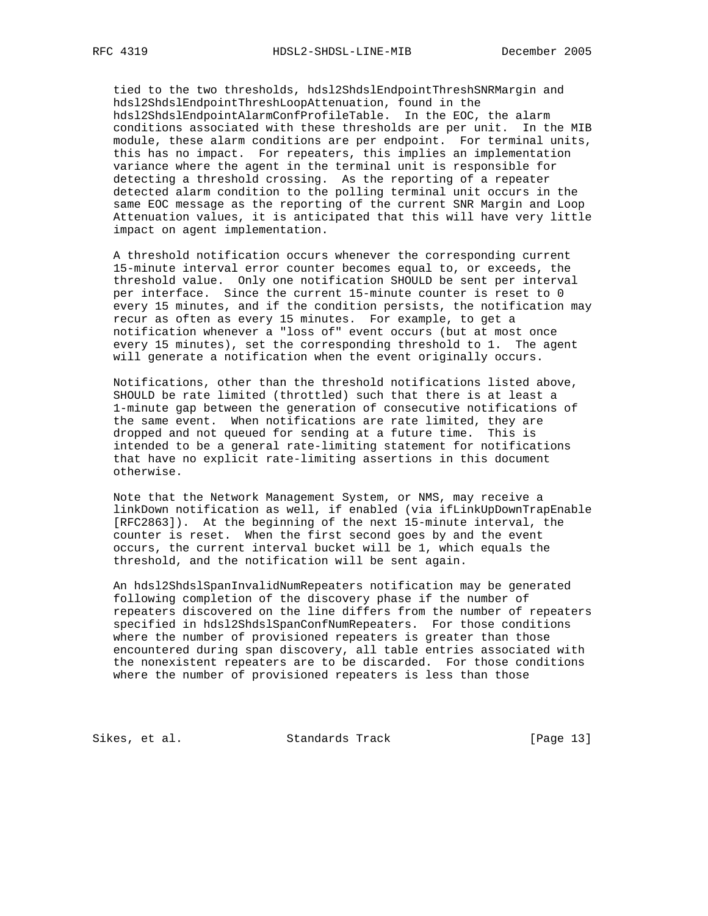tied to the two thresholds, hdsl2ShdslEndpointThreshSNRMargin and hdsl2ShdslEndpointThreshLoopAttenuation, found in the hdsl2ShdslEndpointAlarmConfProfileTable. In the EOC, the alarm conditions associated with these thresholds are per unit. In the MIB module, these alarm conditions are per endpoint. For terminal units, this has no impact. For repeaters, this implies an implementation variance where the agent in the terminal unit is responsible for detecting a threshold crossing. As the reporting of a repeater detected alarm condition to the polling terminal unit occurs in the same EOC message as the reporting of the current SNR Margin and Loop Attenuation values, it is anticipated that this will have very little impact on agent implementation.

A threshold notification occurs whenever the corresponding current 15-minute interval error counter becomes equal to, or exceeds, the threshold value. Only one notification SHOULD be sent per interval per interface. Since the current 15-minute counter is reset to 0 every 15 minutes, and if the condition persists, the notification may recur as often as every 15 minutes. For example, to get a notification whenever a "loss of" event occurs (but at most once every 15 minutes), set the corresponding threshold to 1. The agent will generate a notification when the event originally occurs.

Notifications, other than the threshold notifications listed above, SHOULD be rate limited (throttled) such that there is at least a 1-minute gap between the generation of consecutive notifications of the same event. When notifications are rate limited, they are dropped and not queued for sending at a future time. This is intended to be a general rate-limiting statement for notifications that have no explicit rate-limiting assertions in this document otherwise.

Note that the Network Management System, or NMS, may receive a linkDown notification as well, if enabled (via ifLinkUpDownTrapEnable [RFC2863]). At the beginning of the next 15-minute interval, the counter is reset. When the first second goes by and the event occurs, the current interval bucket will be 1, which equals the threshold, and the notification will be sent again.

An hdsl2ShdslSpanInvalidNumRepeaters notification may be generated following completion of the discovery phase if the number of repeaters discovered on the line differs from the number of repeaters specified in hdsl2ShdslSpanConfNumRepeaters. For those conditions where the number of provisioned repeaters is greater than those encountered during span discovery, all table entries associated with the nonexistent repeaters are to be discarded. For those conditions where the number of provisioned repeaters is less than those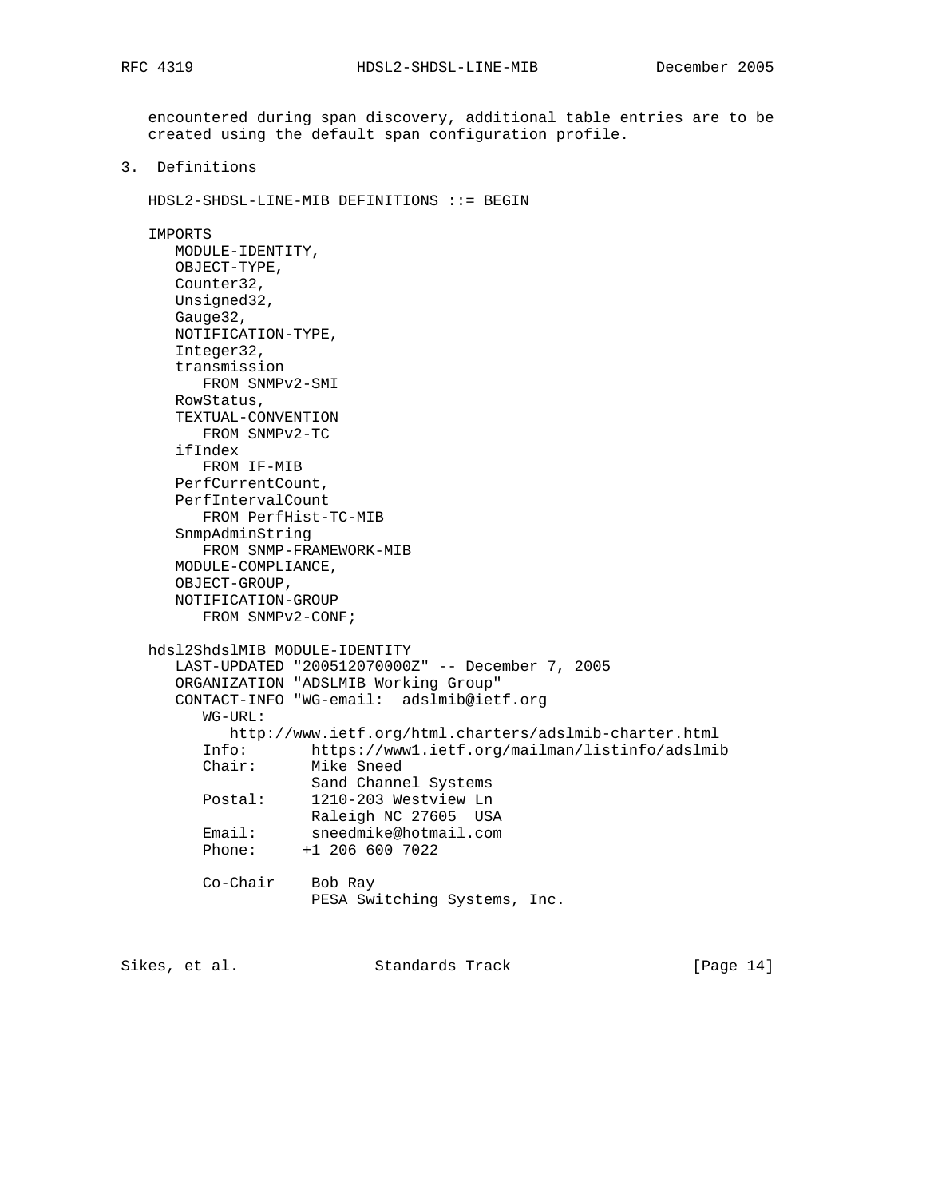encountered during span discovery, additional table entries are to be created using the default span configuration profile.

## 3. Definitions

```
HDSL2-SHDSL-LINE-MIB DEFINITIONS ::= BEGIN

IMPORTS
   MODULE-IDENTITY,
   OBJECT-TYPE,
   Counter32,
   Unsigned32,
   Gauge32,
   NOTIFICATION-TYPE,
   Integer32,
   transmission
      FROM SNMPv2-SMI
   RowStatus,
   TEXTUAL-CONVENTION
      FROM SNMPv2-TC
   ifIndex
      FROM IF-MIB
   PerfCurrentCount,
   PerfIntervalCount
      FROM PerfHist-TC-MIB
   SnmpAdminString
      FROM SNMP-FRAMEWORK-MIB
   MODULE-COMPLIANCE,
   OBJECT-GROUP,
   NOTIFICATION-GROUP
      FROM SNMPv2-CONF;

hdsl2ShdslMIB MODULE-IDENTITY
   LAST-UPDATED "200512070000Z" -- December 7, 2005
   ORGANIZATION "ADSLMIB Working Group"
   CONTACT-INFO "WG-email:  adslmib@ietf.org
      WG-URL:
         http://www.ietf.org/html.charters/adslmib-charter.html
      Info:       https://www1.ietf.org/mailman/listinfo/adslmib
      Chair:      Mike Sneed
                  Sand Channel Systems
      Postal:     1210-203 Westview Ln
                  Raleigh NC 27605  USA
      Email:      sneedmike@hotmail.com
      Phone:     +1 206 600 7022

      Co-Chair    Bob Ray
                  PESA Switching Systems, Inc.
```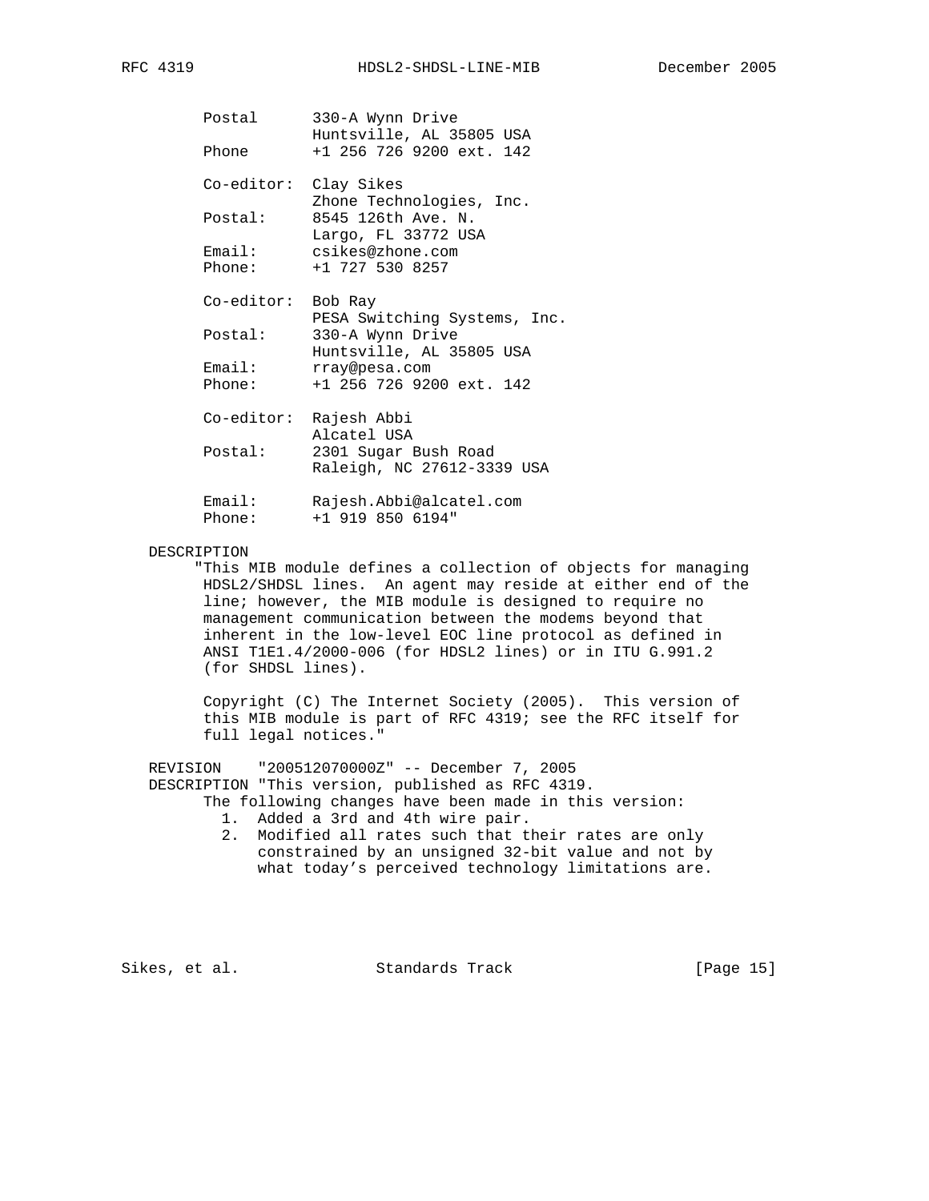```
        Postal      330-A Wynn Drive
                    Huntsville, AL 35805 USA
        Phone       +1 256 726 9200 ext. 142

        Co-editor:  Clay Sikes
                    Zhone Technologies, Inc.
        Postal:     8545 126th Ave. N.
                    Largo, FL 33772 USA
        Email:      csikes@zhone.com
        Phone:      +1 727 530 8257

        Co-editor:  Bob Ray
                    PESA Switching Systems, Inc.
        Postal:     330-A Wynn Drive
                    Huntsville, AL 35805 USA
        Email:      rray@pesa.com
        Phone:      +1 256 726 9200 ext. 142

        Co-editor:  Rajesh Abbi
                    Alcatel USA
        Postal:     2301 Sugar Bush Road
                    Raleigh, NC 27612-3339 USA

        Email:      Rajesh.Abbi@alcatel.com
        Phone:      +1 919 850 6194"

   DESCRIPTION
       "This MIB module defines a collection of objects for managing
        HDSL2/SHDSL lines.  An agent may reside at either end of the
        line; however, the MIB module is designed to require no
        management communication between the modems beyond that
        inherent in the low-level EOC line protocol as defined in
        ANSI T1E1.4/2000-006 (for HDSL2 lines) or in ITU G.991.2
        (for SHDSL lines).

        Copyright (C) The Internet Society (2005).  This version of
        this MIB module is part of RFC 4319; see the RFC itself for
        full legal notices."

   REVISION    "200512070000Z" -- December 7, 2005
   DESCRIPTION "This version, published as RFC 4319.
        The following changes have been made in this version:
          1.  Added a 3rd and 4th wire pair.
          2.  Modified all rates such that their rates are only
              constrained by an unsigned 32-bit value and not by
              what today's perceived technology limitations are.
```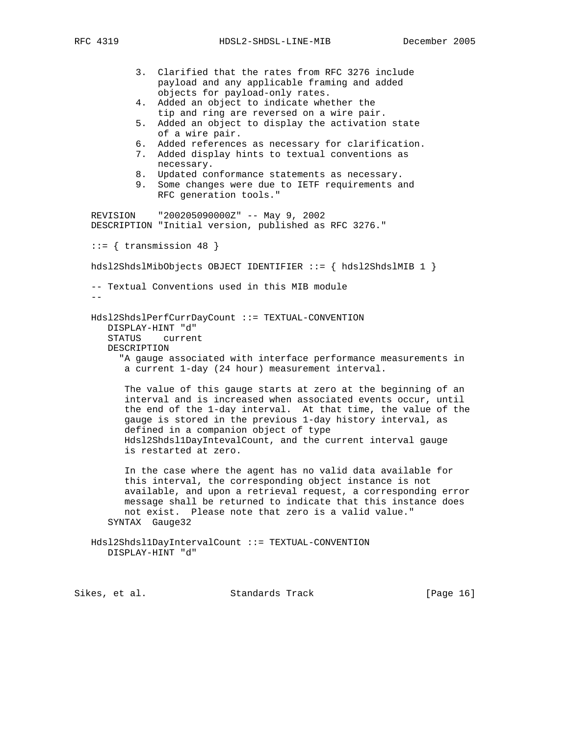```
          3.  Clarified that the rates from RFC 3276 include
              payload and any applicable framing and added
              objects for payload-only rates.
          4.  Added an object to indicate whether the
              tip and ring are reversed on a wire pair.
          5.  Added an object to display the activation state
              of a wire pair.
          6.  Added references as necessary for clarification.
          7.  Added display hints to textual conventions as
              necessary.
          8.  Updated conformance statements as necessary.
          9.  Some changes were due to IETF requirements and
              RFC generation tools."

   REVISION    "200205090000Z" -- May 9, 2002
   DESCRIPTION "Initial version, published as RFC 3276."

   ::= { transmission 48 }

   hdsl2ShdslMibObjects OBJECT IDENTIFIER ::= { hdsl2ShdslMIB 1 }

   -- Textual Conventions used in this MIB module
   --

   Hdsl2ShdslPerfCurrDayCount ::= TEXTUAL-CONVENTION
      DISPLAY-HINT "d"
      STATUS    current
      DESCRIPTION
        "A gauge associated with interface performance measurements in
         a current 1-day (24 hour) measurement interval.

         The value of this gauge starts at zero at the beginning of an
         interval and is increased when associated events occur, until
         the end of the 1-day interval.  At that time, the value of the
         gauge is stored in the previous 1-day history interval, as
         defined in a companion object of type
         Hdsl2Shdsl1DayIntevalCount, and the current interval gauge
         is restarted at zero.

         In the case where the agent has no valid data available for
         this interval, the corresponding object instance is not
         available, and upon a retrieval request, a corresponding error
         message shall be returned to indicate that this instance does
         not exist.  Please note that zero is a valid value."
      SYNTAX  Gauge32

   Hdsl2Shdsl1DayIntervalCount ::= TEXTUAL-CONVENTION
      DISPLAY-HINT "d"
```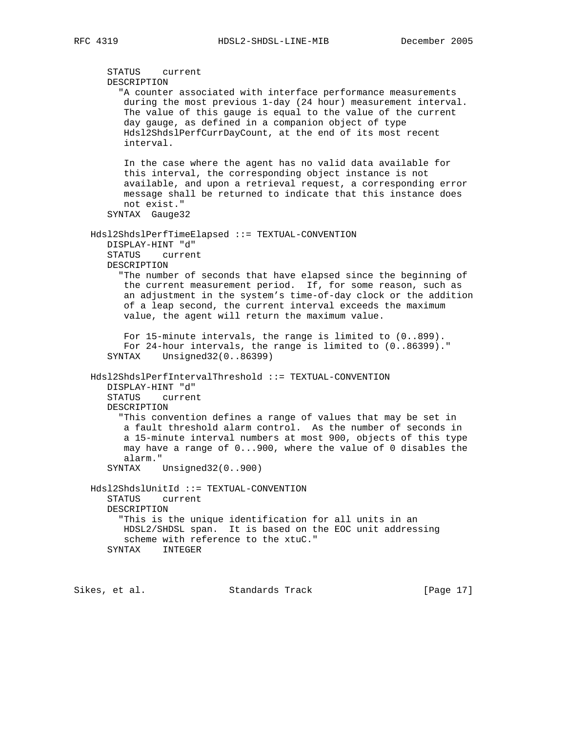```
      STATUS    current
      DESCRIPTION
        "A counter associated with interface performance measurements
         during the most previous 1-day (24 hour) measurement interval.
         The value of this gauge is equal to the value of the current
         day gauge, as defined in a companion object of type
         Hdsl2ShdslPerfCurrDayCount, at the end of its most recent
         interval.

         In the case where the agent has no valid data available for
         this interval, the corresponding object instance is not
         available, and upon a retrieval request, a corresponding error
         message shall be returned to indicate that this instance does
         not exist."
      SYNTAX  Gauge32

   Hdsl2ShdslPerfTimeElapsed ::= TEXTUAL-CONVENTION
      DISPLAY-HINT "d"
      STATUS    current
      DESCRIPTION
        "The number of seconds that have elapsed since the beginning of
         the current measurement period.  If, for some reason, such as
         an adjustment in the system's time-of-day clock or the addition
         of a leap second, the current interval exceeds the maximum
         value, the agent will return the maximum value.

         For 15-minute intervals, the range is limited to (0..899).
         For 24-hour intervals, the range is limited to (0..86399)."
      SYNTAX    Unsigned32(0..86399)

   Hdsl2ShdslPerfIntervalThreshold ::= TEXTUAL-CONVENTION
      DISPLAY-HINT "d"
      STATUS    current
      DESCRIPTION
        "This convention defines a range of values that may be set in
         a fault threshold alarm control.  As the number of seconds in
         a 15-minute interval numbers at most 900, objects of this type
         may have a range of 0...900, where the value of 0 disables the
         alarm."
      SYNTAX    Unsigned32(0..900)

   Hdsl2ShdslUnitId ::= TEXTUAL-CONVENTION
      STATUS    current
      DESCRIPTION
        "This is the unique identification for all units in an
         HDSL2/SHDSL span.  It is based on the EOC unit addressing
         scheme with reference to the xtuC."
      SYNTAX    INTEGER
```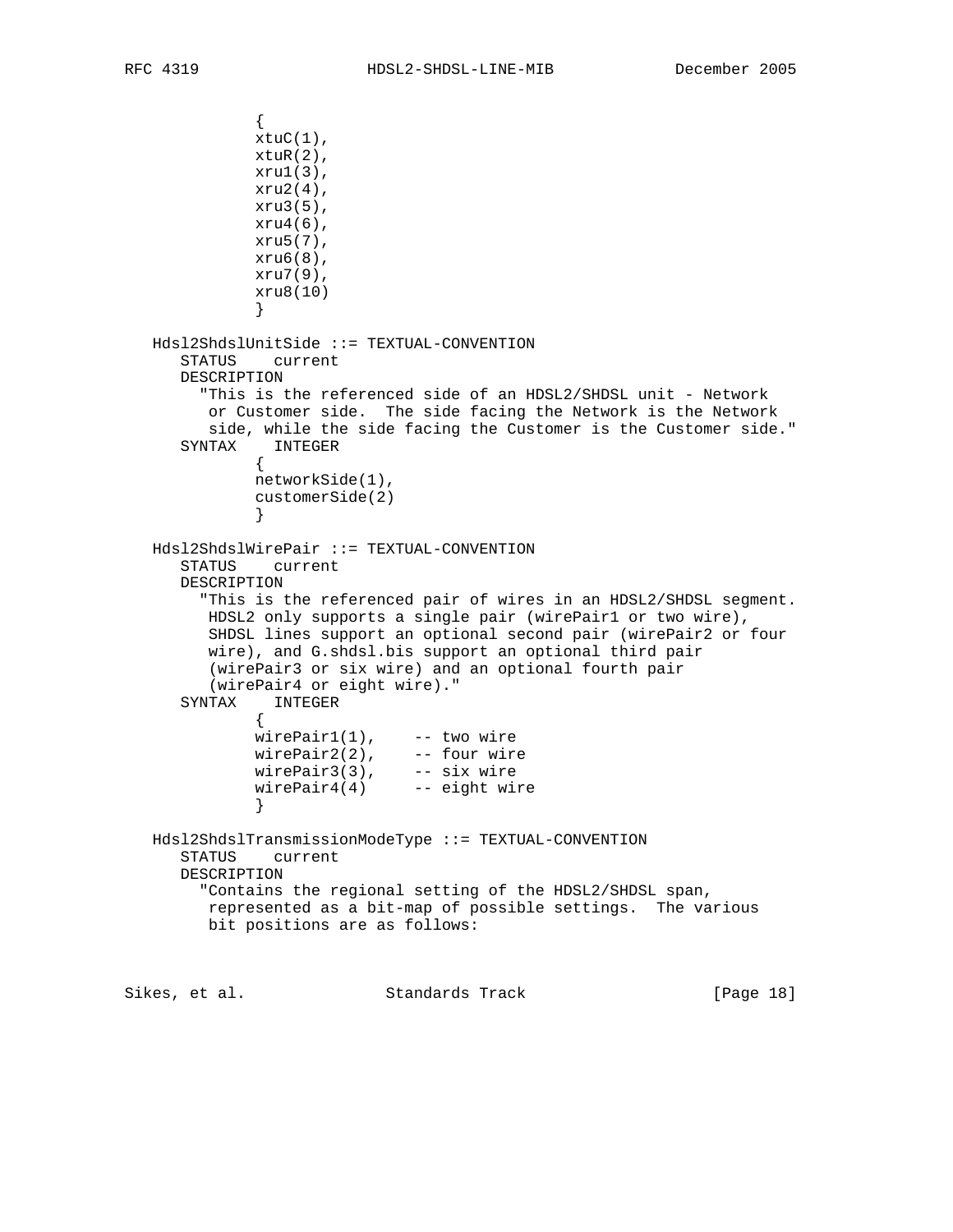```
              {
              xtuC(1),
              xtuR(2),
              xru1(3),
              xru2(4),
              xru3(5),
              xru4(6),
              xru5(7),
              xru6(8),
              xru7(9),
              xru8(10)
              }

   Hdsl2ShdslUnitSide ::= TEXTUAL-CONVENTION
      STATUS    current
      DESCRIPTION
        "This is the referenced side of an HDSL2/SHDSL unit - Network
         or Customer side.  The side facing the Network is the Network
         side, while the side facing the Customer is the Customer side."
      SYNTAX    INTEGER
              {
              networkSide(1),
              customerSide(2)
              }

   Hdsl2ShdslWirePair ::= TEXTUAL-CONVENTION
      STATUS    current
      DESCRIPTION
        "This is the referenced pair of wires in an HDSL2/SHDSL segment.
         HDSL2 only supports a single pair (wirePair1 or two wire),
         SHDSL lines support an optional second pair (wirePair2 or four
         wire), and G.shdsl.bis support an optional third pair
         (wirePair3 or six wire) and an optional fourth pair
         (wirePair4 or eight wire)."
      SYNTAX    INTEGER
              {
              wirePair1(1),    -- two wire
              wirePair2(2),    -- four wire
              wirePair3(3),    -- six wire
              wirePair4(4)     -- eight wire
              }

   Hdsl2ShdslTransmissionModeType ::= TEXTUAL-CONVENTION
      STATUS    current
      DESCRIPTION
        "Contains the regional setting of the HDSL2/SHDSL span,
         represented as a bit-map of possible settings.  The various
         bit positions are as follows:
```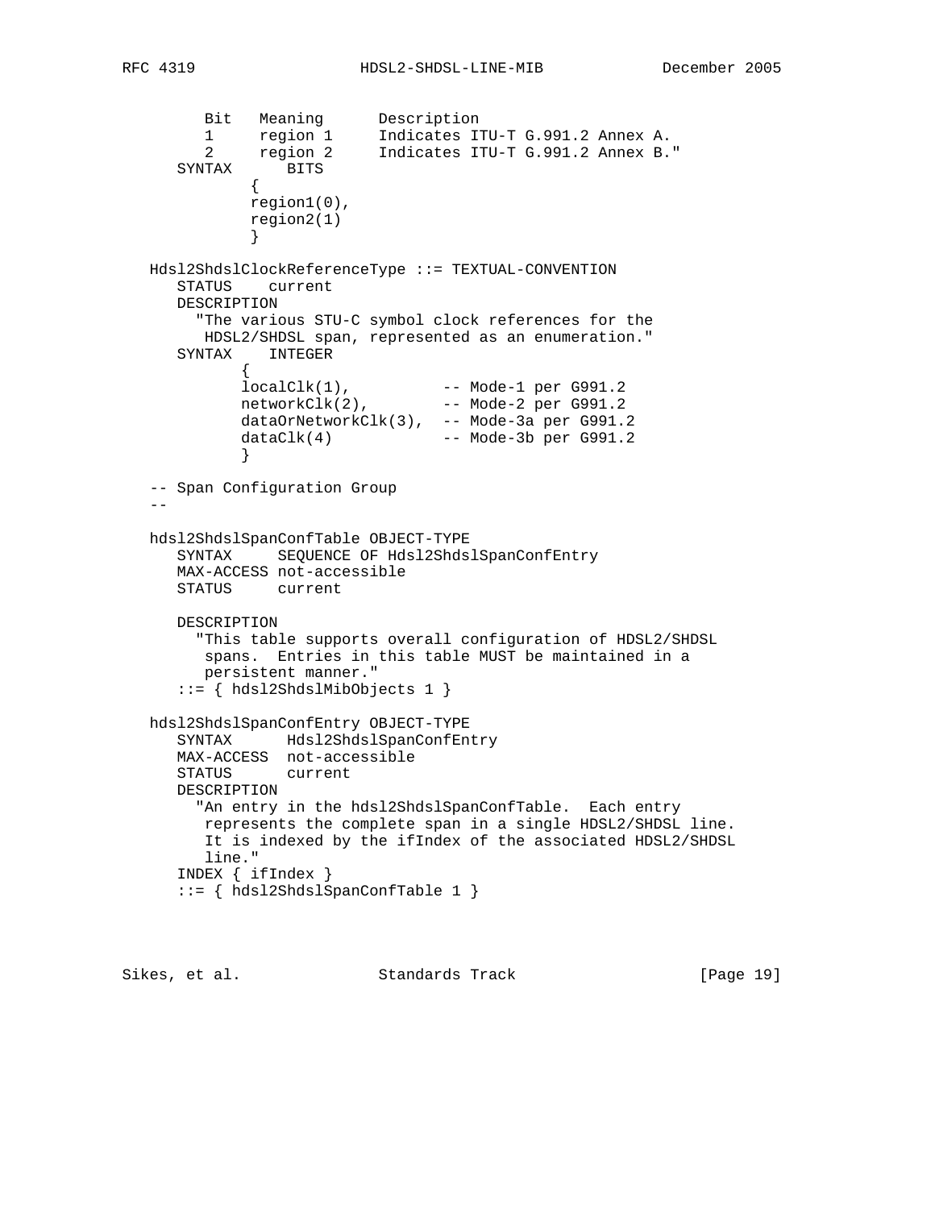```
         Bit   Meaning      Description
         1     region 1     Indicates ITU-T G.991.2 Annex A.
         2     region 2     Indicates ITU-T G.991.2 Annex B."
       SYNTAX      BITS
              {
              region1(0),
              region2(1)
              }

   Hdsl2ShdslClockReferenceType ::= TEXTUAL-CONVENTION
      STATUS    current
      DESCRIPTION
        "The various STU-C symbol clock references for the
         HDSL2/SHDSL span, represented as an enumeration."
      SYNTAX    INTEGER
             {
             localClk(1),          -- Mode-1 per G991.2
             networkClk(2),        -- Mode-2 per G991.2
             dataOrNetworkClk(3),  -- Mode-3a per G991.2
             dataClk(4)            -- Mode-3b per G991.2
             }

   -- Span Configuration Group
   --

   hdsl2ShdslSpanConfTable OBJECT-TYPE
      SYNTAX     SEQUENCE OF Hdsl2ShdslSpanConfEntry
      MAX-ACCESS not-accessible
      STATUS     current

      DESCRIPTION
        "This table supports overall configuration of HDSL2/SHDSL
         spans.  Entries in this table MUST be maintained in a
         persistent manner."
      ::= { hdsl2ShdslMibObjects 1 }

   hdsl2ShdslSpanConfEntry OBJECT-TYPE
      SYNTAX      Hdsl2ShdslSpanConfEntry
      MAX-ACCESS  not-accessible
      STATUS      current
      DESCRIPTION
        "An entry in the hdsl2ShdslSpanConfTable.  Each entry
         represents the complete span in a single HDSL2/SHDSL line.
         It is indexed by the ifIndex of the associated HDSL2/SHDSL
         line."
      INDEX { ifIndex }
      ::= { hdsl2ShdslSpanConfTable 1 }
```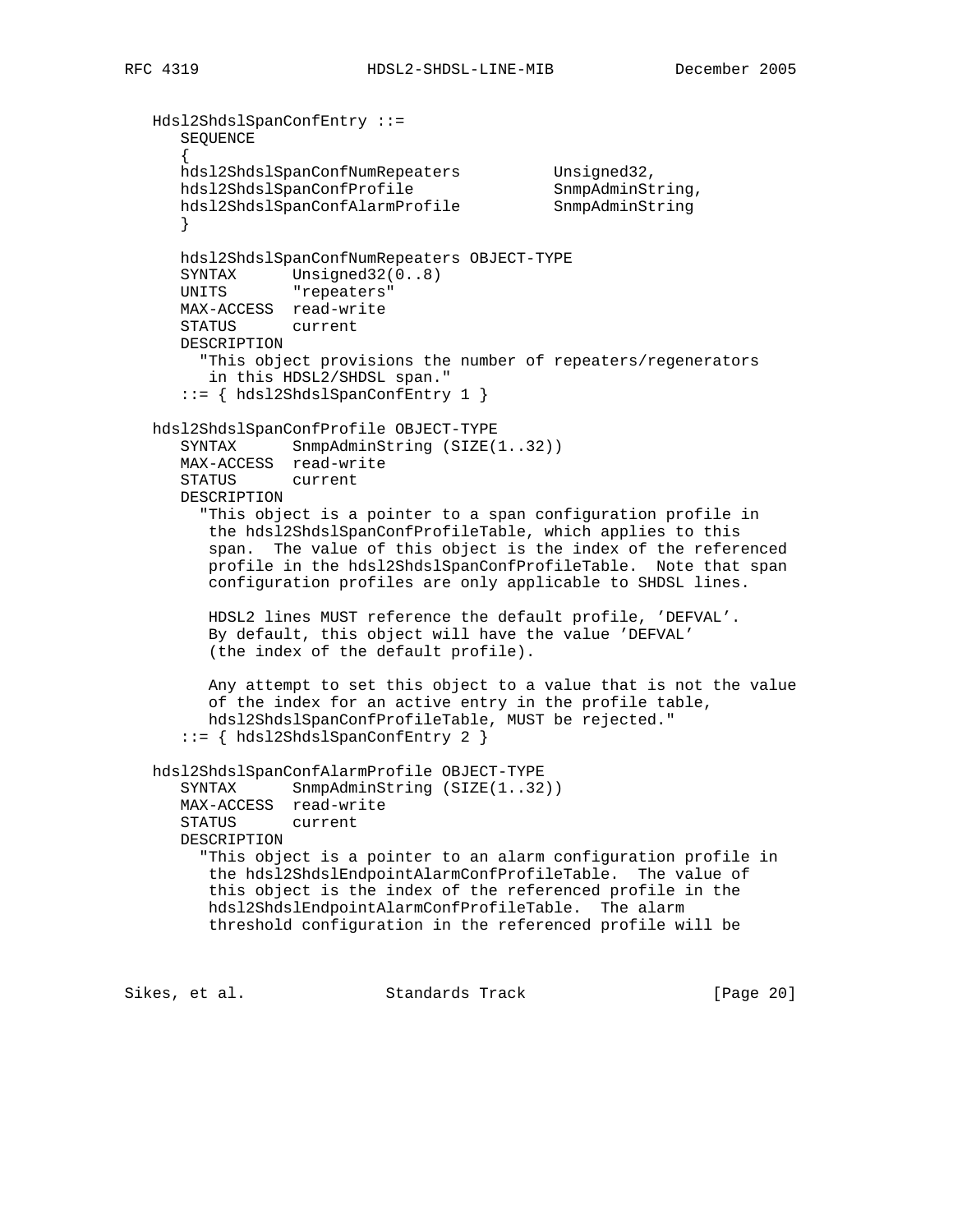```
   Hdsl2ShdslSpanConfEntry ::=
      SEQUENCE
      {
      hdsl2ShdslSpanConfNumRepeaters          Unsigned32,
      hdsl2ShdslSpanConfProfile               SnmpAdminString,
      hdsl2ShdslSpanConfAlarmProfile          SnmpAdminString
      }

      hdsl2ShdslSpanConfNumRepeaters OBJECT-TYPE
      SYNTAX      Unsigned32(0..8)
      UNITS       "repeaters"
      MAX-ACCESS  read-write
      STATUS      current
      DESCRIPTION
        "This object provisions the number of repeaters/regenerators
         in this HDSL2/SHDSL span."
      ::= { hdsl2ShdslSpanConfEntry 1 }

   hdsl2ShdslSpanConfProfile OBJECT-TYPE
      SYNTAX      SnmpAdminString (SIZE(1..32))
      MAX-ACCESS  read-write
      STATUS      current
      DESCRIPTION
        "This object is a pointer to a span configuration profile in
         the hdsl2ShdslSpanConfProfileTable, which applies to this
         span.  The value of this object is the index of the referenced
         profile in the hdsl2ShdslSpanConfProfileTable.  Note that span
         configuration profiles are only applicable to SHDSL lines.

         HDSL2 lines MUST reference the default profile, 'DEFVAL'.
         By default, this object will have the value 'DEFVAL'
         (the index of the default profile).

         Any attempt to set this object to a value that is not the value
         of the index for an active entry in the profile table,
         hdsl2ShdslSpanConfProfileTable, MUST be rejected."
      ::= { hdsl2ShdslSpanConfEntry 2 }

   hdsl2ShdslSpanConfAlarmProfile OBJECT-TYPE
      SYNTAX      SnmpAdminString (SIZE(1..32))
      MAX-ACCESS  read-write
      STATUS      current
      DESCRIPTION
        "This object is a pointer to an alarm configuration profile in
         the hdsl2ShdslEndpointAlarmConfProfileTable.  The value of
         this object is the index of the referenced profile in the
         hdsl2ShdslEndpointAlarmConfProfileTable.  The alarm
         threshold configuration in the referenced profile will be
```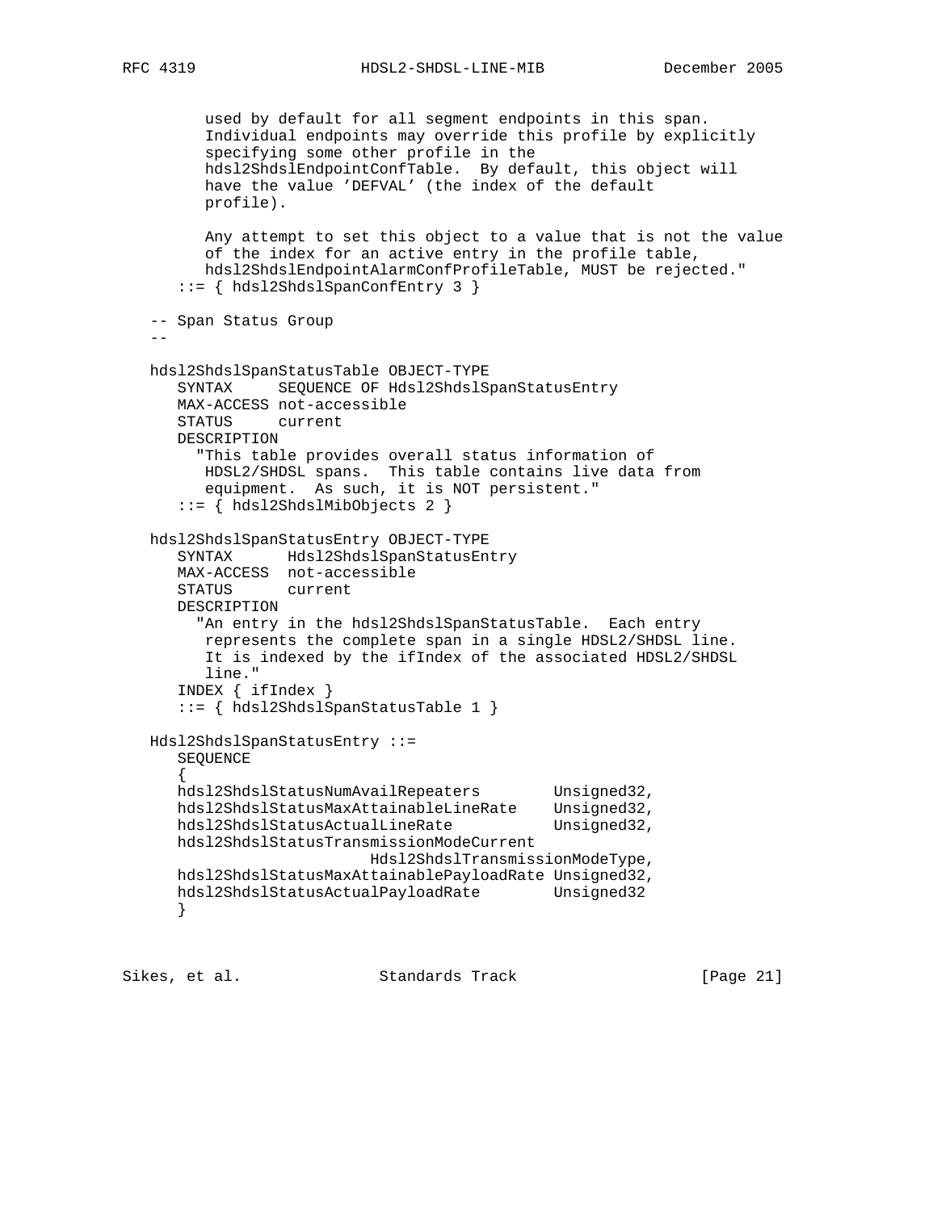```
        used by default for all segment endpoints in this span.
        Individual endpoints may override this profile by explicitly
        specifying some other profile in the
        hdsl2ShdslEndpointConfTable.  By default, this object will
        have the value 'DEFVAL' (the index of the default
        profile).

        Any attempt to set this object to a value that is not the value
        of the index for an active entry in the profile table,
        hdsl2ShdslEndpointAlarmConfProfileTable, MUST be rejected."
     ::= { hdsl2ShdslSpanConfEntry 3 }

  -- Span Status Group
  --

  hdsl2ShdslSpanStatusTable OBJECT-TYPE
     SYNTAX      SEQUENCE OF Hdsl2ShdslSpanStatusEntry
     MAX-ACCESS not-accessible
     STATUS      current
     DESCRIPTION
       "This table provides overall status information of
        HDSL2/SHDSL spans.  This table contains live data from
        equipment.  As such, it is NOT persistent."
     ::= { hdsl2ShdslMibObjects 2 }

  hdsl2ShdslSpanStatusEntry OBJECT-TYPE
     SYNTAX       Hdsl2ShdslSpanStatusEntry
     MAX-ACCESS  not-accessible
     STATUS       current
     DESCRIPTION
       "An entry in the hdsl2ShdslSpanStatusTable.  Each entry
        represents the complete span in a single HDSL2/SHDSL line.
        It is indexed by the ifIndex of the associated HDSL2/SHDSL
        line."
     INDEX { ifIndex }
     ::= { hdsl2ShdslSpanStatusTable 1 }

  Hdsl2ShdslSpanStatusEntry ::=
     SEQUENCE
     {
     hdsl2ShdslStatusNumAvailRepeaters        Unsigned32,
     hdsl2ShdslStatusMaxAttainableLineRate    Unsigned32,
     hdsl2ShdslStatusActualLineRate           Unsigned32,
     hdsl2ShdslStatusTransmissionModeCurrent
                             Hdsl2ShdslTransmissionModeType,
     hdsl2ShdslStatusMaxAttainablePayloadRate Unsigned32,
     hdsl2ShdslStatusActualPayloadRate        Unsigned32
     }
```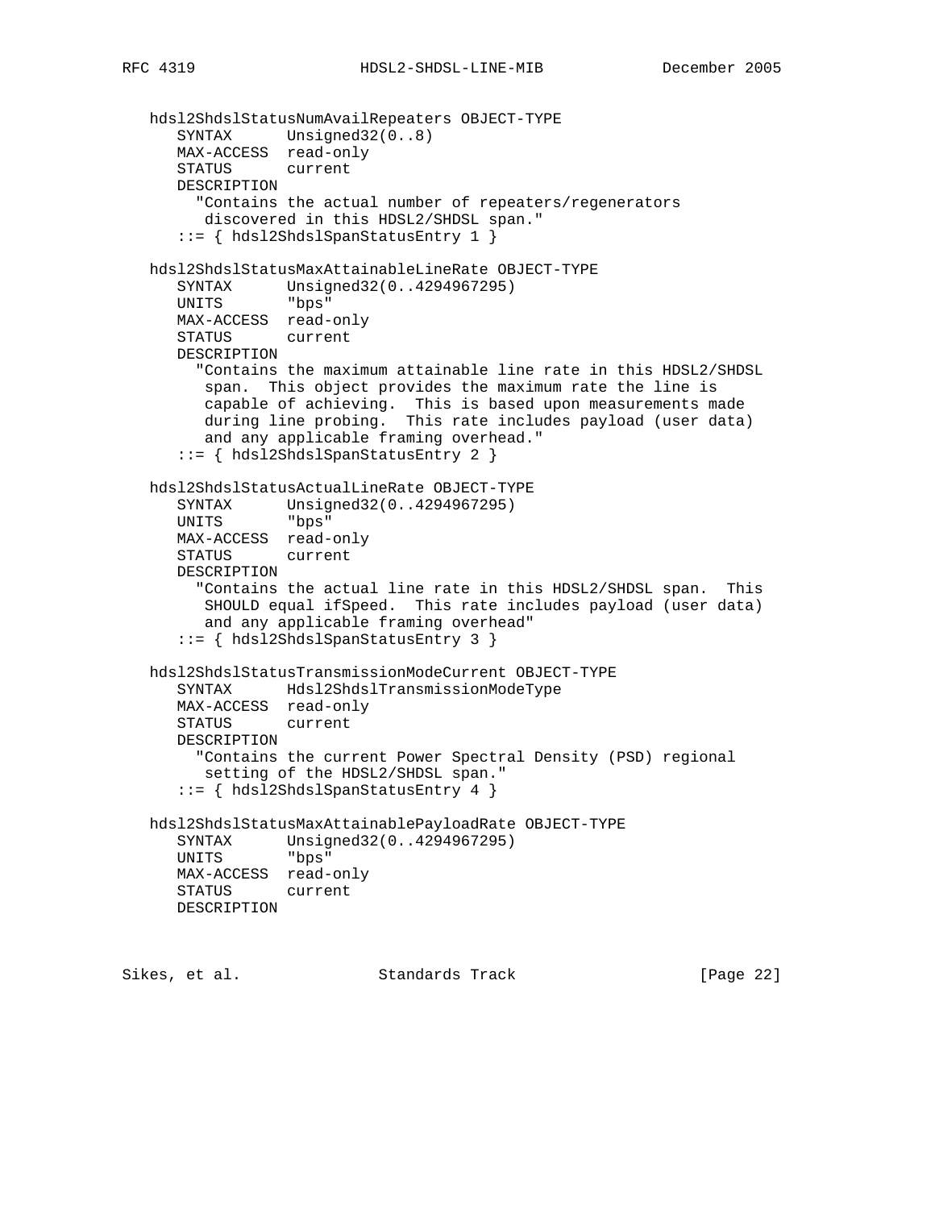```
   hdsl2ShdslStatusNumAvailRepeaters OBJECT-TYPE
      SYNTAX      Unsigned32(0..8)
      MAX-ACCESS  read-only
      STATUS      current
      DESCRIPTION
        "Contains the actual number of repeaters/regenerators
         discovered in this HDSL2/SHDSL span."
      ::= { hdsl2ShdslSpanStatusEntry 1 }

   hdsl2ShdslStatusMaxAttainableLineRate OBJECT-TYPE
      SYNTAX      Unsigned32(0..4294967295)
      UNITS       "bps"
      MAX-ACCESS  read-only
      STATUS      current
      DESCRIPTION
        "Contains the maximum attainable line rate in this HDSL2/SHDSL
         span.  This object provides the maximum rate the line is
         capable of achieving.  This is based upon measurements made
         during line probing.  This rate includes payload (user data)
         and any applicable framing overhead."
      ::= { hdsl2ShdslSpanStatusEntry 2 }

   hdsl2ShdslStatusActualLineRate OBJECT-TYPE
      SYNTAX      Unsigned32(0..4294967295)
      UNITS       "bps"
      MAX-ACCESS  read-only
      STATUS      current
      DESCRIPTION
        "Contains the actual line rate in this HDSL2/SHDSL span.  This
         SHOULD equal ifSpeed.  This rate includes payload (user data)
         and any applicable framing overhead"
      ::= { hdsl2ShdslSpanStatusEntry 3 }

   hdsl2ShdslStatusTransmissionModeCurrent OBJECT-TYPE
      SYNTAX      Hdsl2ShdslTransmissionModeType
      MAX-ACCESS  read-only
      STATUS      current
      DESCRIPTION
        "Contains the current Power Spectral Density (PSD) regional
         setting of the HDSL2/SHDSL span."
      ::= { hdsl2ShdslSpanStatusEntry 4 }

   hdsl2ShdslStatusMaxAttainablePayloadRate OBJECT-TYPE
      SYNTAX      Unsigned32(0..4294967295)
      UNITS       "bps"
      MAX-ACCESS  read-only
      STATUS      current
      DESCRIPTION
```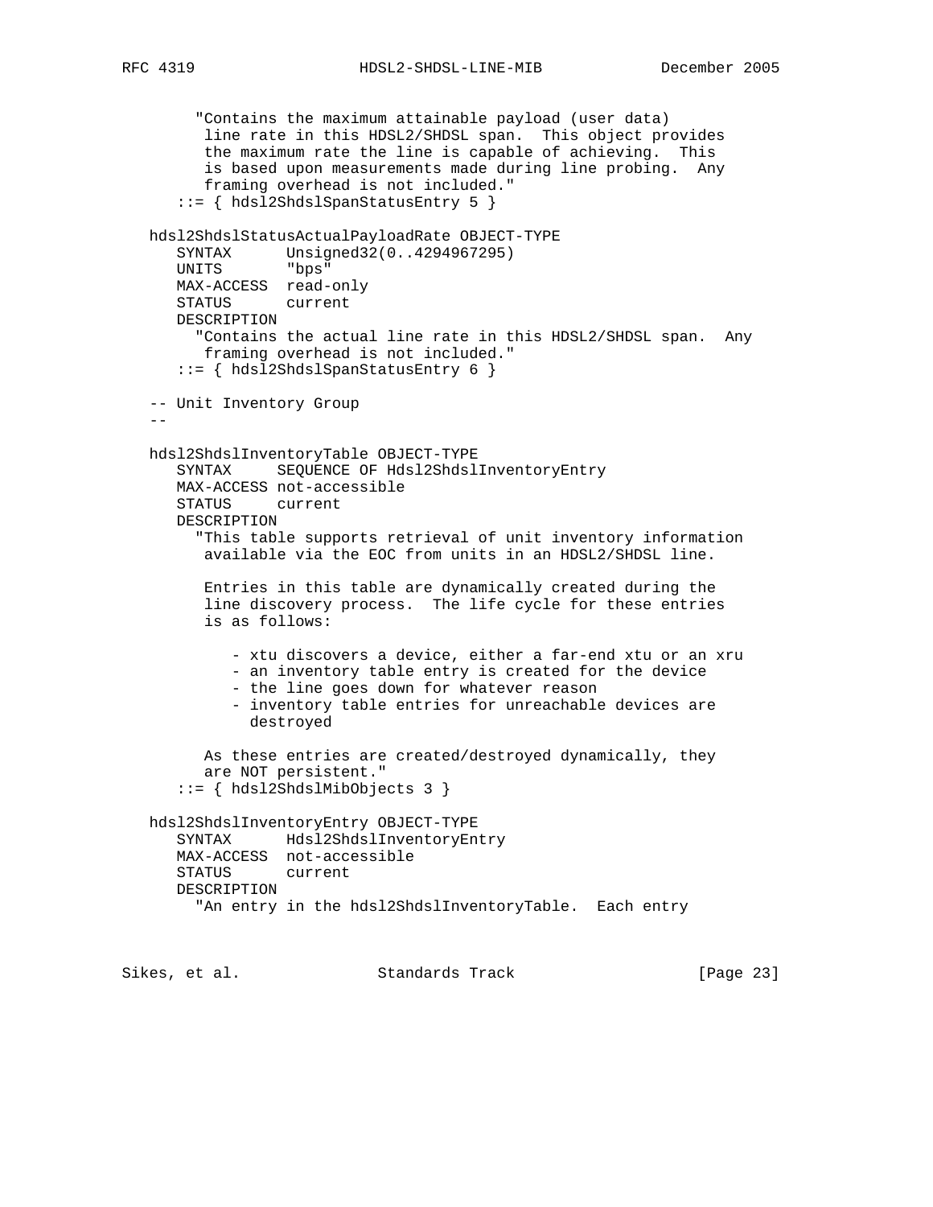```
        "Contains the maximum attainable payload (user data)
         line rate in this HDSL2/SHDSL span.  This object provides
         the maximum rate the line is capable of achieving.  This
         is based upon measurements made during line probing.  Any
         framing overhead is not included."
      ::= { hdsl2ShdslSpanStatusEntry 5 }

   hdsl2ShdslStatusActualPayloadRate OBJECT-TYPE
      SYNTAX      Unsigned32(0..4294967295)
      UNITS       "bps"
      MAX-ACCESS  read-only
      STATUS      current
      DESCRIPTION
        "Contains the actual line rate in this HDSL2/SHDSL span.  Any
         framing overhead is not included."
      ::= { hdsl2ShdslSpanStatusEntry 6 }

   -- Unit Inventory Group
   --

   hdsl2ShdslInventoryTable OBJECT-TYPE
      SYNTAX     SEQUENCE OF Hdsl2ShdslInventoryEntry
      MAX-ACCESS not-accessible
      STATUS     current
      DESCRIPTION
        "This table supports retrieval of unit inventory information
         available via the EOC from units in an HDSL2/SHDSL line.

         Entries in this table are dynamically created during the
         line discovery process.  The life cycle for these entries
         is as follows:

            - xtu discovers a device, either a far-end xtu or an xru
            - an inventory table entry is created for the device
            - the line goes down for whatever reason
            - inventory table entries for unreachable devices are
              destroyed

         As these entries are created/destroyed dynamically, they
         are NOT persistent."
      ::= { hdsl2ShdslMibObjects 3 }

   hdsl2ShdslInventoryEntry OBJECT-TYPE
      SYNTAX      Hdsl2ShdslInventoryEntry
      MAX-ACCESS  not-accessible
      STATUS      current
      DESCRIPTION
        "An entry in the hdsl2ShdslInventoryTable.  Each entry
```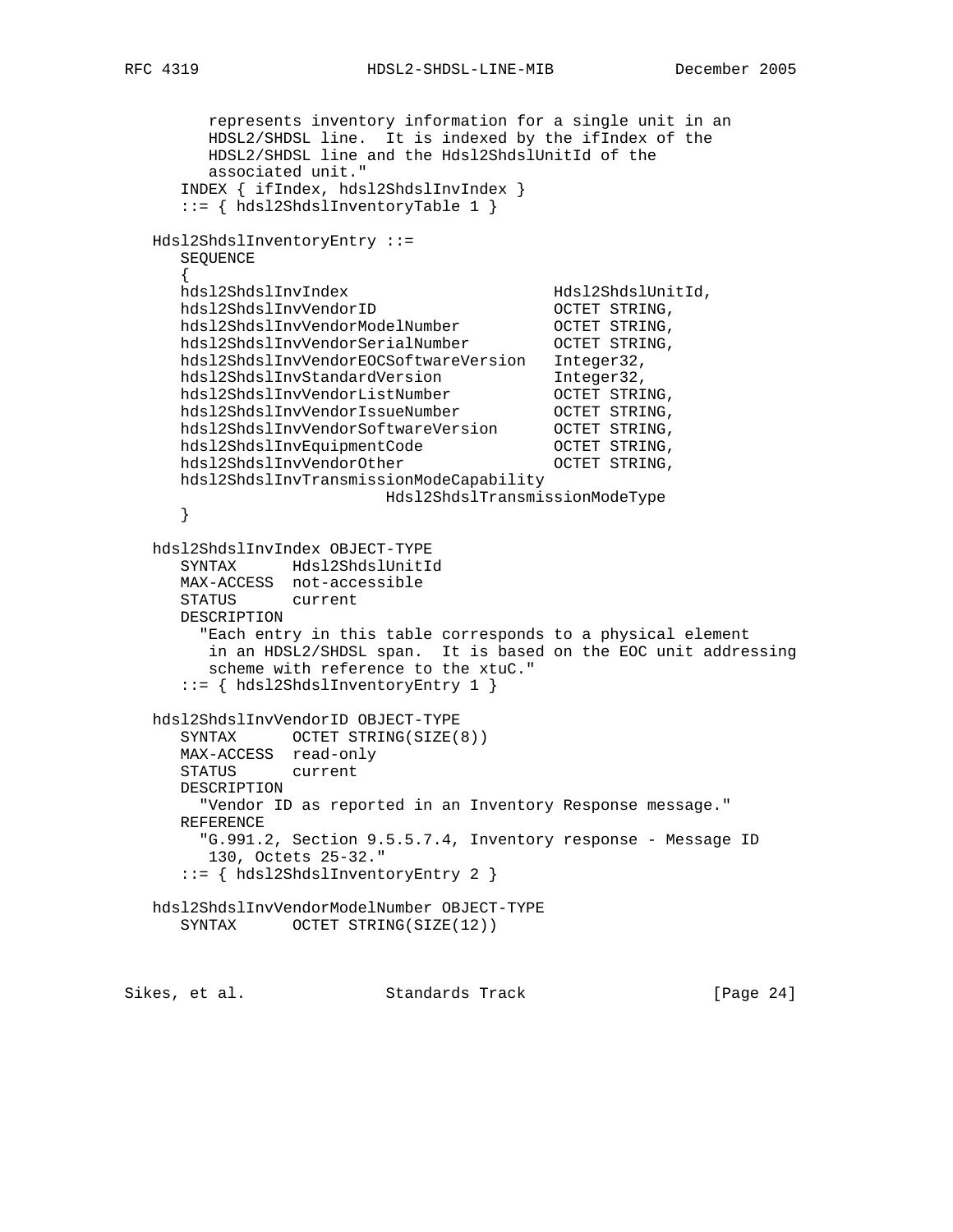```
        represents inventory information for a single unit in an
        HDSL2/SHDSL line.  It is indexed by the ifIndex of the
        HDSL2/SHDSL line and the Hdsl2ShdslUnitId of the
        associated unit."
      INDEX { ifIndex, hdsl2ShdslInvIndex }
      ::= { hdsl2ShdslInventoryTable 1 }

   Hdsl2ShdslInventoryEntry ::=
      SEQUENCE
      {
      hdsl2ShdslInvIndex                       Hdsl2ShdslUnitId,
      hdsl2ShdslInvVendorID                    OCTET STRING,
      hdsl2ShdslInvVendorModelNumber           OCTET STRING,
      hdsl2ShdslInvVendorSerialNumber          OCTET STRING,
      hdsl2ShdslInvVendorEOCSoftwareVersion    Integer32,
      hdsl2ShdslInvStandardVersion             Integer32,
      hdsl2ShdslInvVendorListNumber            OCTET STRING,
      hdsl2ShdslInvVendorIssueNumber           OCTET STRING,
      hdsl2ShdslInvVendorSoftwareVersion       OCTET STRING,
      hdsl2ShdslInvEquipmentCode               OCTET STRING,
      hdsl2ShdslInvVendorOther                 OCTET STRING,
      hdsl2ShdslInvTransmissionModeCapability
                            Hdsl2ShdslTransmissionModeType
      }

   hdsl2ShdslInvIndex OBJECT-TYPE
      SYNTAX      Hdsl2ShdslUnitId
      MAX-ACCESS  not-accessible
      STATUS      current
      DESCRIPTION
        "Each entry in this table corresponds to a physical element
         in an HDSL2/SHDSL span.  It is based on the EOC unit addressing
         scheme with reference to the xtuC."
      ::= { hdsl2ShdslInventoryEntry 1 }

   hdsl2ShdslInvVendorID OBJECT-TYPE
      SYNTAX      OCTET STRING(SIZE(8))
      MAX-ACCESS  read-only
      STATUS      current
      DESCRIPTION
        "Vendor ID as reported in an Inventory Response message."
      REFERENCE
        "G.991.2, Section 9.5.5.7.4, Inventory response - Message ID
         130, Octets 25-32."
      ::= { hdsl2ShdslInventoryEntry 2 }

   hdsl2ShdslInvVendorModelNumber OBJECT-TYPE
      SYNTAX      OCTET STRING(SIZE(12))
```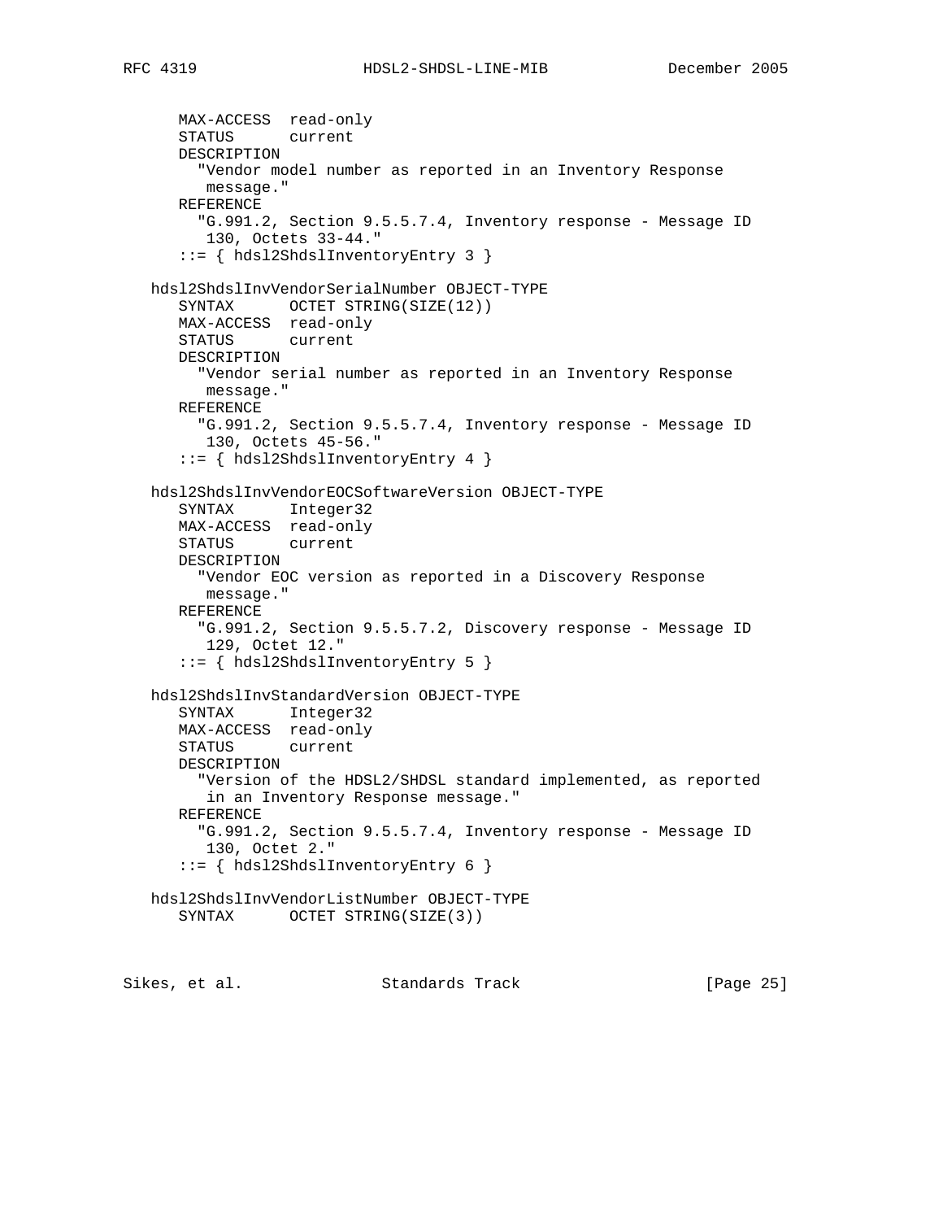```
      MAX-ACCESS  read-only
      STATUS      current
      DESCRIPTION
        "Vendor model number as reported in an Inventory Response
         message."
      REFERENCE
        "G.991.2, Section 9.5.5.7.4, Inventory response - Message ID
         130, Octets 33-44."
      ::= { hdsl2ShdslInventoryEntry 3 }

   hdsl2ShdslInvVendorSerialNumber OBJECT-TYPE
      SYNTAX      OCTET STRING(SIZE(12))
      MAX-ACCESS  read-only
      STATUS      current
      DESCRIPTION
        "Vendor serial number as reported in an Inventory Response
         message."
      REFERENCE
        "G.991.2, Section 9.5.5.7.4, Inventory response - Message ID
         130, Octets 45-56."
      ::= { hdsl2ShdslInventoryEntry 4 }

   hdsl2ShdslInvVendorEOCSoftwareVersion OBJECT-TYPE
      SYNTAX      Integer32
      MAX-ACCESS  read-only
      STATUS      current
      DESCRIPTION
        "Vendor EOC version as reported in a Discovery Response
         message."
      REFERENCE
        "G.991.2, Section 9.5.5.7.2, Discovery response - Message ID
         129, Octet 12."
      ::= { hdsl2ShdslInventoryEntry 5 }

   hdsl2ShdslInvStandardVersion OBJECT-TYPE
      SYNTAX      Integer32
      MAX-ACCESS  read-only
      STATUS      current
      DESCRIPTION
        "Version of the HDSL2/SHDSL standard implemented, as reported
         in an Inventory Response message."
      REFERENCE
        "G.991.2, Section 9.5.5.7.4, Inventory response - Message ID
         130, Octet 2."
      ::= { hdsl2ShdslInventoryEntry 6 }

   hdsl2ShdslInvVendorListNumber OBJECT-TYPE
      SYNTAX      OCTET STRING(SIZE(3))
```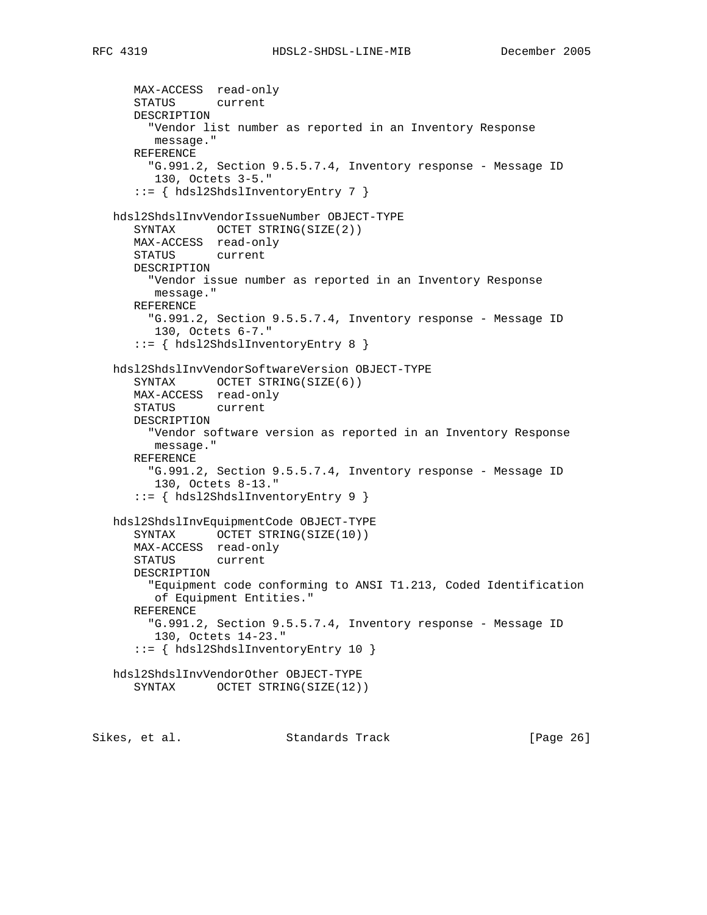```
      MAX-ACCESS  read-only
      STATUS      current
      DESCRIPTION
        "Vendor list number as reported in an Inventory Response
         message."
      REFERENCE
        "G.991.2, Section 9.5.5.7.4, Inventory response - Message ID
         130, Octets 3-5."
      ::= { hdsl2ShdslInventoryEntry 7 }

   hdsl2ShdslInvVendorIssueNumber OBJECT-TYPE
      SYNTAX      OCTET STRING(SIZE(2))
      MAX-ACCESS  read-only
      STATUS      current
      DESCRIPTION
        "Vendor issue number as reported in an Inventory Response
         message."
      REFERENCE
        "G.991.2, Section 9.5.5.7.4, Inventory response - Message ID
         130, Octets 6-7."
      ::= { hdsl2ShdslInventoryEntry 8 }

   hdsl2ShdslInvVendorSoftwareVersion OBJECT-TYPE
      SYNTAX      OCTET STRING(SIZE(6))
      MAX-ACCESS  read-only
      STATUS      current
      DESCRIPTION
        "Vendor software version as reported in an Inventory Response
         message."
      REFERENCE
        "G.991.2, Section 9.5.5.7.4, Inventory response - Message ID
         130, Octets 8-13."
      ::= { hdsl2ShdslInventoryEntry 9 }

   hdsl2ShdslInvEquipmentCode OBJECT-TYPE
      SYNTAX      OCTET STRING(SIZE(10))
      MAX-ACCESS  read-only
      STATUS      current
      DESCRIPTION
        "Equipment code conforming to ANSI T1.213, Coded Identification
         of Equipment Entities."
      REFERENCE
        "G.991.2, Section 9.5.5.7.4, Inventory response - Message ID
         130, Octets 14-23."
      ::= { hdsl2ShdslInventoryEntry 10 }

   hdsl2ShdslInvVendorOther OBJECT-TYPE
      SYNTAX      OCTET STRING(SIZE(12))
```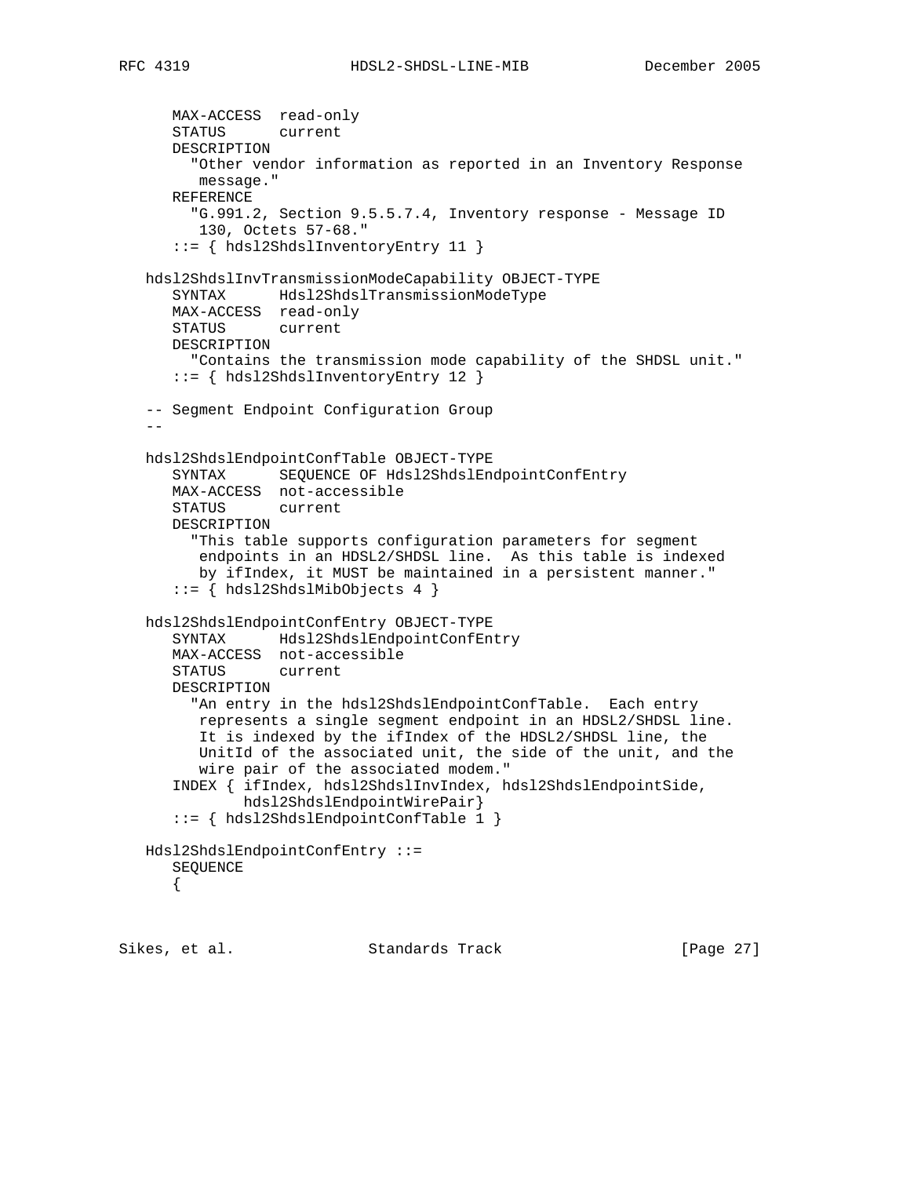```
      MAX-ACCESS  read-only
      STATUS      current
      DESCRIPTION
        "Other vendor information as reported in an Inventory Response
         message."
      REFERENCE
        "G.991.2, Section 9.5.5.7.4, Inventory response - Message ID
         130, Octets 57-68."
      ::= { hdsl2ShdslInventoryEntry 11 }

   hdsl2ShdslInvTransmissionModeCapability OBJECT-TYPE
      SYNTAX      Hdsl2ShdslTransmissionModeType
      MAX-ACCESS  read-only
      STATUS      current
      DESCRIPTION
        "Contains the transmission mode capability of the SHDSL unit."
      ::= { hdsl2ShdslInventoryEntry 12 }

   -- Segment Endpoint Configuration Group
   --

   hdsl2ShdslEndpointConfTable OBJECT-TYPE
      SYNTAX      SEQUENCE OF Hdsl2ShdslEndpointConfEntry
      MAX-ACCESS  not-accessible
      STATUS      current
      DESCRIPTION
        "This table supports configuration parameters for segment
         endpoints in an HDSL2/SHDSL line.  As this table is indexed
         by ifIndex, it MUST be maintained in a persistent manner."
      ::= { hdsl2ShdslMibObjects 4 }

   hdsl2ShdslEndpointConfEntry OBJECT-TYPE
      SYNTAX      Hdsl2ShdslEndpointConfEntry
      MAX-ACCESS  not-accessible
      STATUS      current
      DESCRIPTION
        "An entry in the hdsl2ShdslEndpointConfTable.  Each entry
         represents a single segment endpoint in an HDSL2/SHDSL line.
         It is indexed by the ifIndex of the HDSL2/SHDSL line, the
         UnitId of the associated unit, the side of the unit, and the
         wire pair of the associated modem."
      INDEX { ifIndex, hdsl2ShdslInvIndex, hdsl2ShdslEndpointSide,
              hdsl2ShdslEndpointWirePair}
      ::= { hdsl2ShdslEndpointConfTable 1 }

   Hdsl2ShdslEndpointConfEntry ::=
      SEQUENCE
      {
```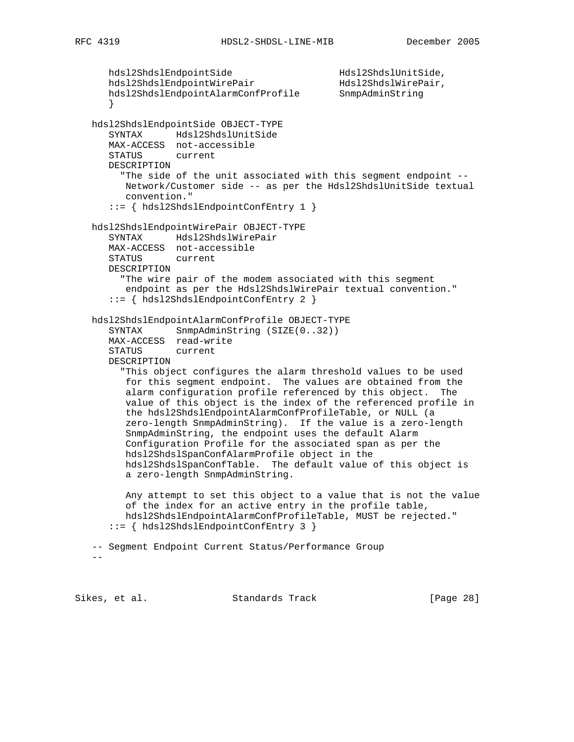```
      hdsl2ShdslEndpointSide                   Hdsl2ShdslUnitSide,
      hdsl2ShdslEndpointWirePair               Hdsl2ShdslWirePair,
      hdsl2ShdslEndpointAlarmConfProfile       SnmpAdminString
      }

   hdsl2ShdslEndpointSide OBJECT-TYPE
      SYNTAX      Hdsl2ShdslUnitSide
      MAX-ACCESS  not-accessible
      STATUS      current
      DESCRIPTION
        "The side of the unit associated with this segment endpoint --
         Network/Customer side -- as per the Hdsl2ShdslUnitSide textual
         convention."
      ::= { hdsl2ShdslEndpointConfEntry 1 }

   hdsl2ShdslEndpointWirePair OBJECT-TYPE
      SYNTAX      Hdsl2ShdslWirePair
      MAX-ACCESS  not-accessible
      STATUS      current
      DESCRIPTION
        "The wire pair of the modem associated with this segment
         endpoint as per the Hdsl2ShdslWirePair textual convention."
      ::= { hdsl2ShdslEndpointConfEntry 2 }

   hdsl2ShdslEndpointAlarmConfProfile OBJECT-TYPE
      SYNTAX      SnmpAdminString (SIZE(0..32))
      MAX-ACCESS  read-write
      STATUS      current
      DESCRIPTION
        "This object configures the alarm threshold values to be used
         for this segment endpoint.  The values are obtained from the
         alarm configuration profile referenced by this object.  The
         value of this object is the index of the referenced profile in
         the hdsl2ShdslEndpointAlarmConfProfileTable, or NULL (a
         zero-length SnmpAdminString).  If the value is a zero-length
         SnmpAdminString, the endpoint uses the default Alarm
         Configuration Profile for the associated span as per the
         hdsl2ShdslSpanConfAlarmProfile object in the
         hdsl2ShdslSpanConfTable.  The default value of this object is
         a zero-length SnmpAdminString.

         Any attempt to set this object to a value that is not the value
         of the index for an active entry in the profile table,
         hdsl2ShdslEndpointAlarmConfProfileTable, MUST be rejected."
      ::= { hdsl2ShdslEndpointConfEntry 3 }

   -- Segment Endpoint Current Status/Performance Group
   --
```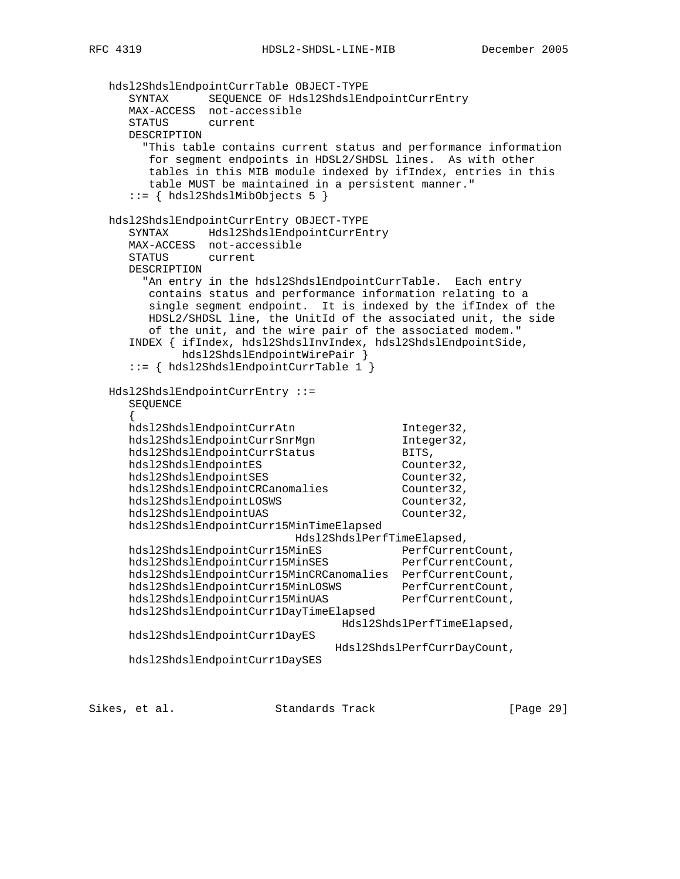```
   hdsl2ShdslEndpointCurrTable OBJECT-TYPE
      SYNTAX      SEQUENCE OF Hdsl2ShdslEndpointCurrEntry
      MAX-ACCESS  not-accessible
      STATUS      current
      DESCRIPTION
        "This table contains current status and performance information
         for segment endpoints in HDSL2/SHDSL lines.  As with other
         tables in this MIB module indexed by ifIndex, entries in this
         table MUST be maintained in a persistent manner."
      ::= { hdsl2ShdslMibObjects 5 }

   hdsl2ShdslEndpointCurrEntry OBJECT-TYPE
      SYNTAX      Hdsl2ShdslEndpointCurrEntry
      MAX-ACCESS  not-accessible
      STATUS      current
      DESCRIPTION
        "An entry in the hdsl2ShdslEndpointCurrTable.  Each entry
         contains status and performance information relating to a
         single segment endpoint.  It is indexed by the ifIndex of the
         HDSL2/SHDSL line, the UnitId of the associated unit, the side
         of the unit, and the wire pair of the associated modem."
      INDEX { ifIndex, hdsl2ShdslInvIndex, hdsl2ShdslEndpointSide,
              hdsl2ShdslEndpointWirePair }
      ::= { hdsl2ShdslEndpointCurrTable 1 }

   Hdsl2ShdslEndpointCurrEntry ::=
      SEQUENCE
      {
      hdsl2ShdslEndpointCurrAtn                Integer32,
      hdsl2ShdslEndpointCurrSnrMgn             Integer32,
      hdsl2ShdslEndpointCurrStatus             BITS,
      hdsl2ShdslEndpointES                     Counter32,
      hdsl2ShdslEndpointSES                    Counter32,
      hdsl2ShdslEndpointCRCanomalies           Counter32,
      hdsl2ShdslEndpointLOSWS                  Counter32,
      hdsl2ShdslEndpointUAS                    Counter32,
      hdsl2ShdslEndpointCurr15MinTimeElapsed
                                Hdsl2ShdslPerfTimeElapsed,
      hdsl2ShdslEndpointCurr15MinES            PerfCurrentCount,
      hdsl2ShdslEndpointCurr15MinSES           PerfCurrentCount,
      hdsl2ShdslEndpointCurr15MinCRCanomalies  PerfCurrentCount,
      hdsl2ShdslEndpointCurr15MinLOSWS         PerfCurrentCount,
      hdsl2ShdslEndpointCurr15MinUAS           PerfCurrentCount,
      hdsl2ShdslEndpointCurr1DayTimeElapsed
                                     Hdsl2ShdslPerfTimeElapsed,
      hdsl2ShdslEndpointCurr1DayES
                                    Hdsl2ShdslPerfCurrDayCount,
      hdsl2ShdslEndpointCurr1DaySES
```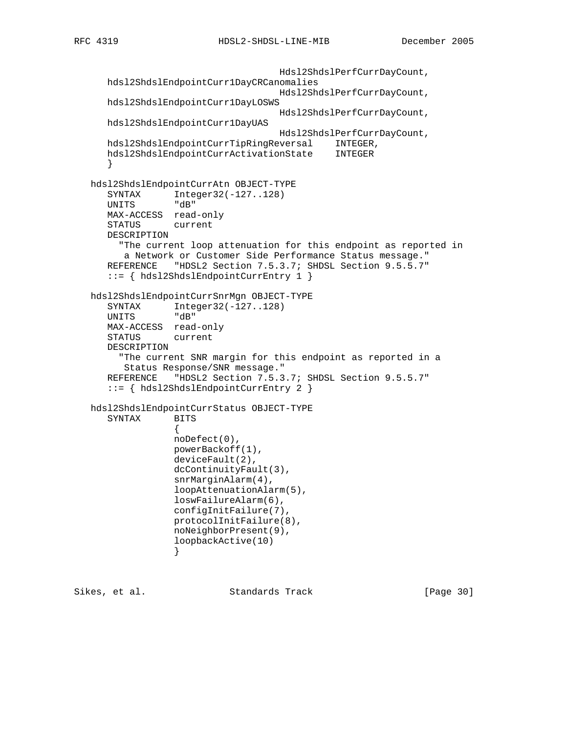```
                                  Hdsl2ShdslPerfCurrDayCount,
      hdsl2ShdslEndpointCurr1DayCRCanomalies
                                  Hdsl2ShdslPerfCurrDayCount,
      hdsl2ShdslEndpointCurr1DayLOSWS
                                  Hdsl2ShdslPerfCurrDayCount,
      hdsl2ShdslEndpointCurr1DayUAS
                                  Hdsl2ShdslPerfCurrDayCount,
      hdsl2ShdslEndpointCurrTipRingReversal    INTEGER,
      hdsl2ShdslEndpointCurrActivationState    INTEGER
      }

   hdsl2ShdslEndpointCurrAtn OBJECT-TYPE
      SYNTAX      Integer32(-127..128)
      UNITS       "dB"
      MAX-ACCESS  read-only
      STATUS      current
      DESCRIPTION
        "The current loop attenuation for this endpoint as reported in
         a Network or Customer Side Performance Status message."
      REFERENCE   "HDSL2 Section 7.5.3.7; SHDSL Section 9.5.5.7"
      ::= { hdsl2ShdslEndpointCurrEntry 1 }

   hdsl2ShdslEndpointCurrSnrMgn OBJECT-TYPE
      SYNTAX      Integer32(-127..128)
      UNITS       "dB"
      MAX-ACCESS  read-only
      STATUS      current
      DESCRIPTION
        "The current SNR margin for this endpoint as reported in a
         Status Response/SNR message."
      REFERENCE   "HDSL2 Section 7.5.3.7; SHDSL Section 9.5.5.7"
      ::= { hdsl2ShdslEndpointCurrEntry 2 }

   hdsl2ShdslEndpointCurrStatus OBJECT-TYPE
      SYNTAX      BITS
                  {
                  noDefect(0),
                  powerBackoff(1),
                  deviceFault(2),
                  dcContinuityFault(3),
                  snrMarginAlarm(4),
                  loopAttenuationAlarm(5),
                  loswFailureAlarm(6),
                  configInitFailure(7),
                  protocolInitFailure(8),
                  noNeighborPresent(9),
                  loopbackActive(10)
                  }
```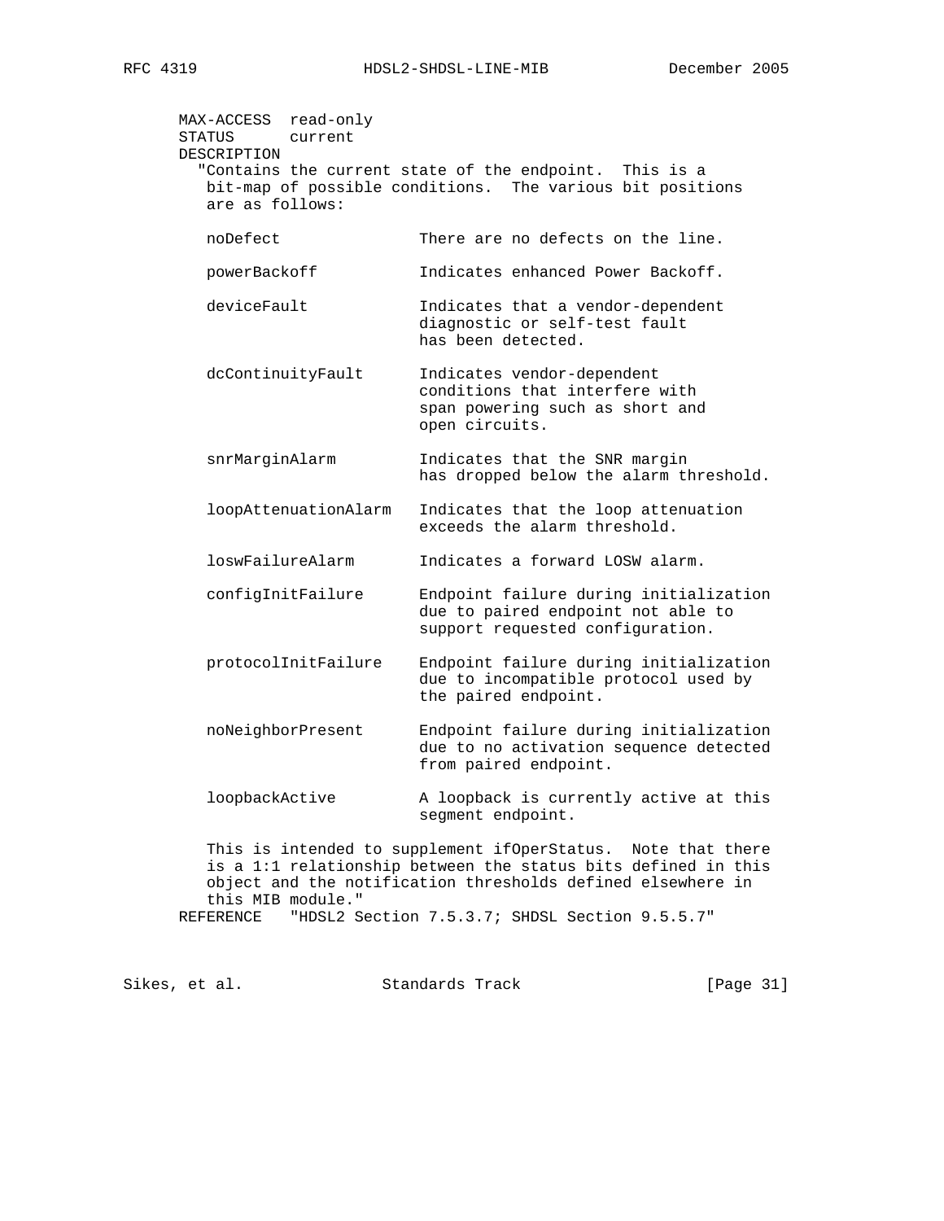```
      MAX-ACCESS  read-only
      STATUS      current
      DESCRIPTION
        "Contains the current state of the endpoint.  This is a
         bit-map of possible conditions.  The various bit positions
         are as follows:

         noDefect               There are no defects on the line.

         powerBackoff           Indicates enhanced Power Backoff.

         deviceFault            Indicates that a vendor-dependent
                                diagnostic or self-test fault
                                has been detected.

         dcContinuityFault      Indicates vendor-dependent
                                conditions that interfere with
                                span powering such as short and
                                open circuits.

         snrMarginAlarm         Indicates that the SNR margin
                                has dropped below the alarm threshold.

         loopAttenuationAlarm   Indicates that the loop attenuation
                                exceeds the alarm threshold.

         loswFailureAlarm       Indicates a forward LOSW alarm.

         configInitFailure      Endpoint failure during initialization
                                due to paired endpoint not able to
                                support requested configuration.

         protocolInitFailure    Endpoint failure during initialization
                                due to incompatible protocol used by
                                the paired endpoint.

         noNeighborPresent      Endpoint failure during initialization
                                due to no activation sequence detected
                                from paired endpoint.

         loopbackActive         A loopback is currently active at this
                                segment endpoint.

         This is intended to supplement ifOperStatus.  Note that there
         is a 1:1 relationship between the status bits defined in this
         object and the notification thresholds defined elsewhere in
         this MIB module."
      REFERENCE   "HDSL2 Section 7.5.3.7; SHDSL Section 9.5.5.7"
```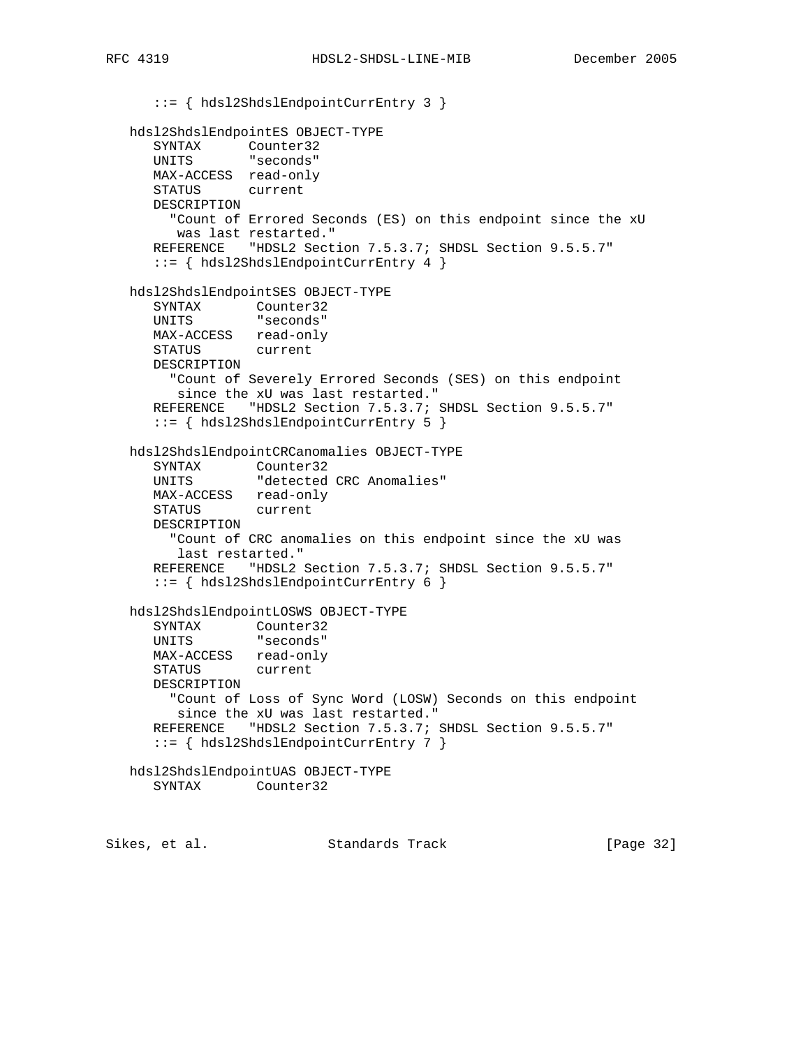```
      ::= { hdsl2ShdslEndpointCurrEntry 3 }

   hdsl2ShdslEndpointES OBJECT-TYPE
      SYNTAX      Counter32
      UNITS       "seconds"
      MAX-ACCESS  read-only
      STATUS      current
      DESCRIPTION
        "Count of Errored Seconds (ES) on this endpoint since the xU
         was last restarted."
      REFERENCE   "HDSL2 Section 7.5.3.7; SHDSL Section 9.5.5.7"
      ::= { hdsl2ShdslEndpointCurrEntry 4 }

   hdsl2ShdslEndpointSES OBJECT-TYPE
      SYNTAX       Counter32
      UNITS        "seconds"
      MAX-ACCESS   read-only
      STATUS       current
      DESCRIPTION
        "Count of Severely Errored Seconds (SES) on this endpoint
         since the xU was last restarted."
      REFERENCE   "HDSL2 Section 7.5.3.7; SHDSL Section 9.5.5.7"
      ::= { hdsl2ShdslEndpointCurrEntry 5 }

   hdsl2ShdslEndpointCRCanomalies OBJECT-TYPE
      SYNTAX       Counter32
      UNITS        "detected CRC Anomalies"
      MAX-ACCESS   read-only
      STATUS       current
      DESCRIPTION
        "Count of CRC anomalies on this endpoint since the xU was
         last restarted."
      REFERENCE   "HDSL2 Section 7.5.3.7; SHDSL Section 9.5.5.7"
      ::= { hdsl2ShdslEndpointCurrEntry 6 }

   hdsl2ShdslEndpointLOSWS OBJECT-TYPE
      SYNTAX       Counter32
      UNITS        "seconds"
      MAX-ACCESS   read-only
      STATUS       current
      DESCRIPTION
        "Count of Loss of Sync Word (LOSW) Seconds on this endpoint
         since the xU was last restarted."
      REFERENCE   "HDSL2 Section 7.5.3.7; SHDSL Section 9.5.5.7"
      ::= { hdsl2ShdslEndpointCurrEntry 7 }

   hdsl2ShdslEndpointUAS OBJECT-TYPE
      SYNTAX       Counter32
```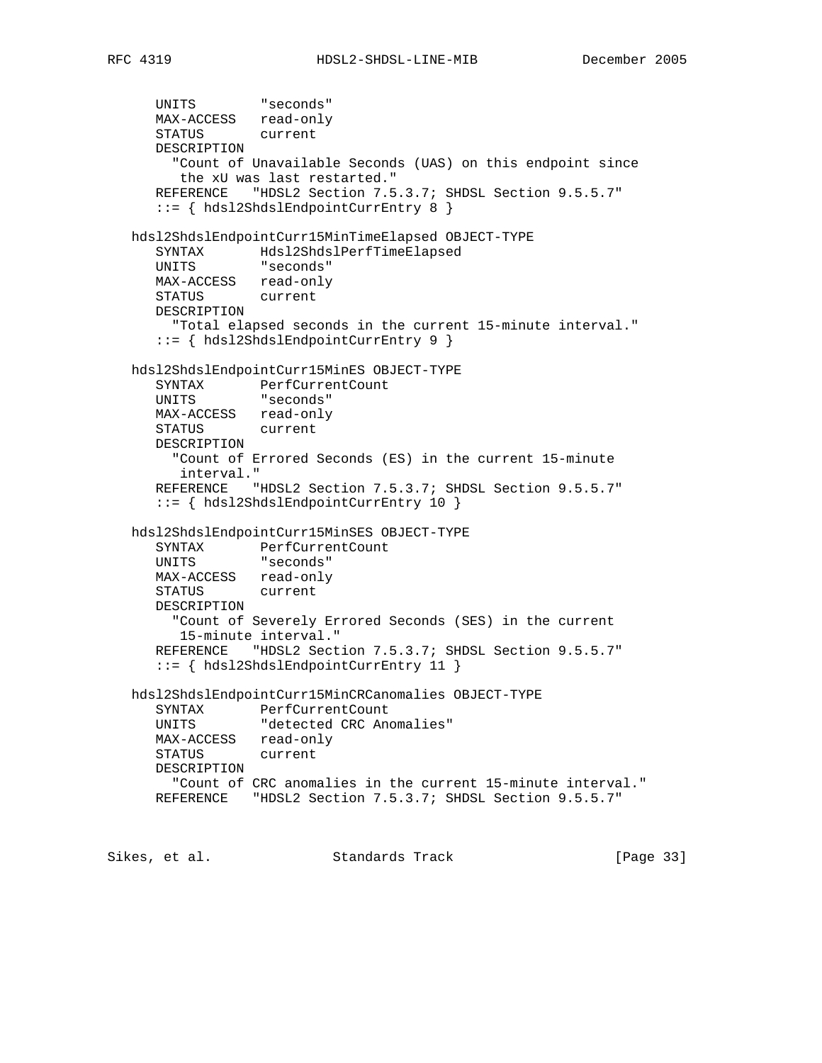```
      UNITS         "seconds"
      MAX-ACCESS    read-only
      STATUS        current
      DESCRIPTION
        "Count of Unavailable Seconds (UAS) on this endpoint since
         the xU was last restarted."
      REFERENCE    "HDSL2 Section 7.5.3.7; SHDSL Section 9.5.5.7"
      ::= { hdsl2ShdslEndpointCurrEntry 8 }

   hdsl2ShdslEndpointCurr15MinTimeElapsed OBJECT-TYPE
      SYNTAX        Hdsl2ShdslPerfTimeElapsed
      UNITS         "seconds"
      MAX-ACCESS    read-only
      STATUS        current
      DESCRIPTION
        "Total elapsed seconds in the current 15-minute interval."
      ::= { hdsl2ShdslEndpointCurrEntry 9 }

   hdsl2ShdslEndpointCurr15MinES OBJECT-TYPE
      SYNTAX        PerfCurrentCount
      UNITS         "seconds"
      MAX-ACCESS    read-only
      STATUS        current
      DESCRIPTION
        "Count of Errored Seconds (ES) in the current 15-minute
         interval."
      REFERENCE    "HDSL2 Section 7.5.3.7; SHDSL Section 9.5.5.7"
      ::= { hdsl2ShdslEndpointCurrEntry 10 }

   hdsl2ShdslEndpointCurr15MinSES OBJECT-TYPE
      SYNTAX        PerfCurrentCount
      UNITS         "seconds"
      MAX-ACCESS    read-only
      STATUS        current
      DESCRIPTION
        "Count of Severely Errored Seconds (SES) in the current
         15-minute interval."
      REFERENCE    "HDSL2 Section 7.5.3.7; SHDSL Section 9.5.5.7"
      ::= { hdsl2ShdslEndpointCurrEntry 11 }

   hdsl2ShdslEndpointCurr15MinCRCanomalies OBJECT-TYPE
      SYNTAX        PerfCurrentCount
      UNITS         "detected CRC Anomalies"
      MAX-ACCESS    read-only
      STATUS        current
      DESCRIPTION
        "Count of CRC anomalies in the current 15-minute interval."
      REFERENCE    "HDSL2 Section 7.5.3.7; SHDSL Section 9.5.5.7"
```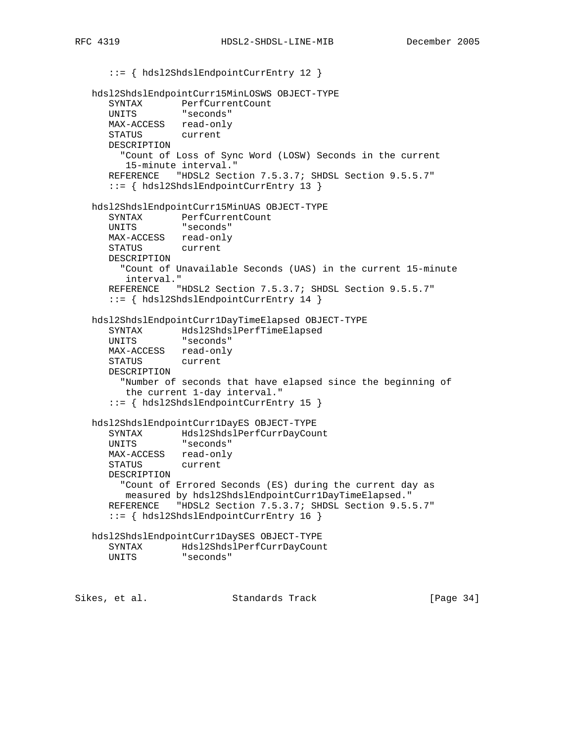```
      ::= { hdsl2ShdslEndpointCurrEntry 12 }

   hdsl2ShdslEndpointCurr15MinLOSWS OBJECT-TYPE
      SYNTAX       PerfCurrentCount
      UNITS        "seconds"
      MAX-ACCESS   read-only
      STATUS       current
      DESCRIPTION
        "Count of Loss of Sync Word (LOSW) Seconds in the current
         15-minute interval."
      REFERENCE   "HDSL2 Section 7.5.3.7; SHDSL Section 9.5.5.7"
      ::= { hdsl2ShdslEndpointCurrEntry 13 }

   hdsl2ShdslEndpointCurr15MinUAS OBJECT-TYPE
      SYNTAX       PerfCurrentCount
      UNITS        "seconds"
      MAX-ACCESS   read-only
      STATUS       current
      DESCRIPTION
        "Count of Unavailable Seconds (UAS) in the current 15-minute
         interval."
      REFERENCE   "HDSL2 Section 7.5.3.7; SHDSL Section 9.5.5.7"
      ::= { hdsl2ShdslEndpointCurrEntry 14 }

   hdsl2ShdslEndpointCurr1DayTimeElapsed OBJECT-TYPE
      SYNTAX       Hdsl2ShdslPerfTimeElapsed
      UNITS        "seconds"
      MAX-ACCESS   read-only
      STATUS       current
      DESCRIPTION
        "Number of seconds that have elapsed since the beginning of
         the current 1-day interval."
      ::= { hdsl2ShdslEndpointCurrEntry 15 }

   hdsl2ShdslEndpointCurr1DayES OBJECT-TYPE
      SYNTAX       Hdsl2ShdslPerfCurrDayCount
      UNITS        "seconds"
      MAX-ACCESS   read-only
      STATUS       current
      DESCRIPTION
        "Count of Errored Seconds (ES) during the current day as
         measured by hdsl2ShdslEndpointCurr1DayTimeElapsed."
      REFERENCE   "HDSL2 Section 7.5.3.7; SHDSL Section 9.5.5.7"
      ::= { hdsl2ShdslEndpointCurrEntry 16 }

   hdsl2ShdslEndpointCurr1DaySES OBJECT-TYPE
      SYNTAX       Hdsl2ShdslPerfCurrDayCount
      UNITS        "seconds"
```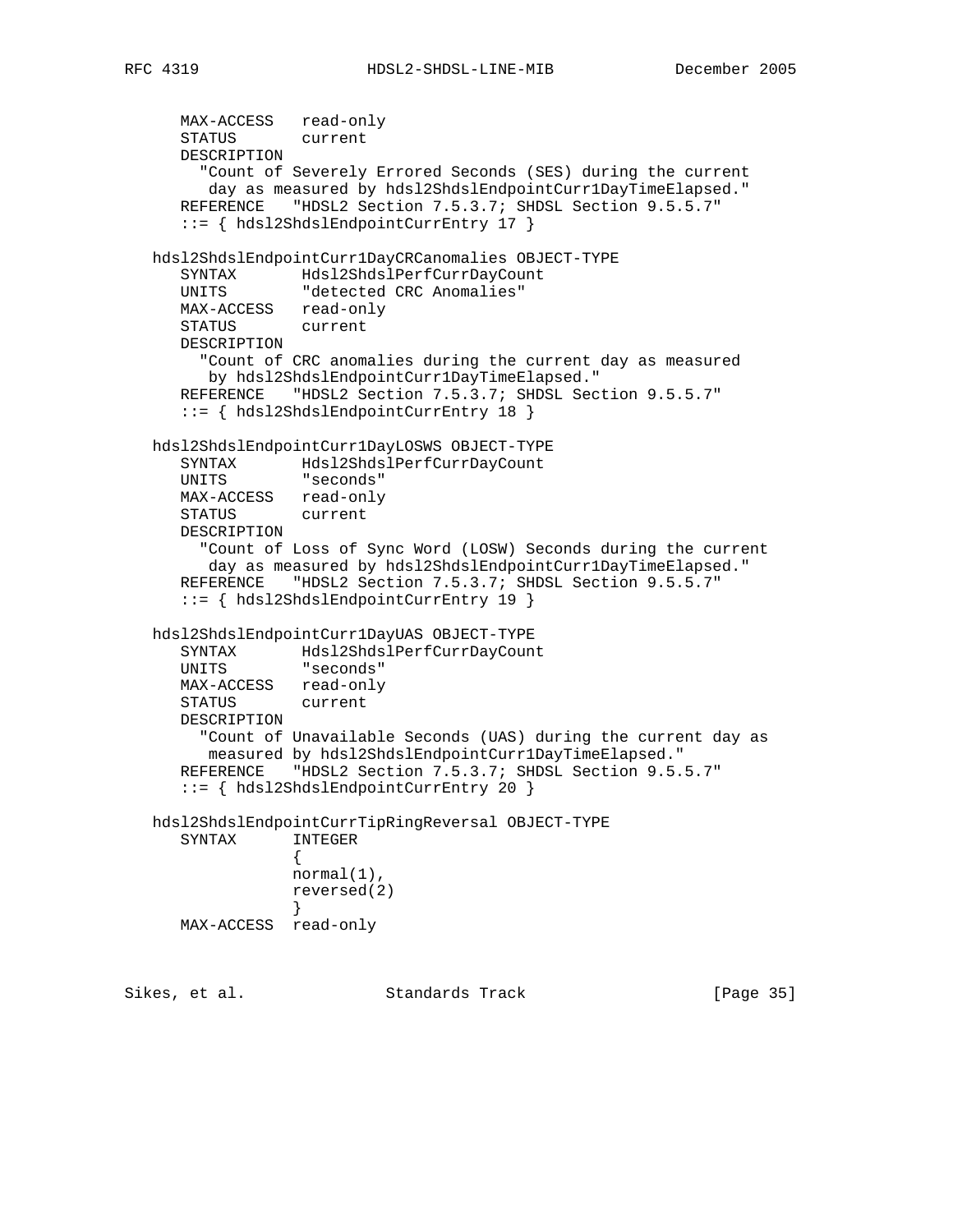```
      MAX-ACCESS   read-only
      STATUS       current
      DESCRIPTION
        "Count of Severely Errored Seconds (SES) during the current
         day as measured by hdsl2ShdslEndpointCurr1DayTimeElapsed."
      REFERENCE    "HDSL2 Section 7.5.3.7; SHDSL Section 9.5.5.7"
      ::= { hdsl2ShdslEndpointCurrEntry 17 }

   hdsl2ShdslEndpointCurr1DayCRCanomalies OBJECT-TYPE
      SYNTAX       Hdsl2ShdslPerfCurrDayCount
      UNITS        "detected CRC Anomalies"
      MAX-ACCESS   read-only
      STATUS       current
      DESCRIPTION
        "Count of CRC anomalies during the current day as measured
         by hdsl2ShdslEndpointCurr1DayTimeElapsed."
      REFERENCE    "HDSL2 Section 7.5.3.7; SHDSL Section 9.5.5.7"
      ::= { hdsl2ShdslEndpointCurrEntry 18 }

   hdsl2ShdslEndpointCurr1DayLOSWS OBJECT-TYPE
      SYNTAX       Hdsl2ShdslPerfCurrDayCount
      UNITS        "seconds"
      MAX-ACCESS   read-only
      STATUS       current
      DESCRIPTION
        "Count of Loss of Sync Word (LOSW) Seconds during the current
         day as measured by hdsl2ShdslEndpointCurr1DayTimeElapsed."
      REFERENCE    "HDSL2 Section 7.5.3.7; SHDSL Section 9.5.5.7"
      ::= { hdsl2ShdslEndpointCurrEntry 19 }

   hdsl2ShdslEndpointCurr1DayUAS OBJECT-TYPE
      SYNTAX       Hdsl2ShdslPerfCurrDayCount
      UNITS        "seconds"
      MAX-ACCESS   read-only
      STATUS       current
      DESCRIPTION
        "Count of Unavailable Seconds (UAS) during the current day as
         measured by hdsl2ShdslEndpointCurr1DayTimeElapsed."
      REFERENCE    "HDSL2 Section 7.5.3.7; SHDSL Section 9.5.5.7"
      ::= { hdsl2ShdslEndpointCurrEntry 20 }

   hdsl2ShdslEndpointCurrTipRingReversal OBJECT-TYPE
      SYNTAX      INTEGER
                  {
                  normal(1),
                  reversed(2)
                  }
      MAX-ACCESS  read-only
```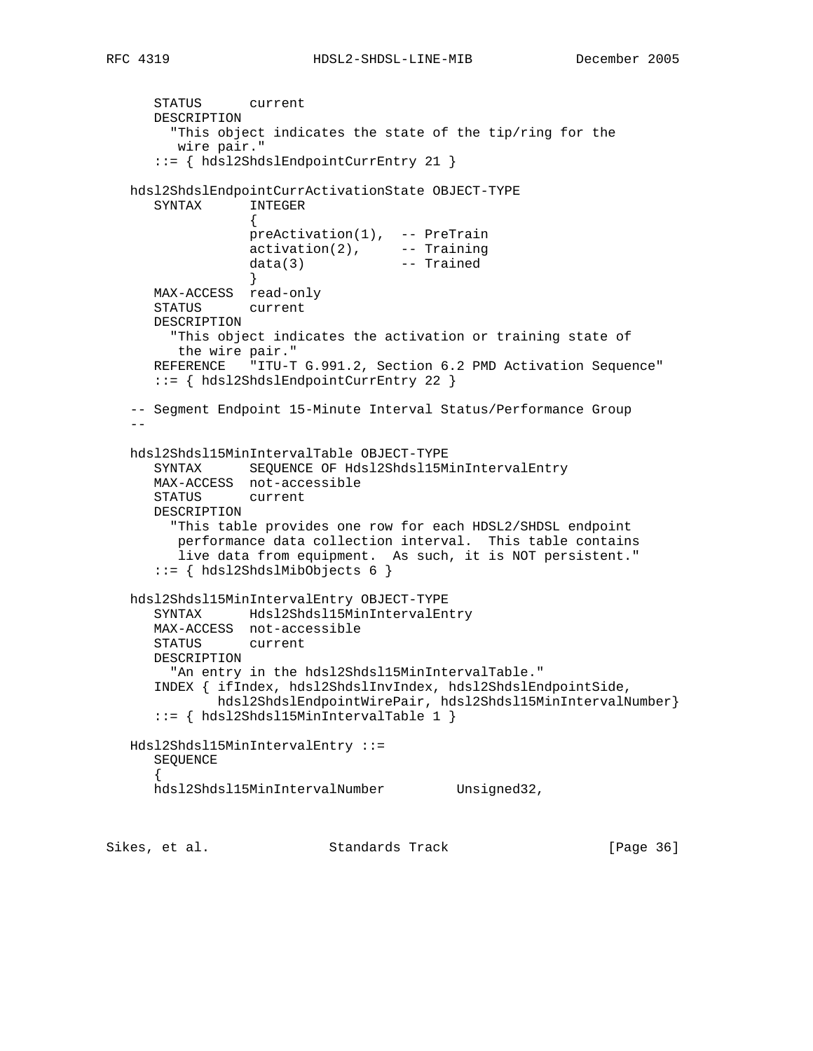```
      STATUS      current
      DESCRIPTION
        "This object indicates the state of the tip/ring for the
         wire pair."
      ::= { hdsl2ShdslEndpointCurrEntry 21 }

   hdsl2ShdslEndpointCurrActivationState OBJECT-TYPE
      SYNTAX      INTEGER
                  {
                  preActivation(1),  -- PreTrain
                  activation(2),     -- Training
                  data(3)            -- Trained
                  }
      MAX-ACCESS  read-only
      STATUS      current
      DESCRIPTION
        "This object indicates the activation or training state of
         the wire pair."
      REFERENCE   "ITU-T G.991.2, Section 6.2 PMD Activation Sequence"
      ::= { hdsl2ShdslEndpointCurrEntry 22 }

   -- Segment Endpoint 15-Minute Interval Status/Performance Group
   --

   hdsl2Shdsl15MinIntervalTable OBJECT-TYPE
      SYNTAX      SEQUENCE OF Hdsl2Shdsl15MinIntervalEntry
      MAX-ACCESS  not-accessible
      STATUS      current
      DESCRIPTION
        "This table provides one row for each HDSL2/SHDSL endpoint
         performance data collection interval.  This table contains
         live data from equipment.  As such, it is NOT persistent."
      ::= { hdsl2ShdslMibObjects 6 }

   hdsl2Shdsl15MinIntervalEntry OBJECT-TYPE
      SYNTAX      Hdsl2Shdsl15MinIntervalEntry
      MAX-ACCESS  not-accessible
      STATUS      current
      DESCRIPTION
        "An entry in the hdsl2Shdsl15MinIntervalTable."
      INDEX { ifIndex, hdsl2ShdslInvIndex, hdsl2ShdslEndpointSide,
              hdsl2ShdslEndpointWirePair, hdsl2Shdsl15MinIntervalNumber}
      ::= { hdsl2Shdsl15MinIntervalTable 1 }

   Hdsl2Shdsl15MinIntervalEntry ::=
      SEQUENCE
      {
      hdsl2Shdsl15MinIntervalNumber         Unsigned32,
```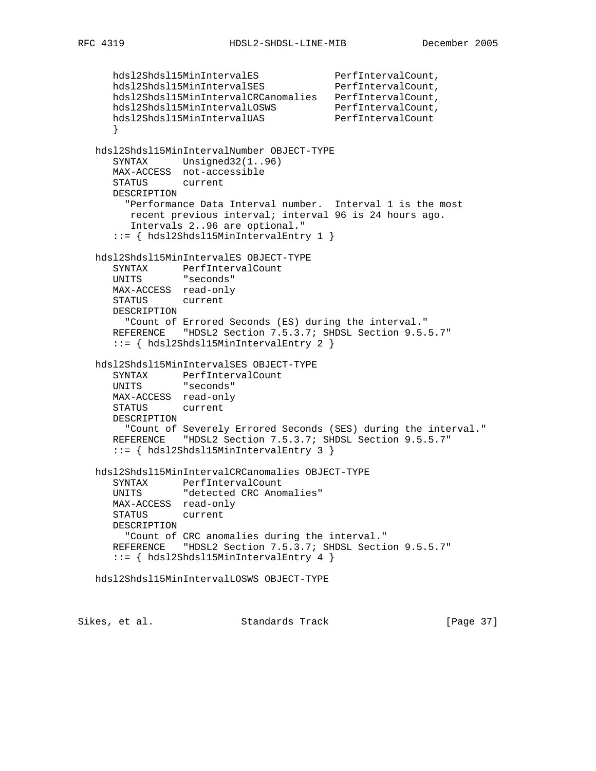```
      hdsl2Shdsl15MinIntervalES             PerfIntervalCount,
      hdsl2Shdsl15MinIntervalSES            PerfIntervalCount,
      hdsl2Shdsl15MinIntervalCRCanomalies   PerfIntervalCount,
      hdsl2Shdsl15MinIntervalLOSWS          PerfIntervalCount,
      hdsl2Shdsl15MinIntervalUAS            PerfIntervalCount
      }

   hdsl2Shdsl15MinIntervalNumber OBJECT-TYPE
      SYNTAX      Unsigned32(1..96)
      MAX-ACCESS  not-accessible
      STATUS      current
      DESCRIPTION
        "Performance Data Interval number.  Interval 1 is the most
         recent previous interval; interval 96 is 24 hours ago.
         Intervals 2..96 are optional."
      ::= { hdsl2Shdsl15MinIntervalEntry 1 }

   hdsl2Shdsl15MinIntervalES OBJECT-TYPE
      SYNTAX      PerfIntervalCount
      UNITS       "seconds"
      MAX-ACCESS  read-only
      STATUS      current
      DESCRIPTION
        "Count of Errored Seconds (ES) during the interval."
      REFERENCE   "HDSL2 Section 7.5.3.7; SHDSL Section 9.5.5.7"
      ::= { hdsl2Shdsl15MinIntervalEntry 2 }

   hdsl2Shdsl15MinIntervalSES OBJECT-TYPE
      SYNTAX      PerfIntervalCount
      UNITS       "seconds"
      MAX-ACCESS  read-only
      STATUS      current
      DESCRIPTION
        "Count of Severely Errored Seconds (SES) during the interval."
      REFERENCE   "HDSL2 Section 7.5.3.7; SHDSL Section 9.5.5.7"
      ::= { hdsl2Shdsl15MinIntervalEntry 3 }

   hdsl2Shdsl15MinIntervalCRCanomalies OBJECT-TYPE
      SYNTAX      PerfIntervalCount
      UNITS       "detected CRC Anomalies"
      MAX-ACCESS  read-only
      STATUS      current
      DESCRIPTION
        "Count of CRC anomalies during the interval."
      REFERENCE   "HDSL2 Section 7.5.3.7; SHDSL Section 9.5.5.7"
      ::= { hdsl2Shdsl15MinIntervalEntry 4 }

   hdsl2Shdsl15MinIntervalLOSWS OBJECT-TYPE
```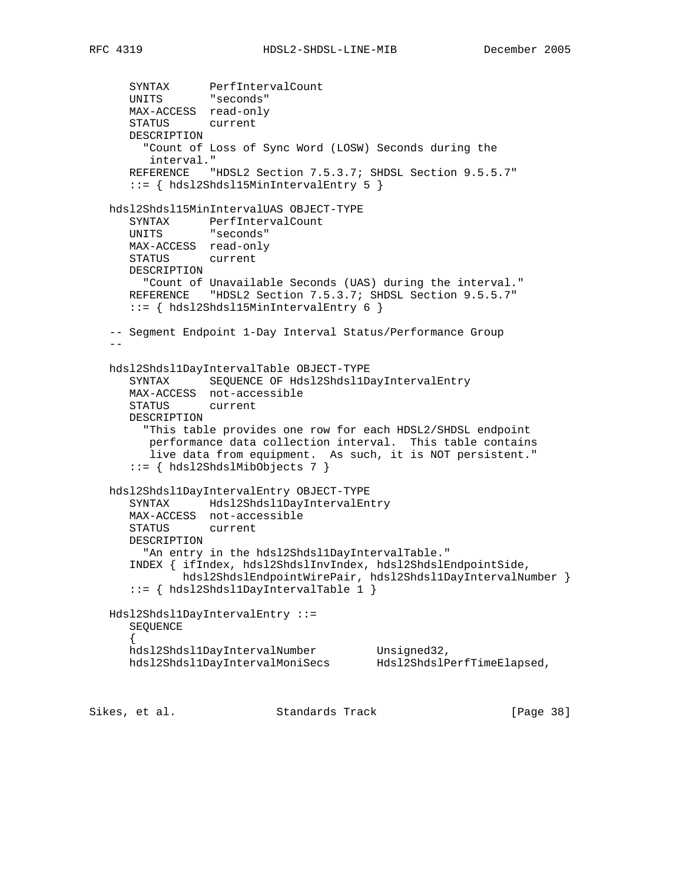```
      SYNTAX      PerfIntervalCount
      UNITS       "seconds"
      MAX-ACCESS  read-only
      STATUS      current
      DESCRIPTION
        "Count of Loss of Sync Word (LOSW) Seconds during the
         interval."
      REFERENCE   "HDSL2 Section 7.5.3.7; SHDSL Section 9.5.5.7"
      ::= { hdsl2Shdsl15MinIntervalEntry 5 }

   hdsl2Shdsl15MinIntervalUAS OBJECT-TYPE
      SYNTAX      PerfIntervalCount
      UNITS       "seconds"
      MAX-ACCESS  read-only
      STATUS      current
      DESCRIPTION
        "Count of Unavailable Seconds (UAS) during the interval."
      REFERENCE   "HDSL2 Section 7.5.3.7; SHDSL Section 9.5.5.7"
      ::= { hdsl2Shdsl15MinIntervalEntry 6 }

   -- Segment Endpoint 1-Day Interval Status/Performance Group
   --

   hdsl2Shdsl1DayIntervalTable OBJECT-TYPE
      SYNTAX      SEQUENCE OF Hdsl2Shdsl1DayIntervalEntry
      MAX-ACCESS  not-accessible
      STATUS      current
      DESCRIPTION
        "This table provides one row for each HDSL2/SHDSL endpoint
         performance data collection interval.  This table contains
         live data from equipment.  As such, it is NOT persistent."
      ::= { hdsl2ShdslMibObjects 7 }

   hdsl2Shdsl1DayIntervalEntry OBJECT-TYPE
      SYNTAX      Hdsl2Shdsl1DayIntervalEntry
      MAX-ACCESS  not-accessible
      STATUS      current
      DESCRIPTION
        "An entry in the hdsl2Shdsl1DayIntervalTable."
      INDEX { ifIndex, hdsl2ShdslInvIndex, hdsl2ShdslEndpointSide,
              hdsl2ShdslEndpointWirePair, hdsl2Shdsl1DayIntervalNumber }
      ::= { hdsl2Shdsl1DayIntervalTable 1 }

   Hdsl2Shdsl1DayIntervalEntry ::=
      SEQUENCE
      {
      hdsl2Shdsl1DayIntervalNumber         Unsigned32,
      hdsl2Shdsl1DayIntervalMoniSecs       Hdsl2ShdslPerfTimeElapsed,
```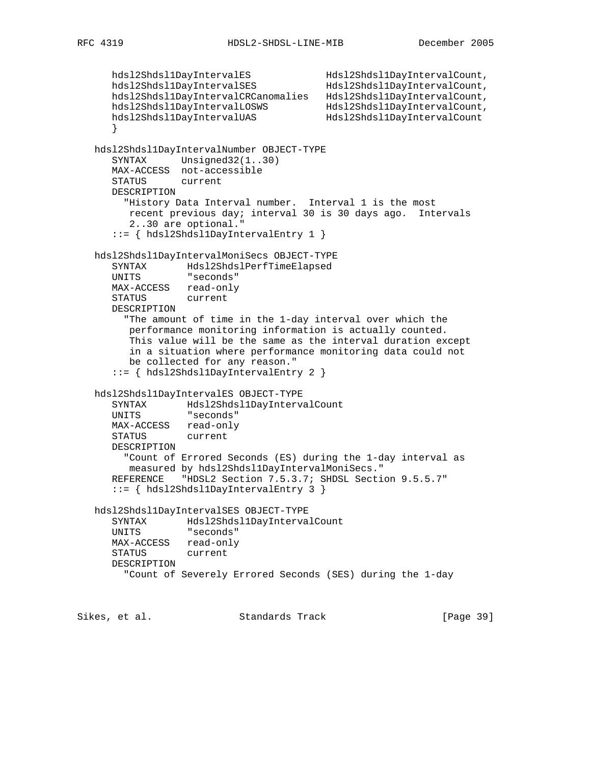```
      hdsl2Shdsl1DayIntervalES             Hdsl2Shdsl1DayIntervalCount,
      hdsl2Shdsl1DayIntervalSES            Hdsl2Shdsl1DayIntervalCount,
      hdsl2Shdsl1DayIntervalCRCanomalies   Hdsl2Shdsl1DayIntervalCount,
      hdsl2Shdsl1DayIntervalLOSWS          Hdsl2Shdsl1DayIntervalCount,
      hdsl2Shdsl1DayIntervalUAS            Hdsl2Shdsl1DayIntervalCount
      }

   hdsl2Shdsl1DayIntervalNumber OBJECT-TYPE
      SYNTAX      Unsigned32(1..30)
      MAX-ACCESS  not-accessible
      STATUS      current
      DESCRIPTION
        "History Data Interval number.  Interval 1 is the most
         recent previous day; interval 30 is 30 days ago.  Intervals
         2..30 are optional."
      ::= { hdsl2Shdsl1DayIntervalEntry 1 }

   hdsl2Shdsl1DayIntervalMoniSecs OBJECT-TYPE
      SYNTAX       Hdsl2ShdslPerfTimeElapsed
      UNITS        "seconds"
      MAX-ACCESS   read-only
      STATUS       current
      DESCRIPTION
        "The amount of time in the 1-day interval over which the
         performance monitoring information is actually counted.
         This value will be the same as the interval duration except
         in a situation where performance monitoring data could not
         be collected for any reason."
      ::= { hdsl2Shdsl1DayIntervalEntry 2 }

   hdsl2Shdsl1DayIntervalES OBJECT-TYPE
      SYNTAX       Hdsl2Shdsl1DayIntervalCount
      UNITS        "seconds"
      MAX-ACCESS   read-only
      STATUS       current
      DESCRIPTION
        "Count of Errored Seconds (ES) during the 1-day interval as
         measured by hdsl2Shdsl1DayIntervalMoniSecs."
      REFERENCE    "HDSL2 Section 7.5.3.7; SHDSL Section 9.5.5.7"
      ::= { hdsl2Shdsl1DayIntervalEntry 3 }

   hdsl2Shdsl1DayIntervalSES OBJECT-TYPE
      SYNTAX       Hdsl2Shdsl1DayIntervalCount
      UNITS        "seconds"
      MAX-ACCESS   read-only
      STATUS       current
      DESCRIPTION
        "Count of Severely Errored Seconds (SES) during the 1-day
```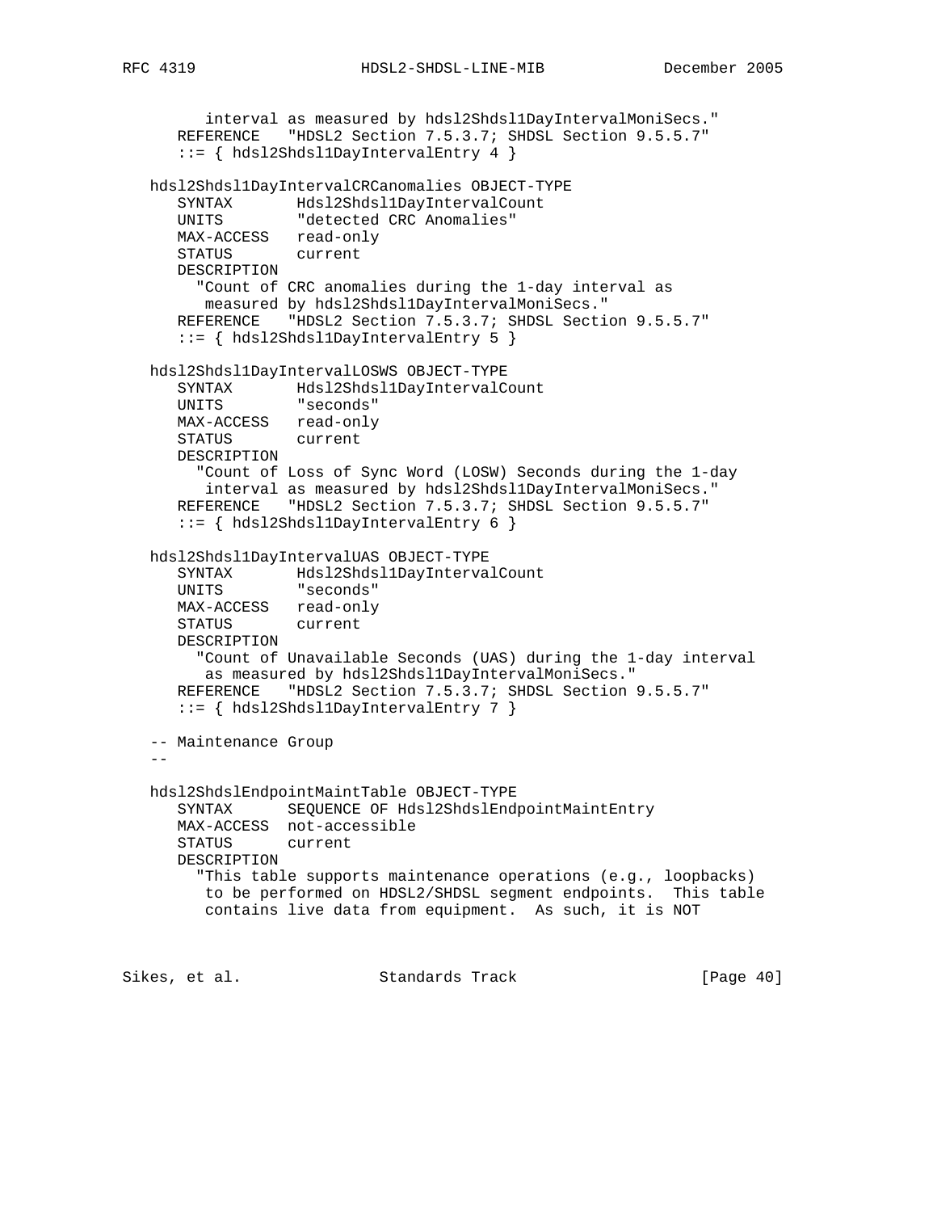```
        interval as measured by hdsl2Shdsl1DayIntervalMoniSecs."
     REFERENCE   "HDSL2 Section 7.5.3.7; SHDSL Section 9.5.5.7"
     ::= { hdsl2Shdsl1DayIntervalEntry 4 }

  hdsl2Shdsl1DayIntervalCRCanomalies OBJECT-TYPE
     SYNTAX       Hdsl2Shdsl1DayIntervalCount
     UNITS        "detected CRC Anomalies"
     MAX-ACCESS   read-only
     STATUS       current
     DESCRIPTION
       "Count of CRC anomalies during the 1-day interval as
        measured by hdsl2Shdsl1DayIntervalMoniSecs."
     REFERENCE   "HDSL2 Section 7.5.3.7; SHDSL Section 9.5.5.7"
     ::= { hdsl2Shdsl1DayIntervalEntry 5 }

  hdsl2Shdsl1DayIntervalLOSWS OBJECT-TYPE
     SYNTAX       Hdsl2Shdsl1DayIntervalCount
     UNITS        "seconds"
     MAX-ACCESS   read-only
     STATUS       current
     DESCRIPTION
       "Count of Loss of Sync Word (LOSW) Seconds during the 1-day
        interval as measured by hdsl2Shdsl1DayIntervalMoniSecs."
     REFERENCE   "HDSL2 Section 7.5.3.7; SHDSL Section 9.5.5.7"
     ::= { hdsl2Shdsl1DayIntervalEntry 6 }

  hdsl2Shdsl1DayIntervalUAS OBJECT-TYPE
     SYNTAX       Hdsl2Shdsl1DayIntervalCount
     UNITS        "seconds"
     MAX-ACCESS   read-only
     STATUS       current
     DESCRIPTION
       "Count of Unavailable Seconds (UAS) during the 1-day interval
        as measured by hdsl2Shdsl1DayIntervalMoniSecs."
     REFERENCE   "HDSL2 Section 7.5.3.7; SHDSL Section 9.5.5.7"
     ::= { hdsl2Shdsl1DayIntervalEntry 7 }

  -- Maintenance Group
  --

  hdsl2ShdslEndpointMaintTable OBJECT-TYPE
     SYNTAX      SEQUENCE OF Hdsl2ShdslEndpointMaintEntry
     MAX-ACCESS  not-accessible
     STATUS      current
     DESCRIPTION
       "This table supports maintenance operations (e.g., loopbacks)
        to be performed on HDSL2/SHDSL segment endpoints.  This table
        contains live data from equipment.  As such, it is NOT
```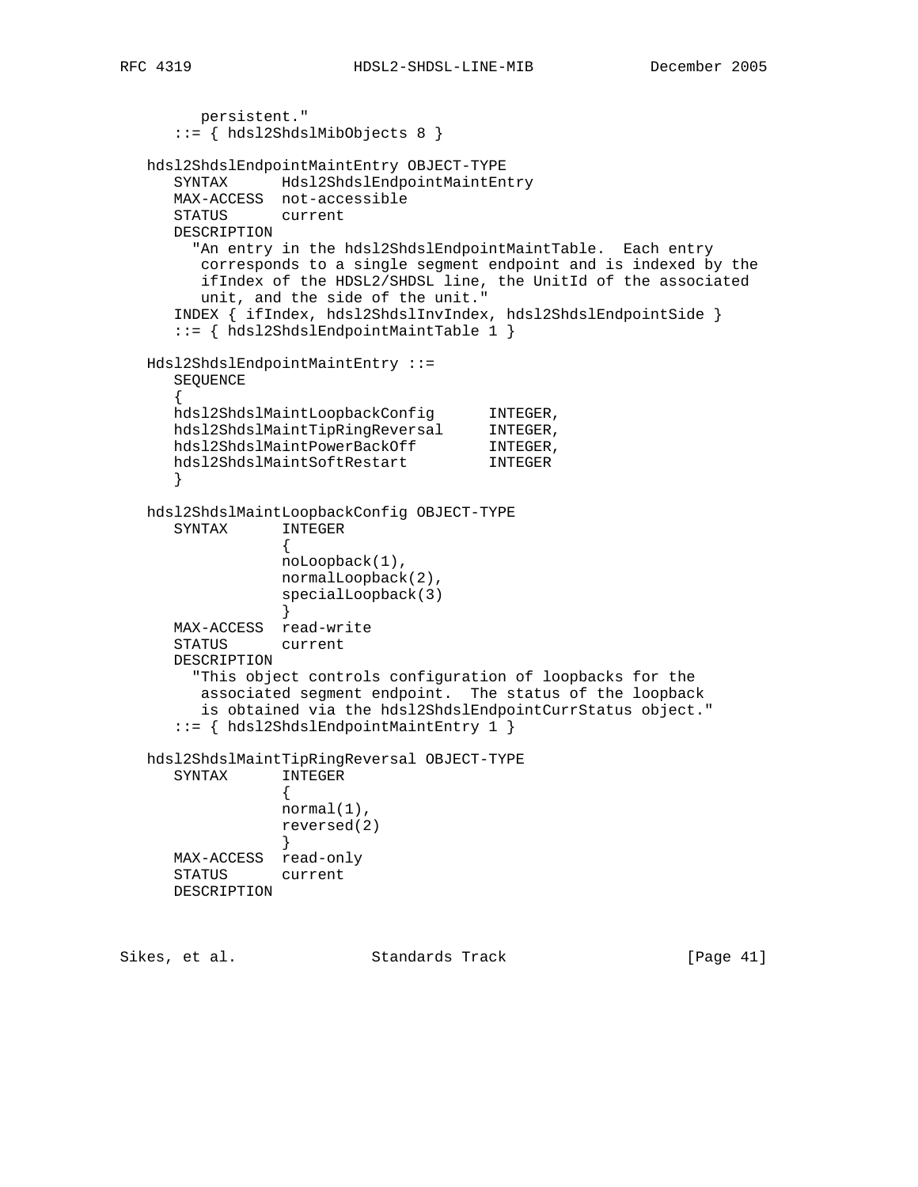```
         persistent."
      ::= { hdsl2ShdslMibObjects 8 }

   hdsl2ShdslEndpointMaintEntry OBJECT-TYPE
      SYNTAX      Hdsl2ShdslEndpointMaintEntry
      MAX-ACCESS  not-accessible
      STATUS      current
      DESCRIPTION
        "An entry in the hdsl2ShdslEndpointMaintTable.  Each entry
         corresponds to a single segment endpoint and is indexed by the
         ifIndex of the HDSL2/SHDSL line, the UnitId of the associated
         unit, and the side of the unit."
      INDEX { ifIndex, hdsl2ShdslInvIndex, hdsl2ShdslEndpointSide }
      ::= { hdsl2ShdslEndpointMaintTable 1 }

   Hdsl2ShdslEndpointMaintEntry ::=
      SEQUENCE
      {
      hdsl2ShdslMaintLoopbackConfig       INTEGER,
      hdsl2ShdslMaintTipRingReversal      INTEGER,
      hdsl2ShdslMaintPowerBackOff         INTEGER,
      hdsl2ShdslMaintSoftRestart          INTEGER
      }

   hdsl2ShdslMaintLoopbackConfig OBJECT-TYPE
      SYNTAX      INTEGER
                  {
                  noLoopback(1),
                  normalLoopback(2),
                  specialLoopback(3)
                  }
      MAX-ACCESS  read-write
      STATUS      current
      DESCRIPTION
        "This object controls configuration of loopbacks for the
         associated segment endpoint.  The status of the loopback
         is obtained via the hdsl2ShdslEndpointCurrStatus object."
      ::= { hdsl2ShdslEndpointMaintEntry 1 }

   hdsl2ShdslMaintTipRingReversal OBJECT-TYPE
      SYNTAX      INTEGER
                  {
                  normal(1),
                  reversed(2)
                  }
      MAX-ACCESS  read-only
      STATUS      current
      DESCRIPTION
```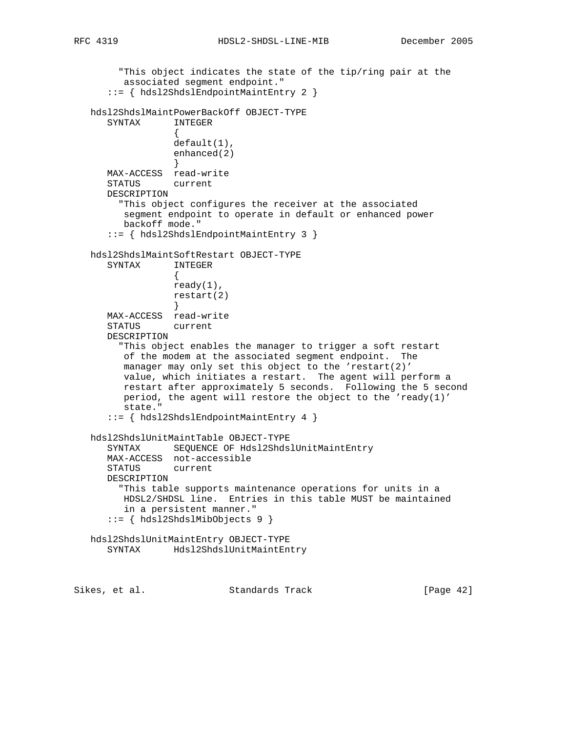```
        "This object indicates the state of the tip/ring pair at the
         associated segment endpoint."
      ::= { hdsl2ShdslEndpointMaintEntry 2 }

   hdsl2ShdslMaintPowerBackOff OBJECT-TYPE
      SYNTAX      INTEGER
                  {
                  default(1),
                  enhanced(2)
                  }
      MAX-ACCESS  read-write
      STATUS      current
      DESCRIPTION
        "This object configures the receiver at the associated
         segment endpoint to operate in default or enhanced power
         backoff mode."
      ::= { hdsl2ShdslEndpointMaintEntry 3 }

   hdsl2ShdslMaintSoftRestart OBJECT-TYPE
      SYNTAX      INTEGER
                  {
                  ready(1),
                  restart(2)
                  }
      MAX-ACCESS  read-write
      STATUS      current
      DESCRIPTION
        "This object enables the manager to trigger a soft restart
         of the modem at the associated segment endpoint.  The
         manager may only set this object to the 'restart(2)'
         value, which initiates a restart.  The agent will perform a
         restart after approximately 5 seconds.  Following the 5 second
         period, the agent will restore the object to the 'ready(1)'
         state."
      ::= { hdsl2ShdslEndpointMaintEntry 4 }

   hdsl2ShdslUnitMaintTable OBJECT-TYPE
      SYNTAX      SEQUENCE OF Hdsl2ShdslUnitMaintEntry
      MAX-ACCESS  not-accessible
      STATUS      current
      DESCRIPTION
        "This table supports maintenance operations for units in a
         HDSL2/SHDSL line.  Entries in this table MUST be maintained
         in a persistent manner."
      ::= { hdsl2ShdslMibObjects 9 }

   hdsl2ShdslUnitMaintEntry OBJECT-TYPE
      SYNTAX      Hdsl2ShdslUnitMaintEntry
```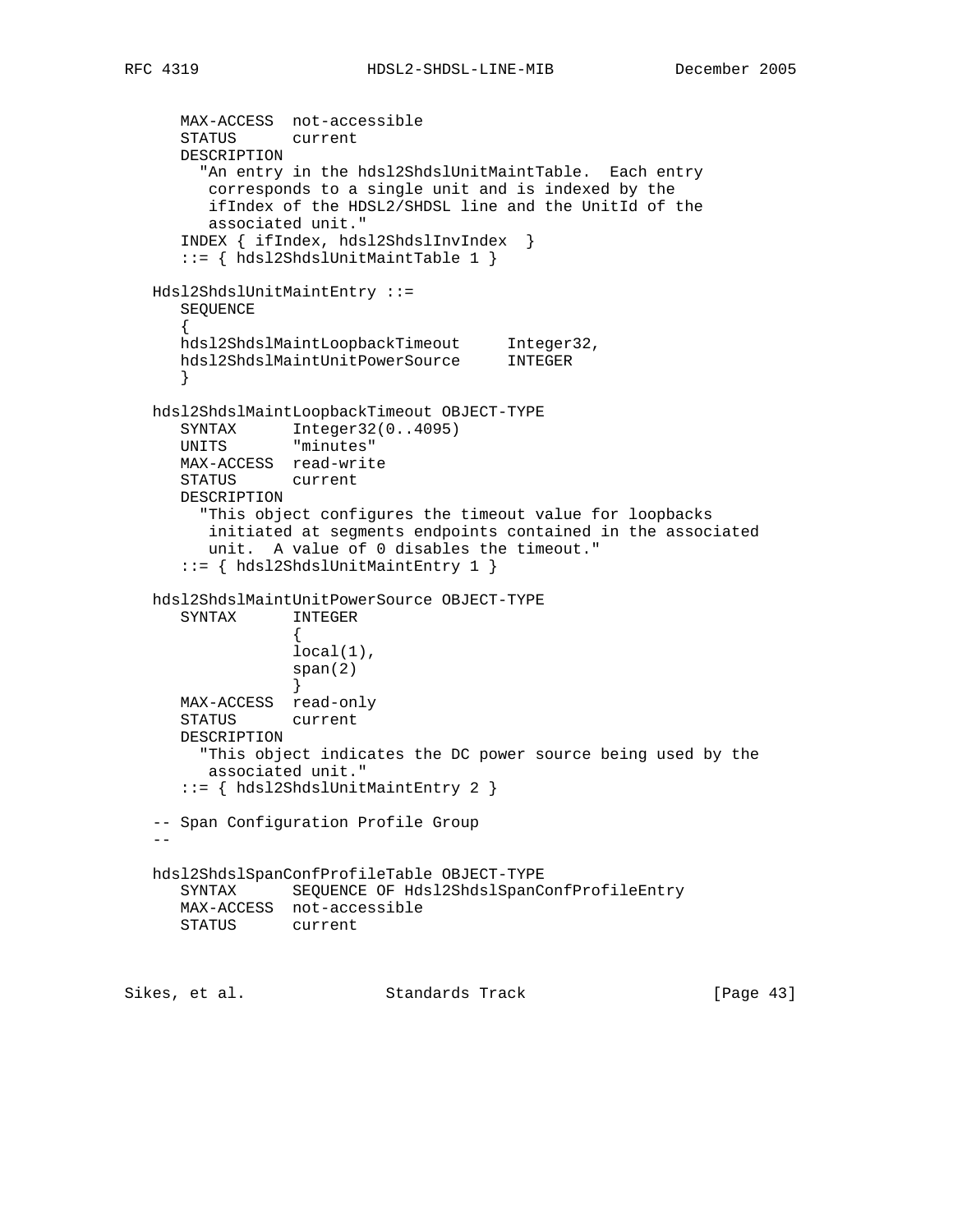```
      MAX-ACCESS  not-accessible
      STATUS      current
      DESCRIPTION
        "An entry in the hdsl2ShdslUnitMaintTable.  Each entry
         corresponds to a single unit and is indexed by the
         ifIndex of the HDSL2/SHDSL line and the UnitId of the
         associated unit."
      INDEX { ifIndex, hdsl2ShdslInvIndex  }
      ::= { hdsl2ShdslUnitMaintTable 1 }

   Hdsl2ShdslUnitMaintEntry ::=
      SEQUENCE
      {
      hdsl2ShdslMaintLoopbackTimeout     Integer32,
      hdsl2ShdslMaintUnitPowerSource     INTEGER
      }

   hdsl2ShdslMaintLoopbackTimeout OBJECT-TYPE
      SYNTAX      Integer32(0..4095)
      UNITS       "minutes"
      MAX-ACCESS  read-write
      STATUS      current
      DESCRIPTION
        "This object configures the timeout value for loopbacks
         initiated at segments endpoints contained in the associated
         unit.  A value of 0 disables the timeout."
      ::= { hdsl2ShdslUnitMaintEntry 1 }

   hdsl2ShdslMaintUnitPowerSource OBJECT-TYPE
      SYNTAX      INTEGER
                  {
                  local(1),
                  span(2)
                  }
      MAX-ACCESS  read-only
      STATUS      current
      DESCRIPTION
        "This object indicates the DC power source being used by the
         associated unit."
      ::= { hdsl2ShdslUnitMaintEntry 2 }

   -- Span Configuration Profile Group
   --

   hdsl2ShdslSpanConfProfileTable OBJECT-TYPE
      SYNTAX      SEQUENCE OF Hdsl2ShdslSpanConfProfileEntry
      MAX-ACCESS  not-accessible
      STATUS      current
```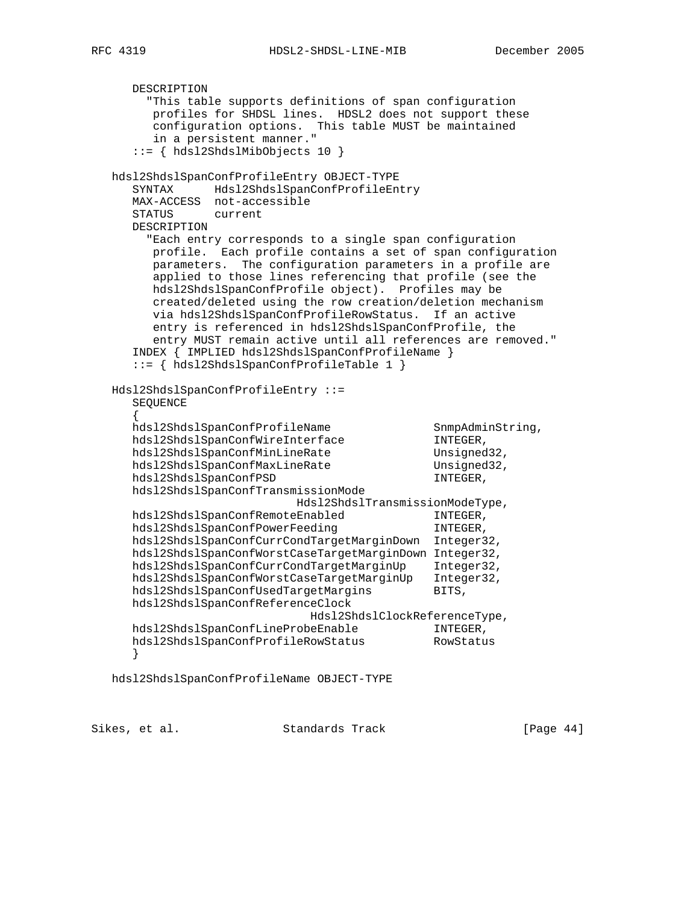```
      DESCRIPTION
        "This table supports definitions of span configuration
         profiles for SHDSL lines.  HDSL2 does not support these
         configuration options.  This table MUST be maintained
         in a persistent manner."
      ::= { hdsl2ShdslMibObjects 10 }

   hdsl2ShdslSpanConfProfileEntry OBJECT-TYPE
      SYNTAX      Hdsl2ShdslSpanConfProfileEntry
      MAX-ACCESS  not-accessible
      STATUS      current
      DESCRIPTION
        "Each entry corresponds to a single span configuration
         profile.  Each profile contains a set of span configuration
         parameters.  The configuration parameters in a profile are
         applied to those lines referencing that profile (see the
         hdsl2ShdslSpanConfProfile object).  Profiles may be
         created/deleted using the row creation/deletion mechanism
         via hdsl2ShdslSpanConfProfileRowStatus.  If an active
         entry is referenced in hdsl2ShdslSpanConfProfile, the
         entry MUST remain active until all references are removed."
      INDEX { IMPLIED hdsl2ShdslSpanConfProfileName }
      ::= { hdsl2ShdslSpanConfProfileTable 1 }

   Hdsl2ShdslSpanConfProfileEntry ::=
      SEQUENCE
      {
      hdsl2ShdslSpanConfProfileName               SnmpAdminString,
      hdsl2ShdslSpanConfWireInterface             INTEGER,
      hdsl2ShdslSpanConfMinLineRate               Unsigned32,
      hdsl2ShdslSpanConfMaxLineRate               Unsigned32,
      hdsl2ShdslSpanConfPSD                       INTEGER,
      hdsl2ShdslSpanConfTransmissionMode
                                Hdsl2ShdslTransmissionModeType,
      hdsl2ShdslSpanConfRemoteEnabled             INTEGER,
      hdsl2ShdslSpanConfPowerFeeding              INTEGER,
      hdsl2ShdslSpanConfCurrCondTargetMarginDown  Integer32,
      hdsl2ShdslSpanConfWorstCaseTargetMarginDown Integer32,
      hdsl2ShdslSpanConfCurrCondTargetMarginUp    Integer32,
      hdsl2ShdslSpanConfWorstCaseTargetMarginUp   Integer32,
      hdsl2ShdslSpanConfUsedTargetMargins         BITS,
      hdsl2ShdslSpanConfReferenceClock
                                 Hdsl2ShdslClockReferenceType,
      hdsl2ShdslSpanConfLineProbeEnable           INTEGER,
      hdsl2ShdslSpanConfProfileRowStatus          RowStatus
      }

   hdsl2ShdslSpanConfProfileName OBJECT-TYPE
```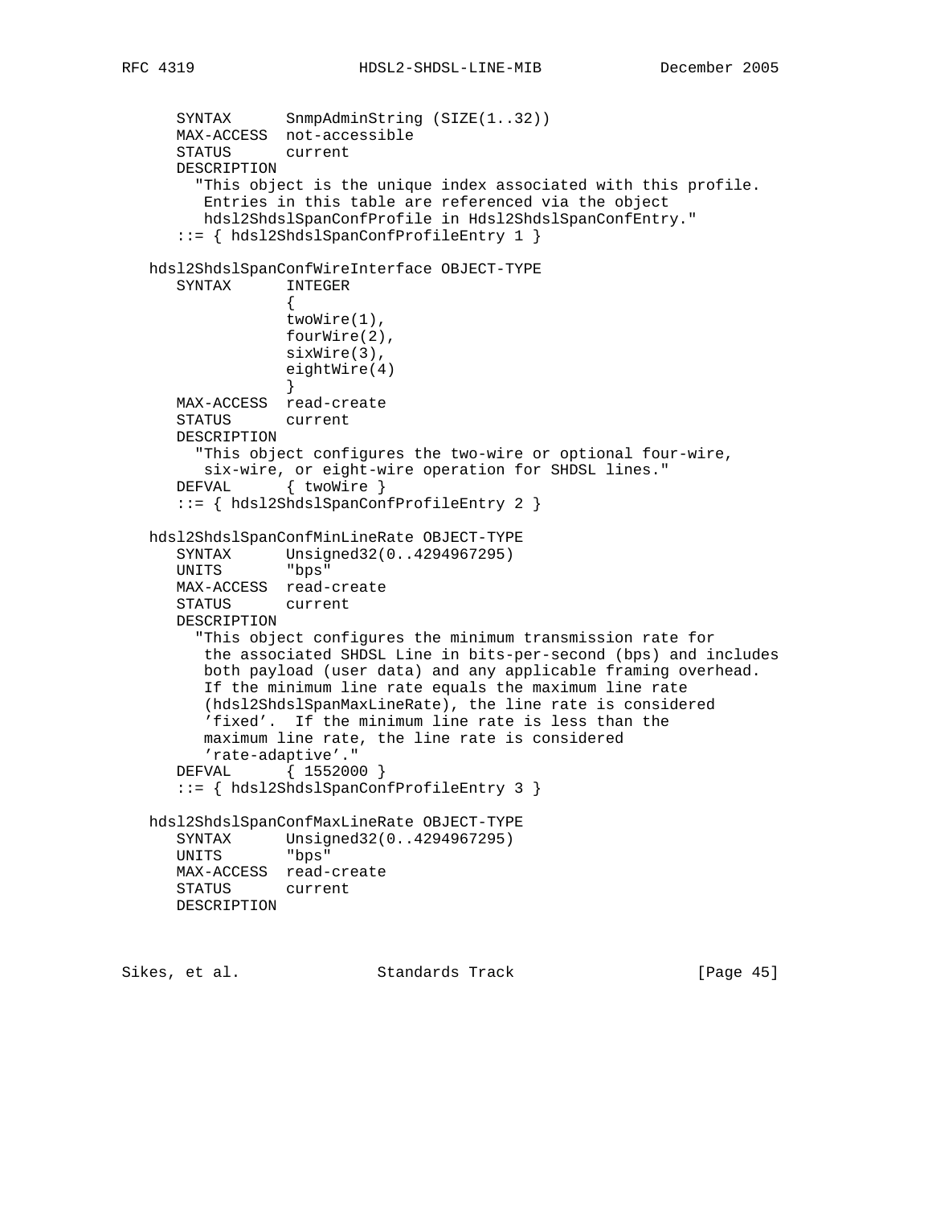```
      SYNTAX      SnmpAdminString (SIZE(1..32))
      MAX-ACCESS  not-accessible
      STATUS      current
      DESCRIPTION
        "This object is the unique index associated with this profile.
         Entries in this table are referenced via the object
         hdsl2ShdslSpanConfProfile in Hdsl2ShdslSpanConfEntry."
      ::= { hdsl2ShdslSpanConfProfileEntry 1 }

   hdsl2ShdslSpanConfWireInterface OBJECT-TYPE
      SYNTAX      INTEGER
                  {
                  twoWire(1),
                  fourWire(2),
                  sixWire(3),
                  eightWire(4)
                  }
      MAX-ACCESS  read-create
      STATUS      current
      DESCRIPTION
        "This object configures the two-wire or optional four-wire,
         six-wire, or eight-wire operation for SHDSL lines."
      DEFVAL      { twoWire }
      ::= { hdsl2ShdslSpanConfProfileEntry 2 }

   hdsl2ShdslSpanConfMinLineRate OBJECT-TYPE
      SYNTAX      Unsigned32(0..4294967295)
      UNITS       "bps"
      MAX-ACCESS  read-create
      STATUS      current
      DESCRIPTION
        "This object configures the minimum transmission rate for
         the associated SHDSL Line in bits-per-second (bps) and includes
         both payload (user data) and any applicable framing overhead.
         If the minimum line rate equals the maximum line rate
         (hdsl2ShdslSpanMaxLineRate), the line rate is considered
         'fixed'.  If the minimum line rate is less than the
         maximum line rate, the line rate is considered
         'rate-adaptive'."
      DEFVAL      { 1552000 }
      ::= { hdsl2ShdslSpanConfProfileEntry 3 }

   hdsl2ShdslSpanConfMaxLineRate OBJECT-TYPE
      SYNTAX      Unsigned32(0..4294967295)
      UNITS       "bps"
      MAX-ACCESS  read-create
      STATUS      current
      DESCRIPTION
```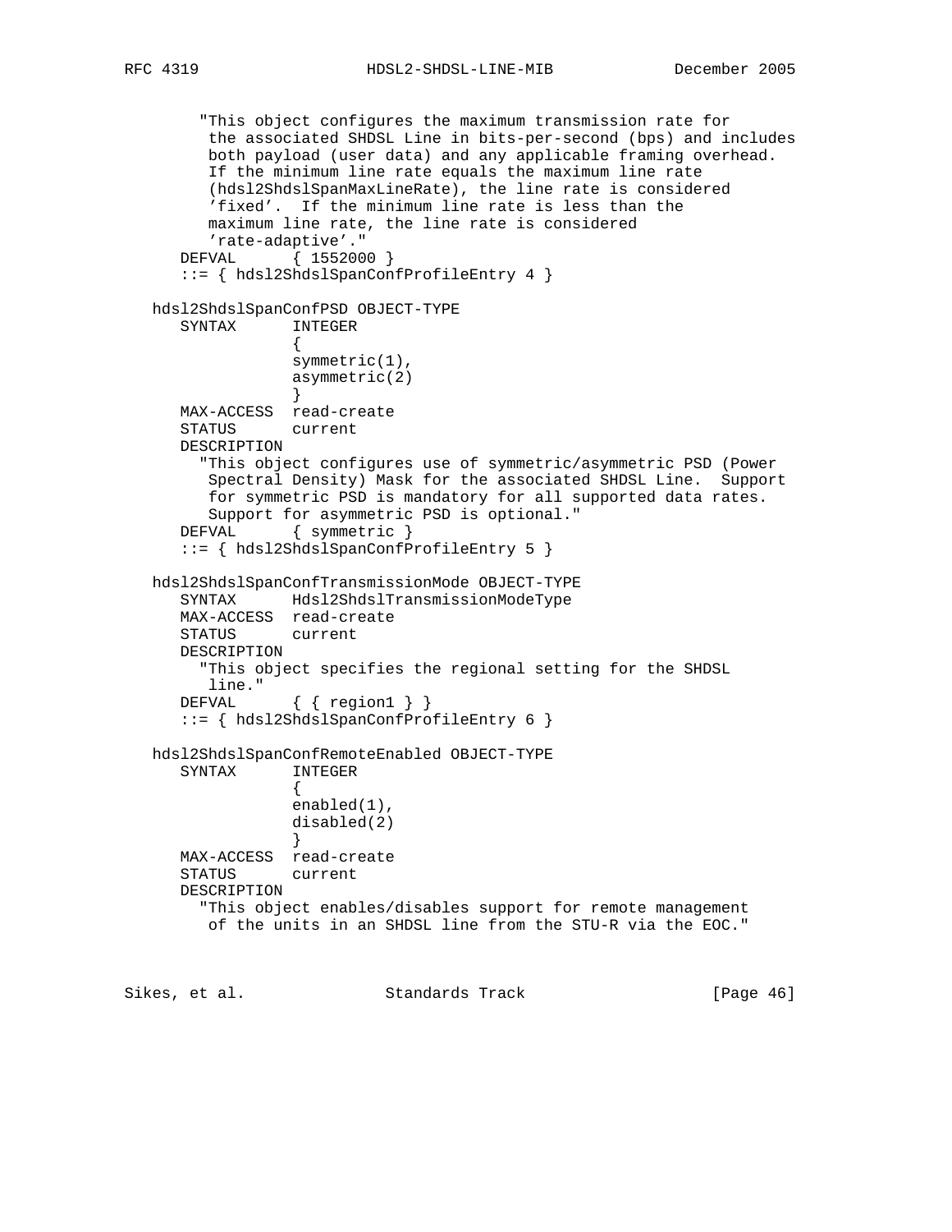```
        "This object configures the maximum transmission rate for
         the associated SHDSL Line in bits-per-second (bps) and includes
         both payload (user data) and any applicable framing overhead.
         If the minimum line rate equals the maximum line rate
         (hdsl2ShdslSpanMaxLineRate), the line rate is considered
         'fixed'.  If the minimum line rate is less than the
         maximum line rate, the line rate is considered
         'rate-adaptive'."
       DEFVAL      { 1552000 }
       ::= { hdsl2ShdslSpanConfProfileEntry 4 }

   hdsl2ShdslSpanConfPSD OBJECT-TYPE
      SYNTAX      INTEGER
                  {
                  symmetric(1),
                  asymmetric(2)
                  }
      MAX-ACCESS  read-create
      STATUS      current
      DESCRIPTION
        "This object configures use of symmetric/asymmetric PSD (Power
         Spectral Density) Mask for the associated SHDSL Line.  Support
         for symmetric PSD is mandatory for all supported data rates.
         Support for asymmetric PSD is optional."
       DEFVAL      { symmetric }
       ::= { hdsl2ShdslSpanConfProfileEntry 5 }

   hdsl2ShdslSpanConfTransmissionMode OBJECT-TYPE
      SYNTAX      Hdsl2ShdslTransmissionModeType
      MAX-ACCESS  read-create
      STATUS      current
      DESCRIPTION
        "This object specifies the regional setting for the SHDSL
         line."
       DEFVAL      { { region1 } }
       ::= { hdsl2ShdslSpanConfProfileEntry 6 }

   hdsl2ShdslSpanConfRemoteEnabled OBJECT-TYPE
      SYNTAX      INTEGER
                  {
                  enabled(1),
                  disabled(2)
                  }
      MAX-ACCESS  read-create
      STATUS      current
      DESCRIPTION
        "This object enables/disables support for remote management
         of the units in an SHDSL line from the STU-R via the EOC."
```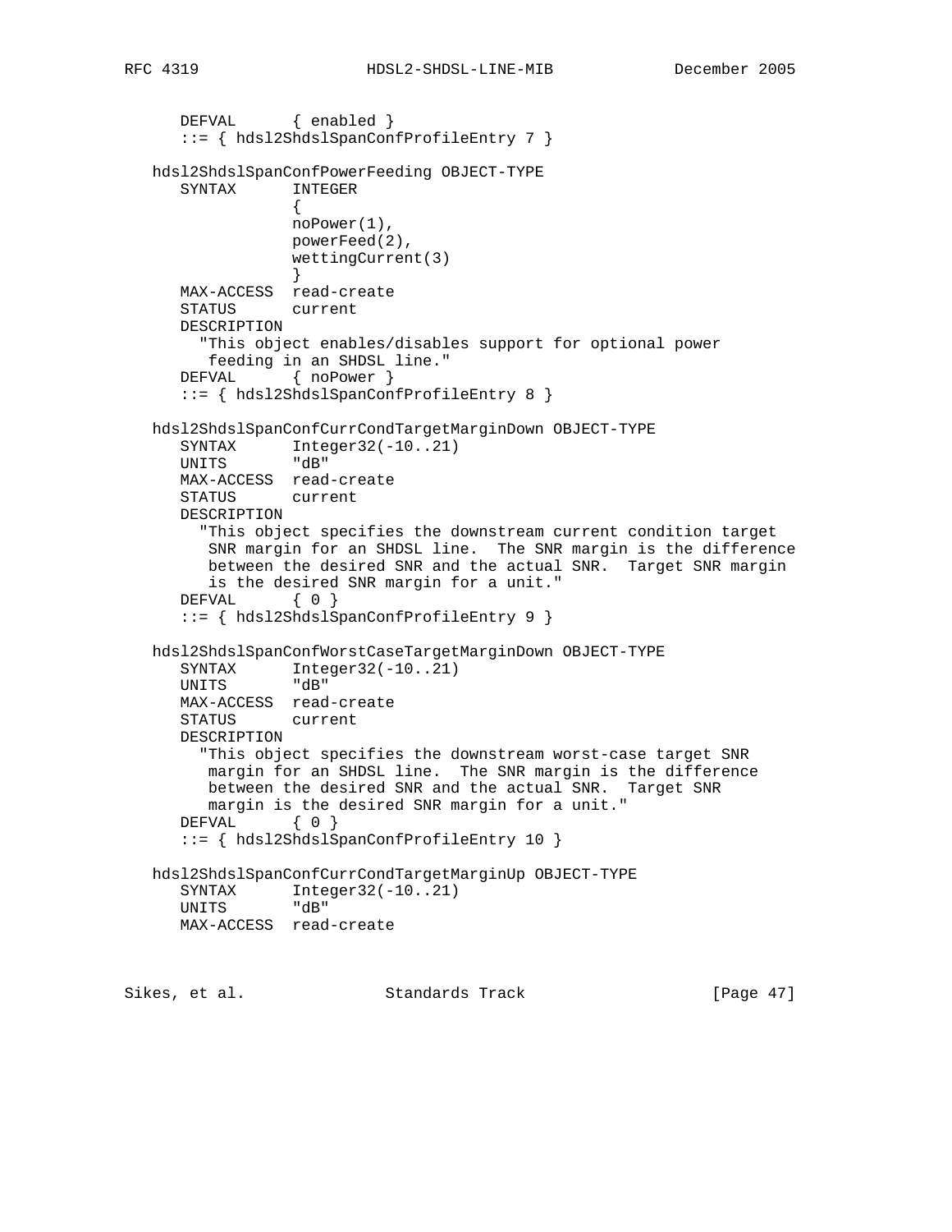```
      DEFVAL      { enabled }
      ::= { hdsl2ShdslSpanConfProfileEntry 7 }

   hdsl2ShdslSpanConfPowerFeeding OBJECT-TYPE
      SYNTAX      INTEGER
                  {
                  noPower(1),
                  powerFeed(2),
                  wettingCurrent(3)
                  }
      MAX-ACCESS  read-create
      STATUS      current
      DESCRIPTION
        "This object enables/disables support for optional power
         feeding in an SHDSL line."
      DEFVAL      { noPower }
      ::= { hdsl2ShdslSpanConfProfileEntry 8 }

   hdsl2ShdslSpanConfCurrCondTargetMarginDown OBJECT-TYPE
      SYNTAX      Integer32(-10..21)
      UNITS       "dB"
      MAX-ACCESS  read-create
      STATUS      current
      DESCRIPTION
        "This object specifies the downstream current condition target
         SNR margin for an SHDSL line.  The SNR margin is the difference
         between the desired SNR and the actual SNR.  Target SNR margin
         is the desired SNR margin for a unit."
      DEFVAL      { 0 }
      ::= { hdsl2ShdslSpanConfProfileEntry 9 }

   hdsl2ShdslSpanConfWorstCaseTargetMarginDown OBJECT-TYPE
      SYNTAX      Integer32(-10..21)
      UNITS       "dB"
      MAX-ACCESS  read-create
      STATUS      current
      DESCRIPTION
        "This object specifies the downstream worst-case target SNR
         margin for an SHDSL line.  The SNR margin is the difference
         between the desired SNR and the actual SNR.  Target SNR
         margin is the desired SNR margin for a unit."
      DEFVAL      { 0 }
      ::= { hdsl2ShdslSpanConfProfileEntry 10 }

   hdsl2ShdslSpanConfCurrCondTargetMarginUp OBJECT-TYPE
      SYNTAX      Integer32(-10..21)
      UNITS       "dB"
      MAX-ACCESS  read-create
```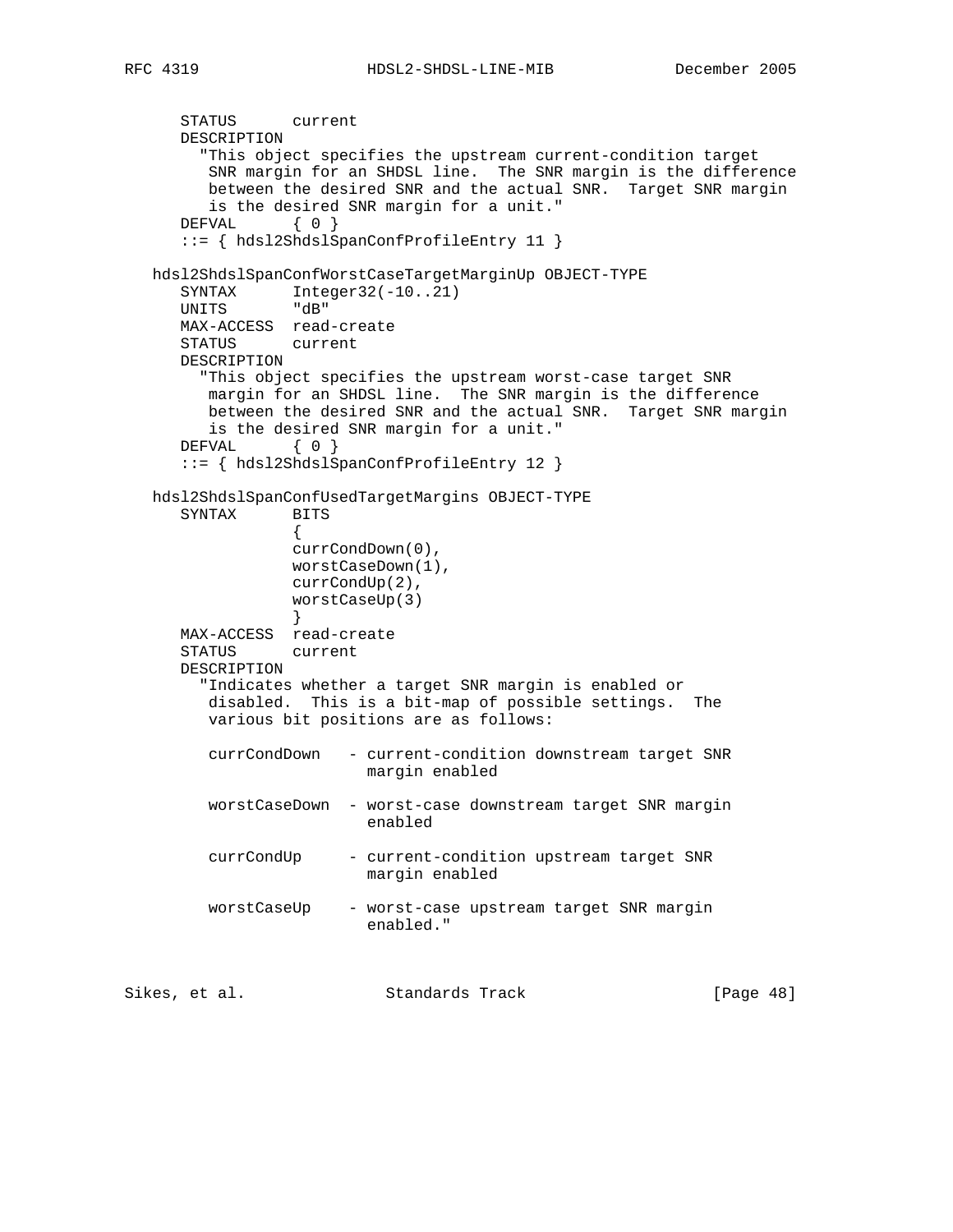```
      STATUS      current
      DESCRIPTION
        "This object specifies the upstream current-condition target
         SNR margin for an SHDSL line.  The SNR margin is the difference
         between the desired SNR and the actual SNR.  Target SNR margin
         is the desired SNR margin for a unit."
      DEFVAL      { 0 }
      ::= { hdsl2ShdslSpanConfProfileEntry 11 }

   hdsl2ShdslSpanConfWorstCaseTargetMarginUp OBJECT-TYPE
      SYNTAX      Integer32(-10..21)
      UNITS       "dB"
      MAX-ACCESS  read-create
      STATUS      current
      DESCRIPTION
        "This object specifies the upstream worst-case target SNR
         margin for an SHDSL line.  The SNR margin is the difference
         between the desired SNR and the actual SNR.  Target SNR margin
         is the desired SNR margin for a unit."
      DEFVAL      { 0 }
      ::= { hdsl2ShdslSpanConfProfileEntry 12 }

   hdsl2ShdslSpanConfUsedTargetMargins OBJECT-TYPE
      SYNTAX      BITS
                  {
                  currCondDown(0),
                  worstCaseDown(1),
                  currCondUp(2),
                  worstCaseUp(3)
                  }
      MAX-ACCESS  read-create
      STATUS      current
      DESCRIPTION
        "Indicates whether a target SNR margin is enabled or
         disabled.  This is a bit-map of possible settings.  The
         various bit positions are as follows:

         currCondDown   - current-condition downstream target SNR
                          margin enabled

         worstCaseDown  - worst-case downstream target SNR margin
                          enabled

         currCondUp     - current-condition upstream target SNR
                          margin enabled

         worstCaseUp    - worst-case upstream target SNR margin
                          enabled."
```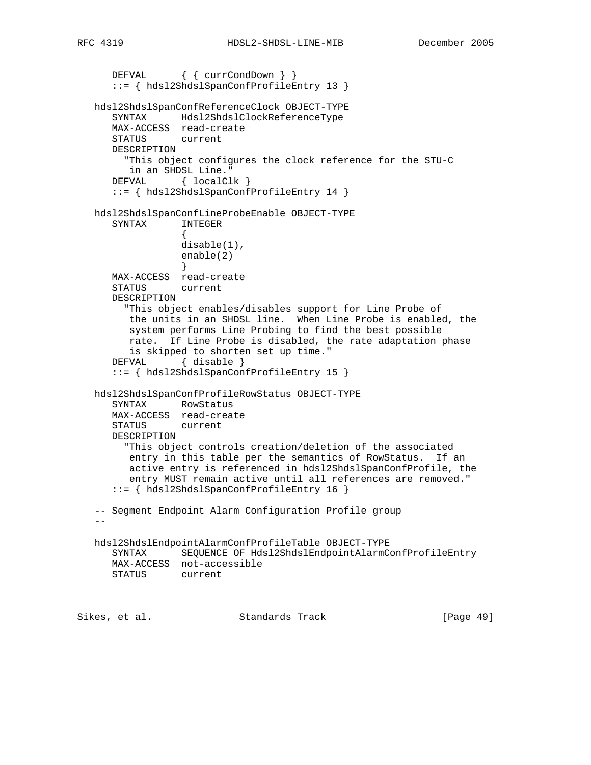```
      DEFVAL       { { currCondDown } }
      ::= { hdsl2ShdslSpanConfProfileEntry 13 }

   hdsl2ShdslSpanConfReferenceClock OBJECT-TYPE
      SYNTAX       Hdsl2ShdslClockReferenceType
      MAX-ACCESS   read-create
      STATUS       current
      DESCRIPTION
        "This object configures the clock reference for the STU-C
         in an SHDSL Line."
      DEFVAL       { localClk }
      ::= { hdsl2ShdslSpanConfProfileEntry 14 }

   hdsl2ShdslSpanConfLineProbeEnable OBJECT-TYPE
      SYNTAX       INTEGER
                   {
                   disable(1),
                   enable(2)
                   }
      MAX-ACCESS   read-create
      STATUS       current
      DESCRIPTION
        "This object enables/disables support for Line Probe of
         the units in an SHDSL line.  When Line Probe is enabled, the
         system performs Line Probing to find the best possible
         rate.  If Line Probe is disabled, the rate adaptation phase
         is skipped to shorten set up time."
      DEFVAL       { disable }
      ::= { hdsl2ShdslSpanConfProfileEntry 15 }

   hdsl2ShdslSpanConfProfileRowStatus OBJECT-TYPE
      SYNTAX       RowStatus
      MAX-ACCESS   read-create
      STATUS       current
      DESCRIPTION
        "This object controls creation/deletion of the associated
         entry in this table per the semantics of RowStatus.  If an
         active entry is referenced in hdsl2ShdslSpanConfProfile, the
         entry MUST remain active until all references are removed."
      ::= { hdsl2ShdslSpanConfProfileEntry 16 }

   -- Segment Endpoint Alarm Configuration Profile group
   --

   hdsl2ShdslEndpointAlarmConfProfileTable OBJECT-TYPE
      SYNTAX       SEQUENCE OF Hdsl2ShdslEndpointAlarmConfProfileEntry
      MAX-ACCESS   not-accessible
      STATUS       current
```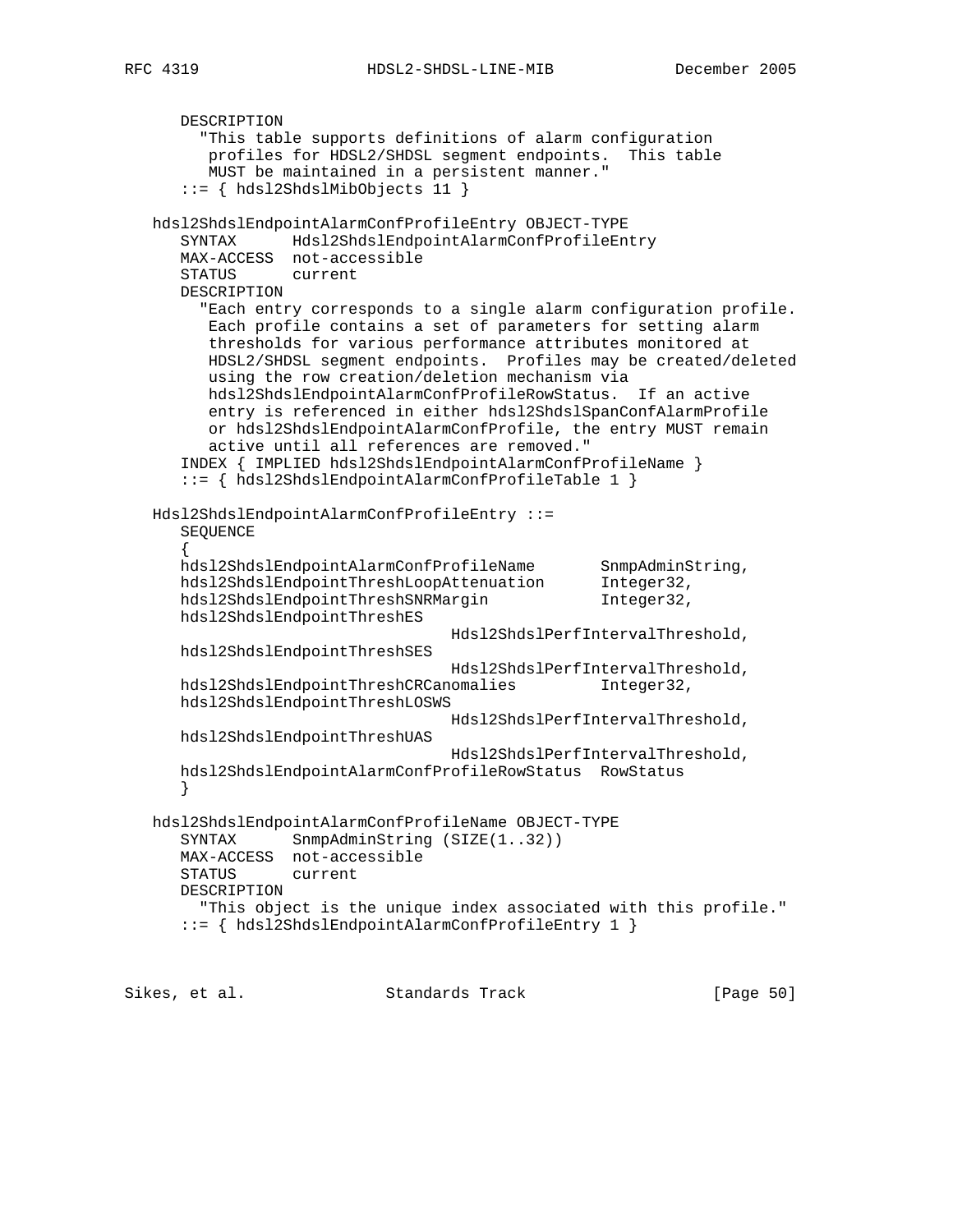```
      DESCRIPTION
        "This table supports definitions of alarm configuration
         profiles for HDSL2/SHDSL segment endpoints.  This table
         MUST be maintained in a persistent manner."
      ::= { hdsl2ShdslMibObjects 11 }

   hdsl2ShdslEndpointAlarmConfProfileEntry OBJECT-TYPE
      SYNTAX      Hdsl2ShdslEndpointAlarmConfProfileEntry
      MAX-ACCESS  not-accessible
      STATUS      current
      DESCRIPTION
        "Each entry corresponds to a single alarm configuration profile.
         Each profile contains a set of parameters for setting alarm
         thresholds for various performance attributes monitored at
         HDSL2/SHDSL segment endpoints.  Profiles may be created/deleted
         using the row creation/deletion mechanism via
         hdsl2ShdslEndpointAlarmConfProfileRowStatus.  If an active
         entry is referenced in either hdsl2ShdslSpanConfAlarmProfile
         or hdsl2ShdslEndpointAlarmConfProfile, the entry MUST remain
         active until all references are removed."
      INDEX { IMPLIED hdsl2ShdslEndpointAlarmConfProfileName }
      ::= { hdsl2ShdslEndpointAlarmConfProfileTable 1 }

   Hdsl2ShdslEndpointAlarmConfProfileEntry ::=
      SEQUENCE
      {
      hdsl2ShdslEndpointAlarmConfProfileName       SnmpAdminString,
      hdsl2ShdslEndpointThreshLoopAttenuation      Integer32,
      hdsl2ShdslEndpointThreshSNRMargin            Integer32,
      hdsl2ShdslEndpointThreshES
                                   Hdsl2ShdslPerfIntervalThreshold,
      hdsl2ShdslEndpointThreshSES
                                   Hdsl2ShdslPerfIntervalThreshold,
      hdsl2ShdslEndpointThreshCRCanomalies         Integer32,
      hdsl2ShdslEndpointThreshLOSWS
                                   Hdsl2ShdslPerfIntervalThreshold,
      hdsl2ShdslEndpointThreshUAS
                                   Hdsl2ShdslPerfIntervalThreshold,
      hdsl2ShdslEndpointAlarmConfProfileRowStatus  RowStatus
      }

   hdsl2ShdslEndpointAlarmConfProfileName OBJECT-TYPE
      SYNTAX      SnmpAdminString (SIZE(1..32))
      MAX-ACCESS  not-accessible
      STATUS      current
      DESCRIPTION
        "This object is the unique index associated with this profile."
      ::= { hdsl2ShdslEndpointAlarmConfProfileEntry 1 }
```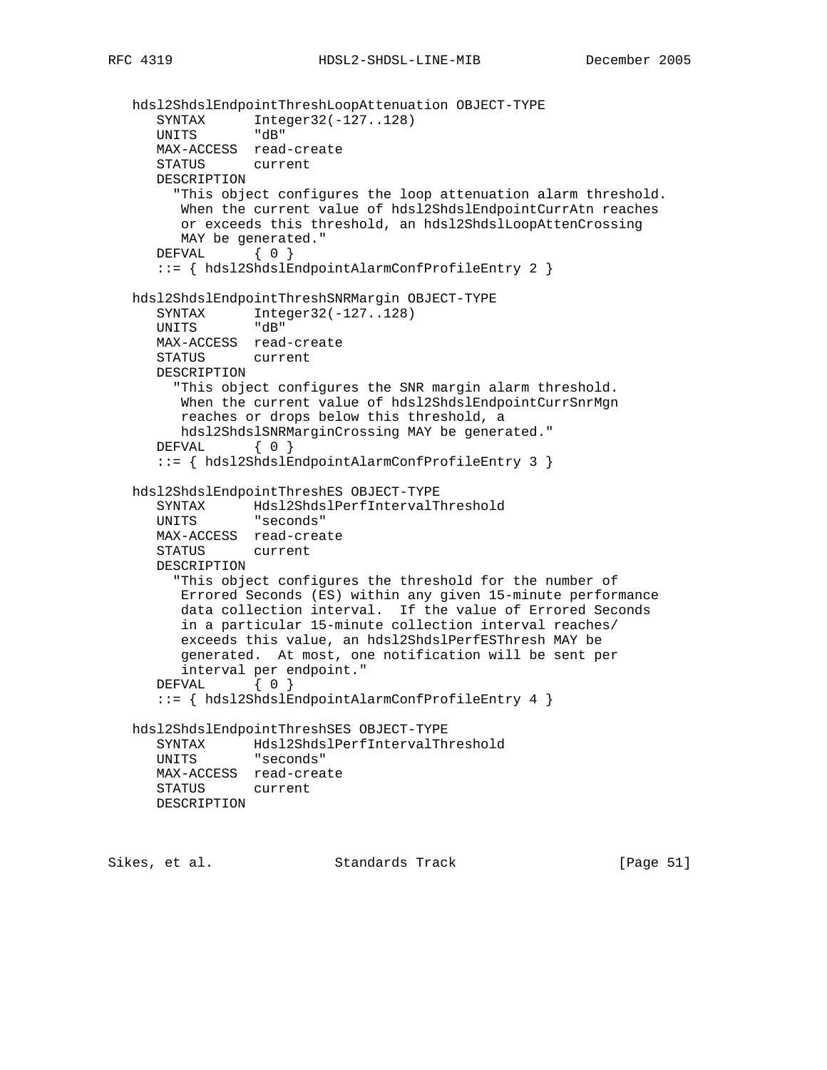```
   hdsl2ShdslEndpointThreshLoopAttenuation OBJECT-TYPE
      SYNTAX      Integer32(-127..128)
      UNITS       "dB"
      MAX-ACCESS  read-create
      STATUS      current
      DESCRIPTION
        "This object configures the loop attenuation alarm threshold.
         When the current value of hdsl2ShdslEndpointCurrAtn reaches
         or exceeds this threshold, an hdsl2ShdslLoopAttenCrossing
         MAY be generated."
      DEFVAL      { 0 }
      ::= { hdsl2ShdslEndpointAlarmConfProfileEntry 2 }

   hdsl2ShdslEndpointThreshSNRMargin OBJECT-TYPE
      SYNTAX      Integer32(-127..128)
      UNITS       "dB"
      MAX-ACCESS  read-create
      STATUS      current
      DESCRIPTION
        "This object configures the SNR margin alarm threshold.
         When the current value of hdsl2ShdslEndpointCurrSnrMgn
         reaches or drops below this threshold, a
         hdsl2ShdslSNRMarginCrossing MAY be generated."
      DEFVAL      { 0 }
      ::= { hdsl2ShdslEndpointAlarmConfProfileEntry 3 }

   hdsl2ShdslEndpointThreshES OBJECT-TYPE
      SYNTAX      Hdsl2ShdslPerfIntervalThreshold
      UNITS       "seconds"
      MAX-ACCESS  read-create
      STATUS      current
      DESCRIPTION
        "This object configures the threshold for the number of
         Errored Seconds (ES) within any given 15-minute performance
         data collection interval.  If the value of Errored Seconds
         in a particular 15-minute collection interval reaches/
         exceeds this value, an hdsl2ShdslPerfESThresh MAY be
         generated.  At most, one notification will be sent per
         interval per endpoint."
      DEFVAL      { 0 }
      ::= { hdsl2ShdslEndpointAlarmConfProfileEntry 4 }

   hdsl2ShdslEndpointThreshSES OBJECT-TYPE
      SYNTAX      Hdsl2ShdslPerfIntervalThreshold
      UNITS       "seconds"
      MAX-ACCESS  read-create
      STATUS      current
      DESCRIPTION
```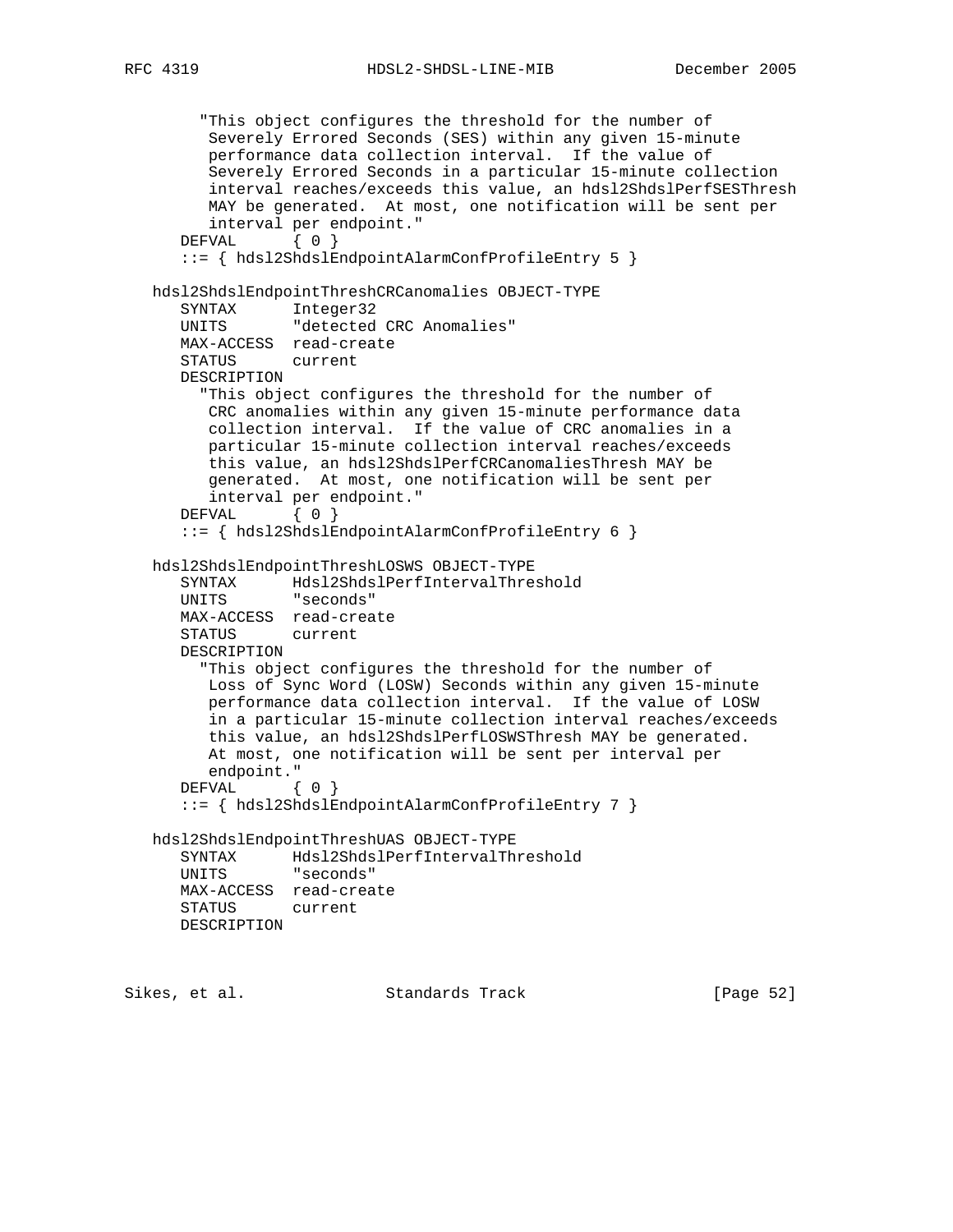```
        "This object configures the threshold for the number of
         Severely Errored Seconds (SES) within any given 15-minute
         performance data collection interval.  If the value of
         Severely Errored Seconds in a particular 15-minute collection
         interval reaches/exceeds this value, an hdsl2ShdslPerfSESThresh
         MAY be generated.  At most, one notification will be sent per
         interval per endpoint."
      DEFVAL      { 0 }
      ::= { hdsl2ShdslEndpointAlarmConfProfileEntry 5 }

   hdsl2ShdslEndpointThreshCRCanomalies OBJECT-TYPE
      SYNTAX      Integer32
      UNITS       "detected CRC Anomalies"
      MAX-ACCESS  read-create
      STATUS      current
      DESCRIPTION
        "This object configures the threshold for the number of
         CRC anomalies within any given 15-minute performance data
         collection interval.  If the value of CRC anomalies in a
         particular 15-minute collection interval reaches/exceeds
         this value, an hdsl2ShdslPerfCRCanomaliesThresh MAY be
         generated.  At most, one notification will be sent per
         interval per endpoint."
      DEFVAL      { 0 }
      ::= { hdsl2ShdslEndpointAlarmConfProfileEntry 6 }

   hdsl2ShdslEndpointThreshLOSWS OBJECT-TYPE
      SYNTAX      Hdsl2ShdslPerfIntervalThreshold
      UNITS       "seconds"
      MAX-ACCESS  read-create
      STATUS      current
      DESCRIPTION
        "This object configures the threshold for the number of
         Loss of Sync Word (LOSW) Seconds within any given 15-minute
         performance data collection interval.  If the value of LOSW
         in a particular 15-minute collection interval reaches/exceeds
         this value, an hdsl2ShdslPerfLOSWSThresh MAY be generated.
         At most, one notification will be sent per interval per
         endpoint."
      DEFVAL      { 0 }
      ::= { hdsl2ShdslEndpointAlarmConfProfileEntry 7 }

   hdsl2ShdslEndpointThreshUAS OBJECT-TYPE
      SYNTAX      Hdsl2ShdslPerfIntervalThreshold
      UNITS       "seconds"
      MAX-ACCESS  read-create
      STATUS      current
      DESCRIPTION
```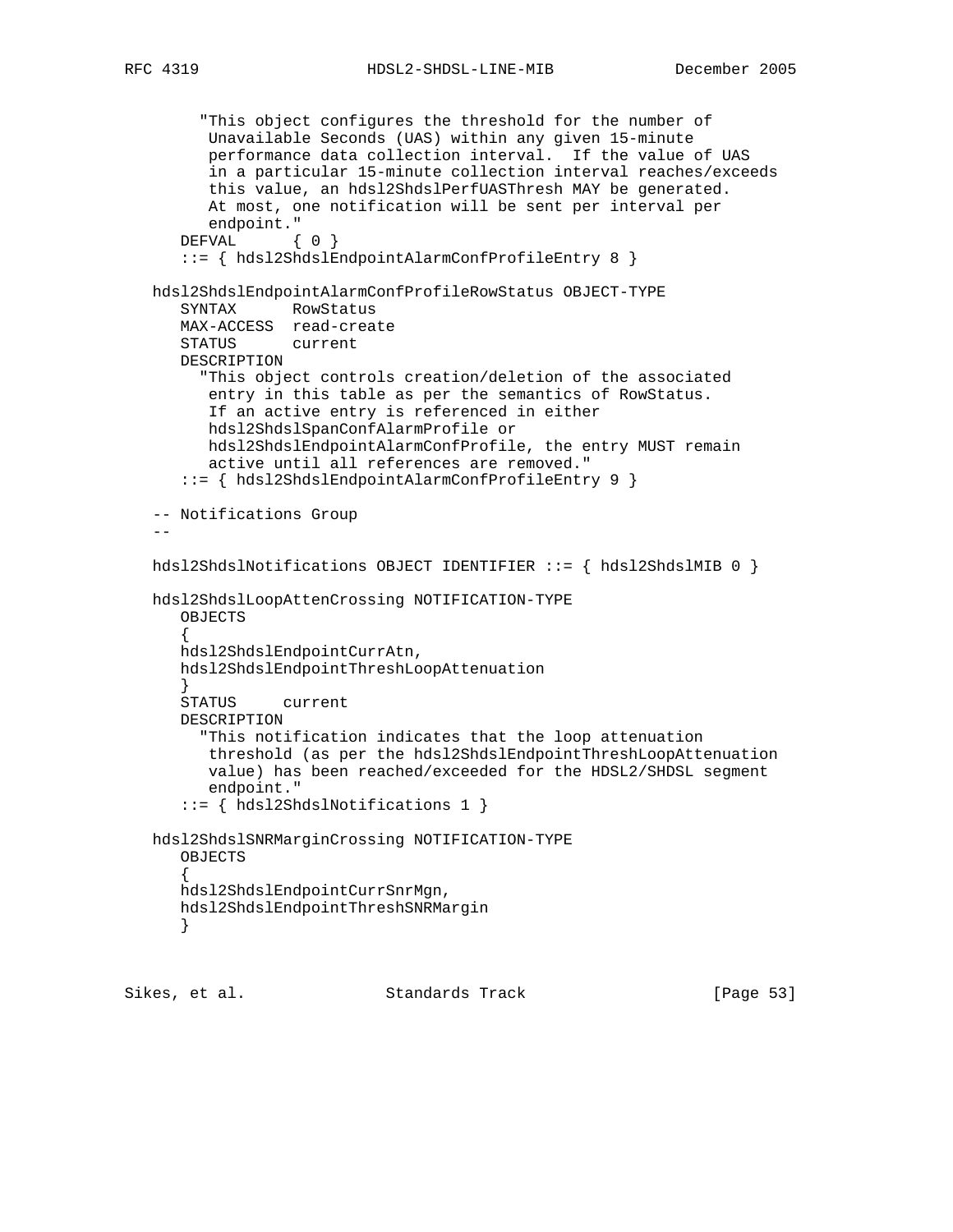```
        "This object configures the threshold for the number of
         Unavailable Seconds (UAS) within any given 15-minute
         performance data collection interval.  If the value of UAS
         in a particular 15-minute collection interval reaches/exceeds
         this value, an hdsl2ShdslPerfUASThresh MAY be generated.
         At most, one notification will be sent per interval per
         endpoint."
      DEFVAL      { 0 }
      ::= { hdsl2ShdslEndpointAlarmConfProfileEntry 8 }

   hdsl2ShdslEndpointAlarmConfProfileRowStatus OBJECT-TYPE
      SYNTAX      RowStatus
      MAX-ACCESS  read-create
      STATUS      current
      DESCRIPTION
        "This object controls creation/deletion of the associated
         entry in this table as per the semantics of RowStatus.
         If an active entry is referenced in either
         hdsl2ShdslSpanConfAlarmProfile or
         hdsl2ShdslEndpointAlarmConfProfile, the entry MUST remain
         active until all references are removed."
      ::= { hdsl2ShdslEndpointAlarmConfProfileEntry 9 }

   -- Notifications Group
   --

   hdsl2ShdslNotifications OBJECT IDENTIFIER ::= { hdsl2ShdslMIB 0 }

   hdsl2ShdslLoopAttenCrossing NOTIFICATION-TYPE
      OBJECTS
      {
      hdsl2ShdslEndpointCurrAtn,
      hdsl2ShdslEndpointThreshLoopAttenuation
      }
      STATUS     current
      DESCRIPTION
        "This notification indicates that the loop attenuation
         threshold (as per the hdsl2ShdslEndpointThreshLoopAttenuation
         value) has been reached/exceeded for the HDSL2/SHDSL segment
         endpoint."
      ::= { hdsl2ShdslNotifications 1 }

   hdsl2ShdslSNRMarginCrossing NOTIFICATION-TYPE
      OBJECTS
      {
      hdsl2ShdslEndpointCurrSnrMgn,
      hdsl2ShdslEndpointThreshSNRMargin
      }
```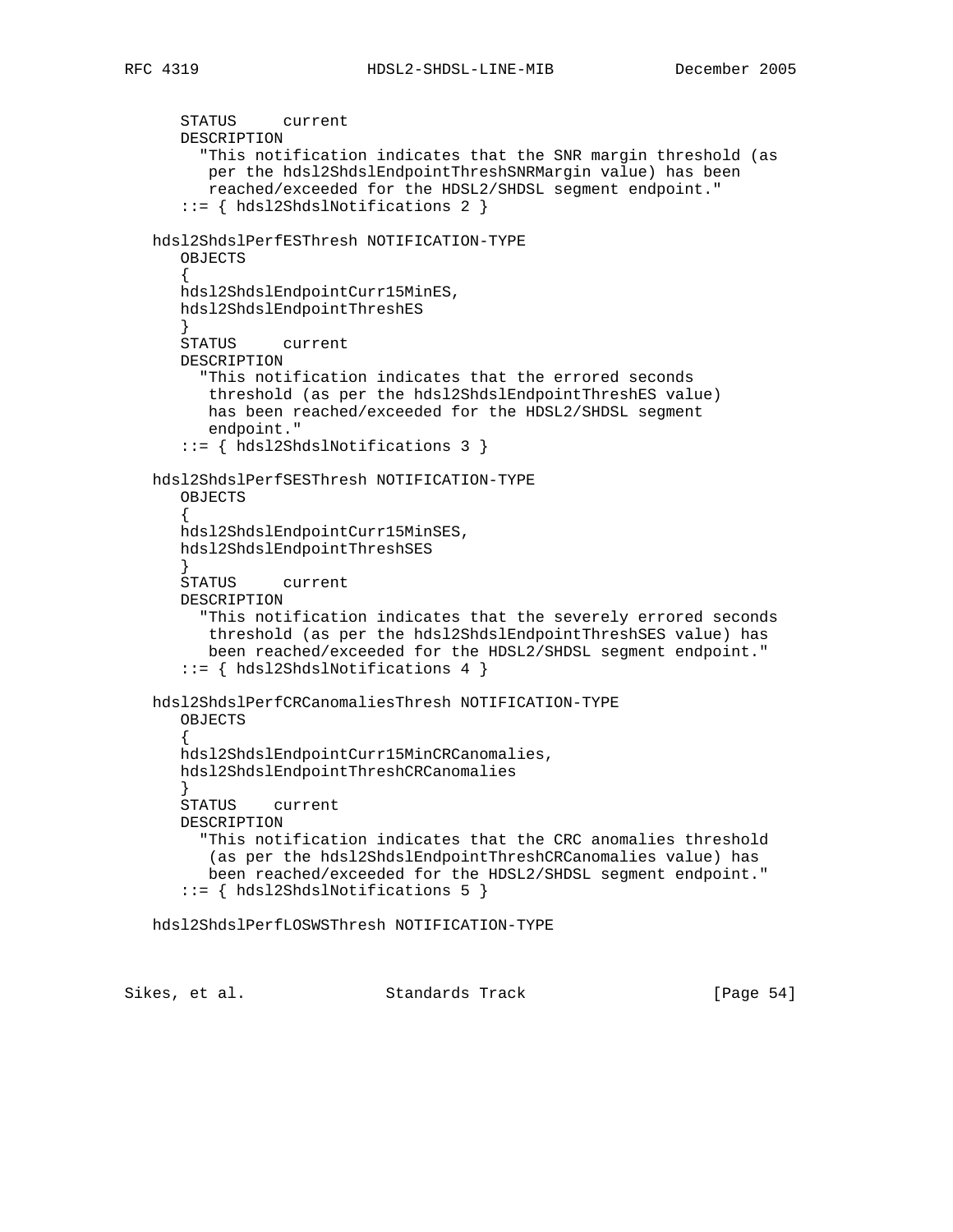```
      STATUS     current
      DESCRIPTION
        "This notification indicates that the SNR margin threshold (as
         per the hdsl2ShdslEndpointThreshSNRMargin value) has been
         reached/exceeded for the HDSL2/SHDSL segment endpoint."
      ::= { hdsl2ShdslNotifications 2 }

   hdsl2ShdslPerfESThresh NOTIFICATION-TYPE
      OBJECTS
      {
      hdsl2ShdslEndpointCurr15MinES,
      hdsl2ShdslEndpointThreshES
      }
      STATUS     current
      DESCRIPTION
        "This notification indicates that the errored seconds
         threshold (as per the hdsl2ShdslEndpointThreshES value)
         has been reached/exceeded for the HDSL2/SHDSL segment
         endpoint."
      ::= { hdsl2ShdslNotifications 3 }

   hdsl2ShdslPerfSESThresh NOTIFICATION-TYPE
      OBJECTS
      {
      hdsl2ShdslEndpointCurr15MinSES,
      hdsl2ShdslEndpointThreshSES
      }
      STATUS     current
      DESCRIPTION
        "This notification indicates that the severely errored seconds
         threshold (as per the hdsl2ShdslEndpointThreshSES value) has
         been reached/exceeded for the HDSL2/SHDSL segment endpoint."
      ::= { hdsl2ShdslNotifications 4 }

   hdsl2ShdslPerfCRCanomaliesThresh NOTIFICATION-TYPE
      OBJECTS
      {
      hdsl2ShdslEndpointCurr15MinCRCanomalies,
      hdsl2ShdslEndpointThreshCRCanomalies
      }
      STATUS    current
      DESCRIPTION
        "This notification indicates that the CRC anomalies threshold
         (as per the hdsl2ShdslEndpointThreshCRCanomalies value) has
         been reached/exceeded for the HDSL2/SHDSL segment endpoint."
      ::= { hdsl2ShdslNotifications 5 }

   hdsl2ShdslPerfLOSWSThresh NOTIFICATION-TYPE
```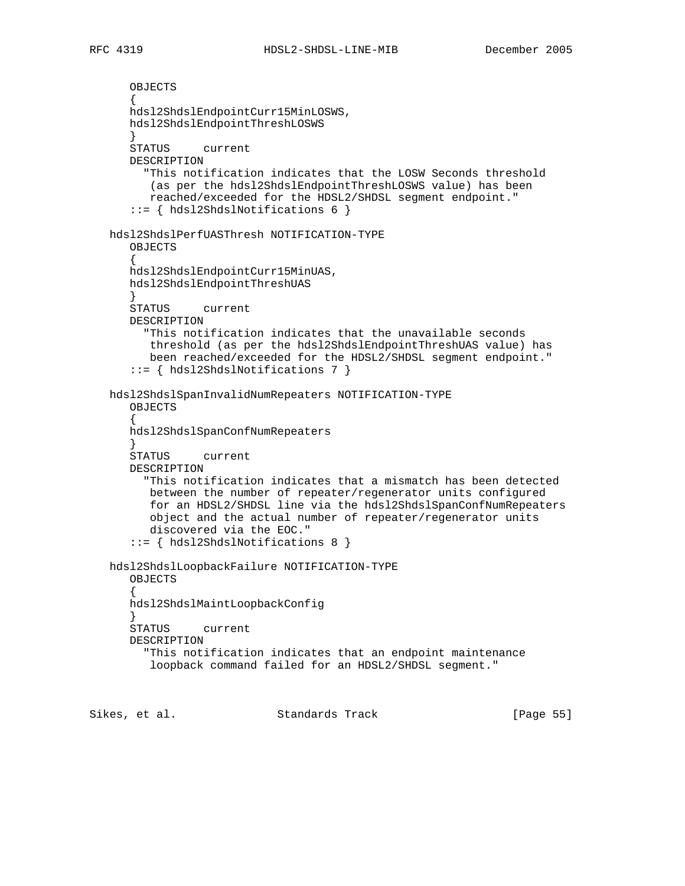```
      OBJECTS
      {
      hdsl2ShdslEndpointCurr15MinLOSWS,
      hdsl2ShdslEndpointThreshLOSWS
      }
      STATUS     current
      DESCRIPTION
        "This notification indicates that the LOSW Seconds threshold
         (as per the hdsl2ShdslEndpointThreshLOSWS value) has been
         reached/exceeded for the HDSL2/SHDSL segment endpoint."
      ::= { hdsl2ShdslNotifications 6 }

   hdsl2ShdslPerfUASThresh NOTIFICATION-TYPE
      OBJECTS
      {
      hdsl2ShdslEndpointCurr15MinUAS,
      hdsl2ShdslEndpointThreshUAS
      }
      STATUS     current
      DESCRIPTION
        "This notification indicates that the unavailable seconds
         threshold (as per the hdsl2ShdslEndpointThreshUAS value) has
         been reached/exceeded for the HDSL2/SHDSL segment endpoint."
      ::= { hdsl2ShdslNotifications 7 }

   hdsl2ShdslSpanInvalidNumRepeaters NOTIFICATION-TYPE
      OBJECTS
      {
      hdsl2ShdslSpanConfNumRepeaters
      }
      STATUS     current
      DESCRIPTION
        "This notification indicates that a mismatch has been detected
         between the number of repeater/regenerator units configured
         for an HDSL2/SHDSL line via the hdsl2ShdslSpanConfNumRepeaters
         object and the actual number of repeater/regenerator units
         discovered via the EOC."
      ::= { hdsl2ShdslNotifications 8 }

   hdsl2ShdslLoopbackFailure NOTIFICATION-TYPE
      OBJECTS
      {
      hdsl2ShdslMaintLoopbackConfig
      }
      STATUS     current
      DESCRIPTION
        "This notification indicates that an endpoint maintenance
         loopback command failed for an HDSL2/SHDSL segment."
```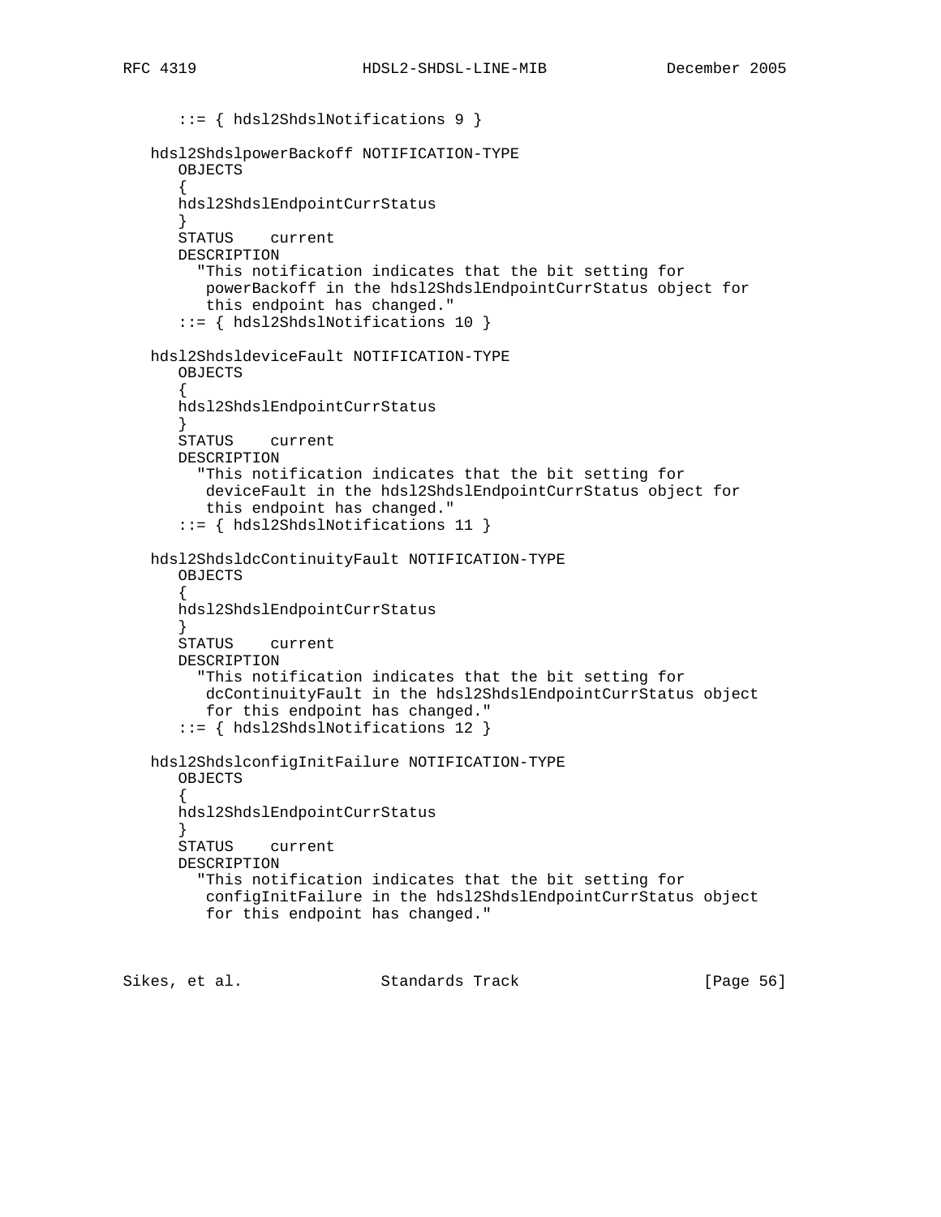```
      ::= { hdsl2ShdslNotifications 9 }

   hdsl2ShdslpowerBackoff NOTIFICATION-TYPE
      OBJECTS
      {
      hdsl2ShdslEndpointCurrStatus
      }
      STATUS    current
      DESCRIPTION
        "This notification indicates that the bit setting for
         powerBackoff in the hdsl2ShdslEndpointCurrStatus object for
         this endpoint has changed."
      ::= { hdsl2ShdslNotifications 10 }

   hdsl2ShdsldeviceFault NOTIFICATION-TYPE
      OBJECTS
      {
      hdsl2ShdslEndpointCurrStatus
      }
      STATUS    current
      DESCRIPTION
        "This notification indicates that the bit setting for
         deviceFault in the hdsl2ShdslEndpointCurrStatus object for
         this endpoint has changed."
      ::= { hdsl2ShdslNotifications 11 }

   hdsl2ShdsldcContinuityFault NOTIFICATION-TYPE
      OBJECTS
      {
      hdsl2ShdslEndpointCurrStatus
      }
      STATUS    current
      DESCRIPTION
        "This notification indicates that the bit setting for
         dcContinuityFault in the hdsl2ShdslEndpointCurrStatus object
         for this endpoint has changed."
      ::= { hdsl2ShdslNotifications 12 }

   hdsl2ShdslconfigInitFailure NOTIFICATION-TYPE
      OBJECTS
      {
      hdsl2ShdslEndpointCurrStatus
      }
      STATUS    current
      DESCRIPTION
        "This notification indicates that the bit setting for
         configInitFailure in the hdsl2ShdslEndpointCurrStatus object
         for this endpoint has changed."
```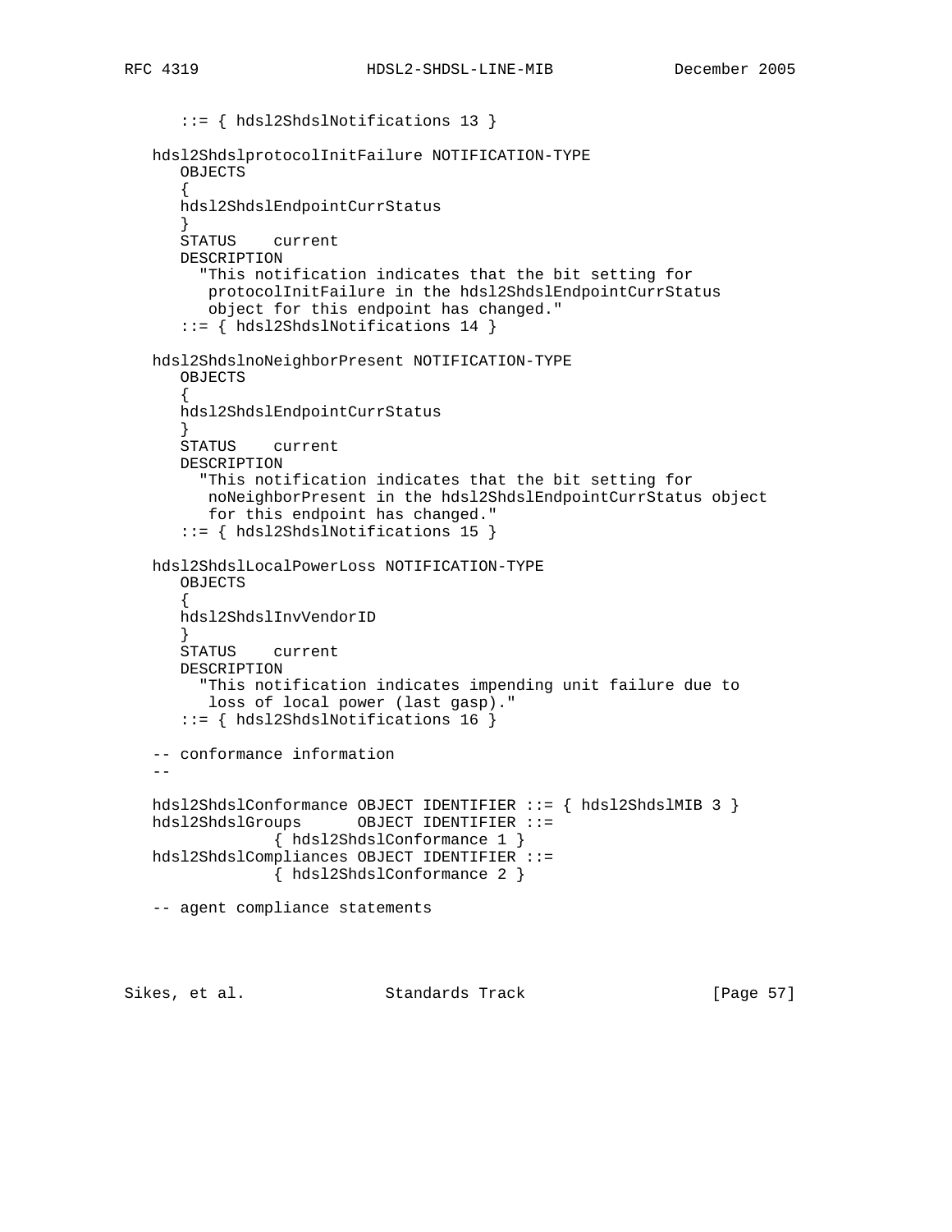```
      ::= { hdsl2ShdslNotifications 13 }

   hdsl2ShdslprotocolInitFailure NOTIFICATION-TYPE
      OBJECTS
      {
      hdsl2ShdslEndpointCurrStatus
      }
      STATUS    current
      DESCRIPTION
        "This notification indicates that the bit setting for
         protocolInitFailure in the hdsl2ShdslEndpointCurrStatus
         object for this endpoint has changed."
      ::= { hdsl2ShdslNotifications 14 }

   hdsl2ShdslnoNeighborPresent NOTIFICATION-TYPE
      OBJECTS
      {
      hdsl2ShdslEndpointCurrStatus
      }
      STATUS    current
      DESCRIPTION
        "This notification indicates that the bit setting for
         noNeighborPresent in the hdsl2ShdslEndpointCurrStatus object
         for this endpoint has changed."
      ::= { hdsl2ShdslNotifications 15 }

   hdsl2ShdslLocalPowerLoss NOTIFICATION-TYPE
      OBJECTS
      {
      hdsl2ShdslInvVendorID
      }
      STATUS    current
      DESCRIPTION
        "This notification indicates impending unit failure due to
         loss of local power (last gasp)."
      ::= { hdsl2ShdslNotifications 16 }

   -- conformance information
   --

   hdsl2ShdslConformance OBJECT IDENTIFIER ::= { hdsl2ShdslMIB 3 }
   hdsl2ShdslGroups      OBJECT IDENTIFIER ::=
              { hdsl2ShdslConformance 1 }
   hdsl2ShdslCompliances OBJECT IDENTIFIER ::=
              { hdsl2ShdslConformance 2 }

   -- agent compliance statements
```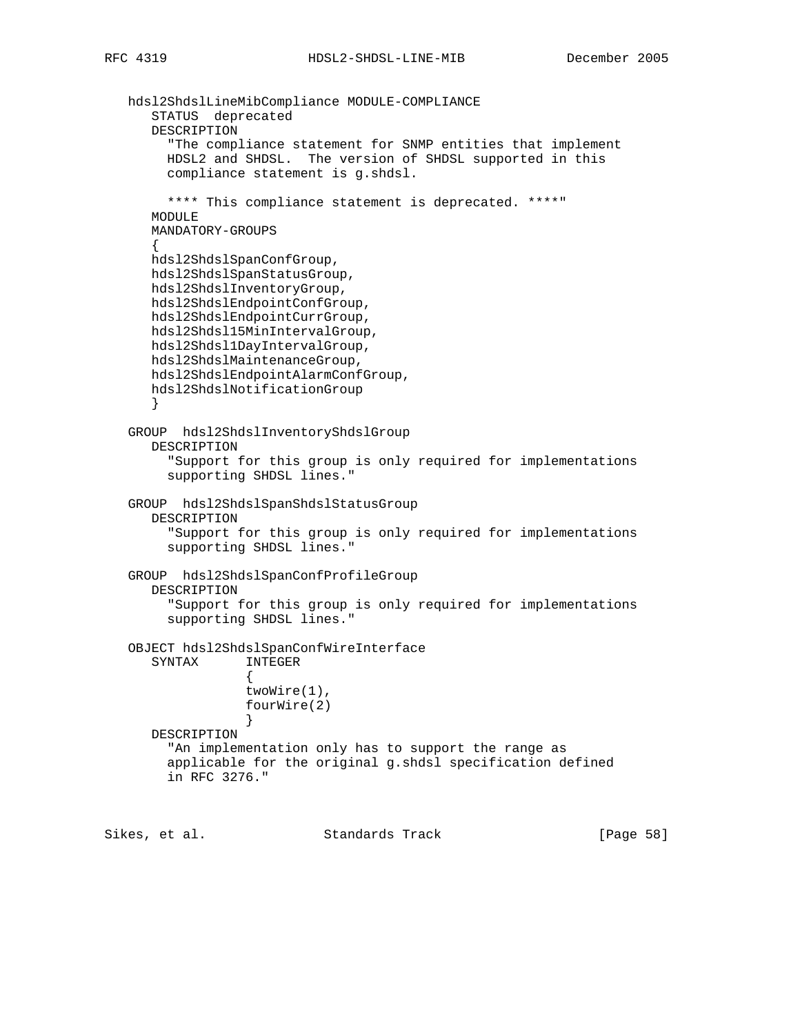```
   hdsl2ShdslLineMibCompliance MODULE-COMPLIANCE
      STATUS  deprecated
      DESCRIPTION
        "The compliance statement for SNMP entities that implement
        HDSL2 and SHDSL.  The version of SHDSL supported in this
        compliance statement is g.shdsl.

        **** This compliance statement is deprecated. ****"
      MODULE
      MANDATORY-GROUPS
      {
      hdsl2ShdslSpanConfGroup,
      hdsl2ShdslSpanStatusGroup,
      hdsl2ShdslInventoryGroup,
      hdsl2ShdslEndpointConfGroup,
      hdsl2ShdslEndpointCurrGroup,
      hdsl2Shdsl15MinIntervalGroup,
      hdsl2Shdsl1DayIntervalGroup,
      hdsl2ShdslMaintenanceGroup,
      hdsl2ShdslEndpointAlarmConfGroup,
      hdsl2ShdslNotificationGroup
      }

   GROUP  hdsl2ShdslInventoryShdslGroup
      DESCRIPTION
        "Support for this group is only required for implementations
        supporting SHDSL lines."

   GROUP  hdsl2ShdslSpanShdslStatusGroup
      DESCRIPTION
        "Support for this group is only required for implementations
        supporting SHDSL lines."

   GROUP  hdsl2ShdslSpanConfProfileGroup
      DESCRIPTION
        "Support for this group is only required for implementations
        supporting SHDSL lines."

   OBJECT hdsl2ShdslSpanConfWireInterface
      SYNTAX      INTEGER
                  {
                  twoWire(1),
                  fourWire(2)
                  }
      DESCRIPTION
        "An implementation only has to support the range as
        applicable for the original g.shdsl specification defined
        in RFC 3276."
```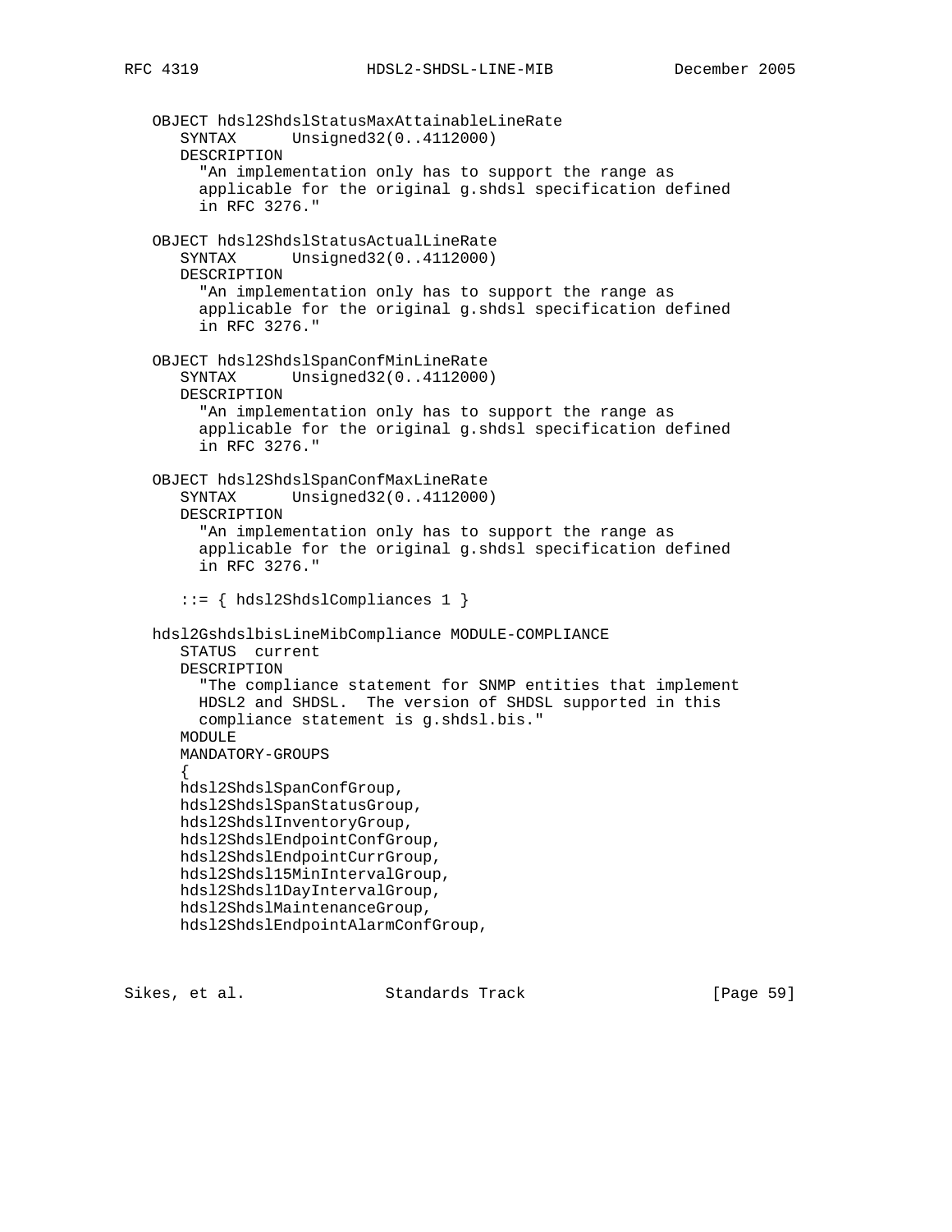```
   OBJECT hdsl2ShdslStatusMaxAttainableLineRate
      SYNTAX      Unsigned32(0..4112000)
      DESCRIPTION
        "An implementation only has to support the range as
        applicable for the original g.shdsl specification defined
        in RFC 3276."

   OBJECT hdsl2ShdslStatusActualLineRate
      SYNTAX      Unsigned32(0..4112000)
      DESCRIPTION
        "An implementation only has to support the range as
        applicable for the original g.shdsl specification defined
        in RFC 3276."

   OBJECT hdsl2ShdslSpanConfMinLineRate
      SYNTAX      Unsigned32(0..4112000)
      DESCRIPTION
        "An implementation only has to support the range as
        applicable for the original g.shdsl specification defined
        in RFC 3276."

   OBJECT hdsl2ShdslSpanConfMaxLineRate
      SYNTAX      Unsigned32(0..4112000)
      DESCRIPTION
        "An implementation only has to support the range as
        applicable for the original g.shdsl specification defined
        in RFC 3276."

      ::= { hdsl2ShdslCompliances 1 }

   hdsl2GshdslbisLineMibCompliance MODULE-COMPLIANCE
      STATUS  current
      DESCRIPTION
        "The compliance statement for SNMP entities that implement
        HDSL2 and SHDSL.  The version of SHDSL supported in this
        compliance statement is g.shdsl.bis."
      MODULE
      MANDATORY-GROUPS
      {
      hdsl2ShdslSpanConfGroup,
      hdsl2ShdslSpanStatusGroup,
      hdsl2ShdslInventoryGroup,
      hdsl2ShdslEndpointConfGroup,
      hdsl2ShdslEndpointCurrGroup,
      hdsl2Shdsl15MinIntervalGroup,
      hdsl2Shdsl1DayIntervalGroup,
      hdsl2ShdslMaintenanceGroup,
      hdsl2ShdslEndpointAlarmConfGroup,
```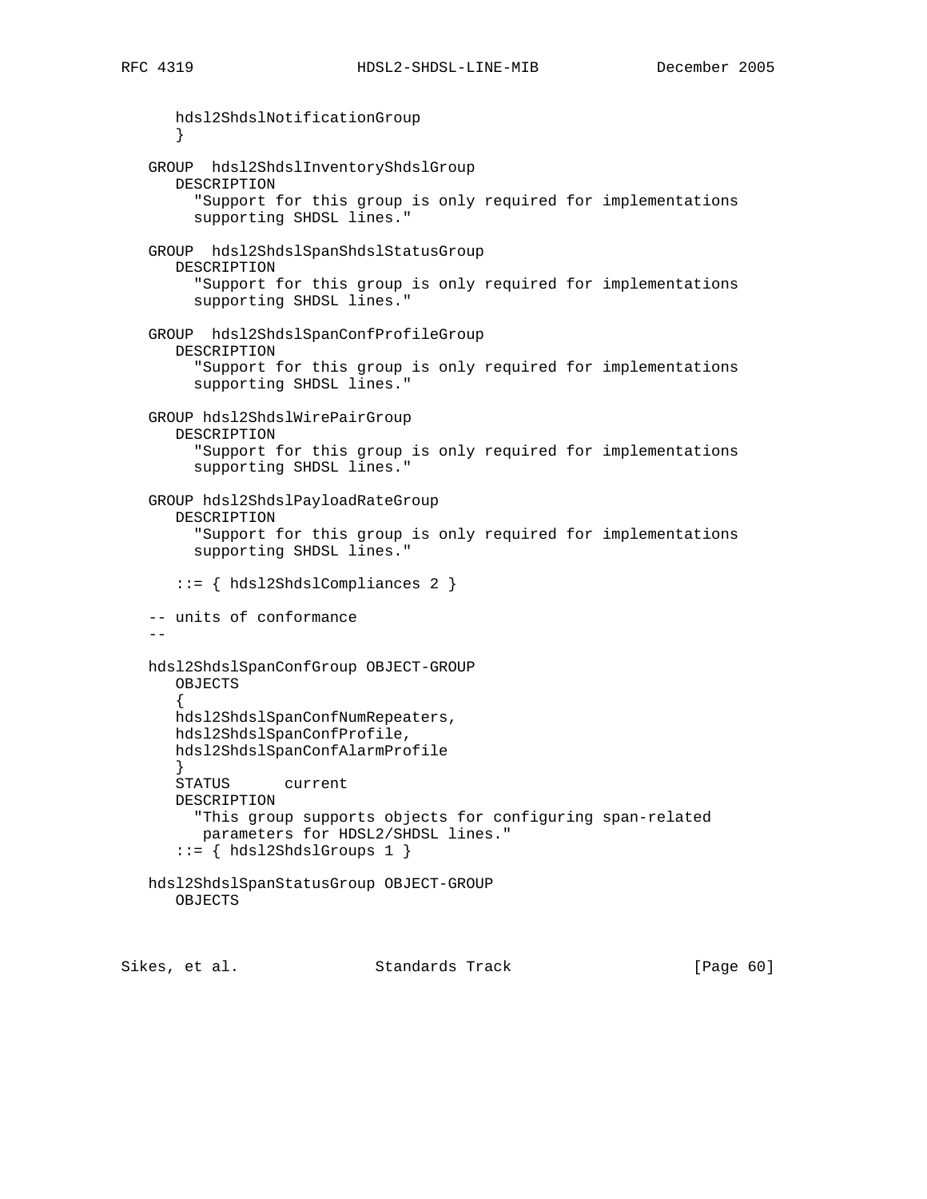```
      hdsl2ShdslNotificationGroup
      }

   GROUP  hdsl2ShdslInventoryShdslGroup
      DESCRIPTION
        "Support for this group is only required for implementations
        supporting SHDSL lines."

   GROUP  hdsl2ShdslSpanShdslStatusGroup
      DESCRIPTION
        "Support for this group is only required for implementations
        supporting SHDSL lines."

   GROUP  hdsl2ShdslSpanConfProfileGroup
      DESCRIPTION
        "Support for this group is only required for implementations
        supporting SHDSL lines."

   GROUP hdsl2ShdslWirePairGroup
      DESCRIPTION
        "Support for this group is only required for implementations
        supporting SHDSL lines."

   GROUP hdsl2ShdslPayloadRateGroup
      DESCRIPTION
        "Support for this group is only required for implementations
        supporting SHDSL lines."

      ::= { hdsl2ShdslCompliances 2 }

   -- units of conformance
   --

   hdsl2ShdslSpanConfGroup OBJECT-GROUP
      OBJECTS
      {
      hdsl2ShdslSpanConfNumRepeaters,
      hdsl2ShdslSpanConfProfile,
      hdsl2ShdslSpanConfAlarmProfile
      }
      STATUS      current
      DESCRIPTION
        "This group supports objects for configuring span-related
         parameters for HDSL2/SHDSL lines."
      ::= { hdsl2ShdslGroups 1 }

   hdsl2ShdslSpanStatusGroup OBJECT-GROUP
      OBJECTS
```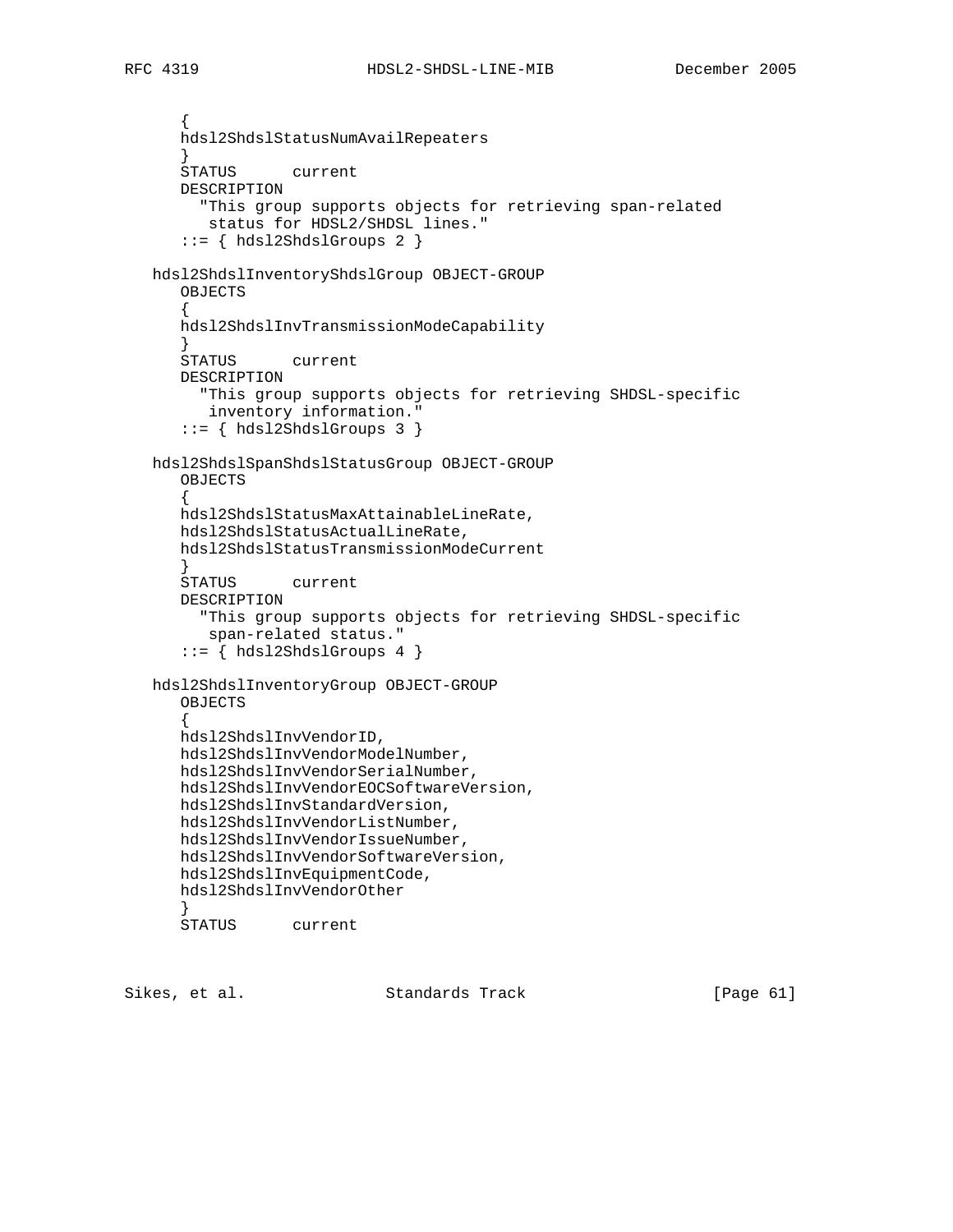```
      {
      hdsl2ShdslStatusNumAvailRepeaters
      }
      STATUS      current
      DESCRIPTION
        "This group supports objects for retrieving span-related
         status for HDSL2/SHDSL lines."
      ::= { hdsl2ShdslGroups 2 }

   hdsl2ShdslInventoryShdslGroup OBJECT-GROUP
      OBJECTS
      {
      hdsl2ShdslInvTransmissionModeCapability
      }
      STATUS      current
      DESCRIPTION
        "This group supports objects for retrieving SHDSL-specific
         inventory information."
      ::= { hdsl2ShdslGroups 3 }

   hdsl2ShdslSpanShdslStatusGroup OBJECT-GROUP
      OBJECTS
      {
      hdsl2ShdslStatusMaxAttainableLineRate,
      hdsl2ShdslStatusActualLineRate,
      hdsl2ShdslStatusTransmissionModeCurrent
      }
      STATUS      current
      DESCRIPTION
        "This group supports objects for retrieving SHDSL-specific
         span-related status."
      ::= { hdsl2ShdslGroups 4 }

   hdsl2ShdslInventoryGroup OBJECT-GROUP
      OBJECTS
      {
      hdsl2ShdslInvVendorID,
      hdsl2ShdslInvVendorModelNumber,
      hdsl2ShdslInvVendorSerialNumber,
      hdsl2ShdslInvVendorEOCSoftwareVersion,
      hdsl2ShdslInvStandardVersion,
      hdsl2ShdslInvVendorListNumber,
      hdsl2ShdslInvVendorIssueNumber,
      hdsl2ShdslInvVendorSoftwareVersion,
      hdsl2ShdslInvEquipmentCode,
      hdsl2ShdslInvVendorOther
      }
      STATUS      current
```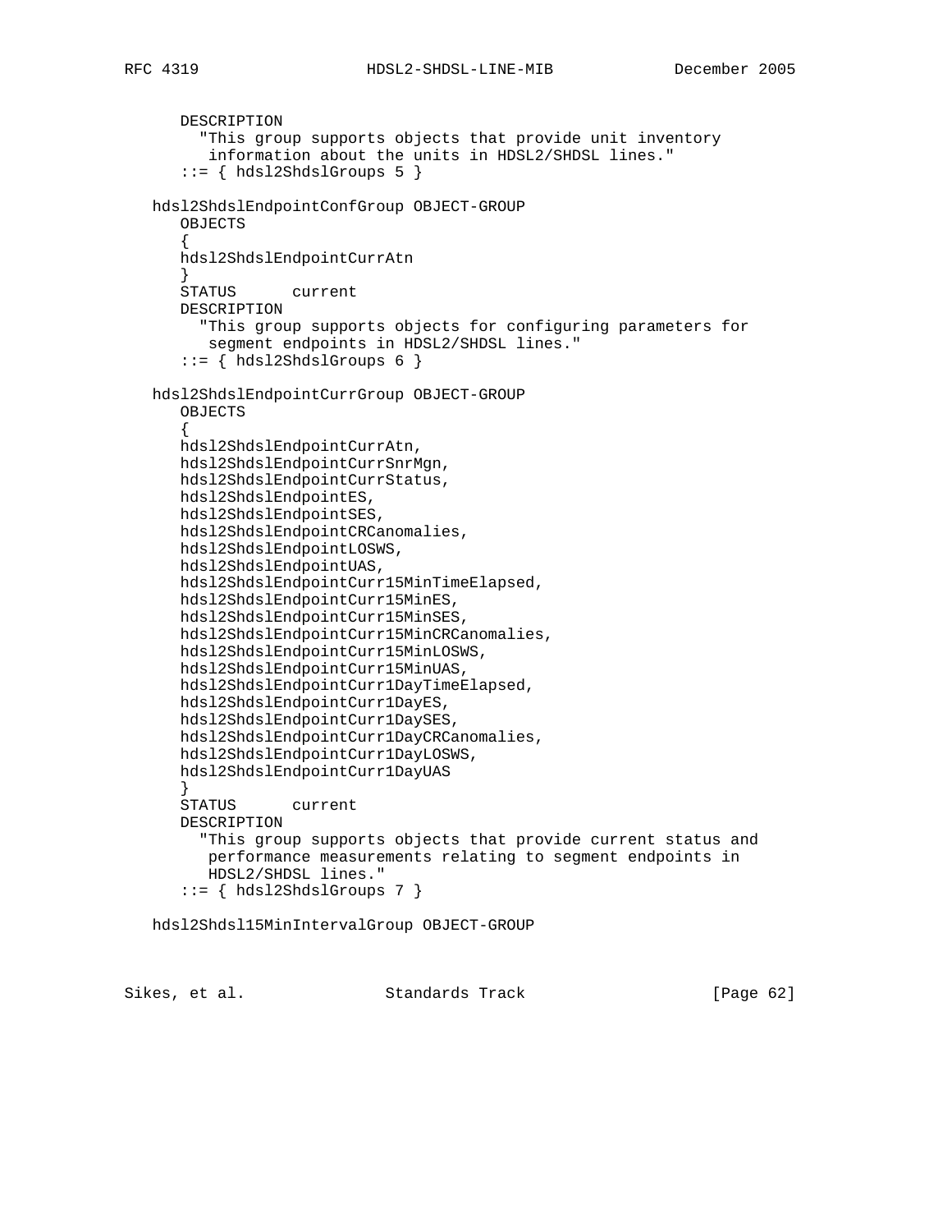```
      DESCRIPTION
        "This group supports objects that provide unit inventory
         information about the units in HDSL2/SHDSL lines."
      ::= { hdsl2ShdslGroups 5 }

   hdsl2ShdslEndpointConfGroup OBJECT-GROUP
      OBJECTS
      {
      hdsl2ShdslEndpointCurrAtn
      }
      STATUS      current
      DESCRIPTION
        "This group supports objects for configuring parameters for
         segment endpoints in HDSL2/SHDSL lines."
      ::= { hdsl2ShdslGroups 6 }

   hdsl2ShdslEndpointCurrGroup OBJECT-GROUP
      OBJECTS
      {
      hdsl2ShdslEndpointCurrAtn,
      hdsl2ShdslEndpointCurrSnrMgn,
      hdsl2ShdslEndpointCurrStatus,
      hdsl2ShdslEndpointES,
      hdsl2ShdslEndpointSES,
      hdsl2ShdslEndpointCRCanomalies,
      hdsl2ShdslEndpointLOSWS,
      hdsl2ShdslEndpointUAS,
      hdsl2ShdslEndpointCurr15MinTimeElapsed,
      hdsl2ShdslEndpointCurr15MinES,
      hdsl2ShdslEndpointCurr15MinSES,
      hdsl2ShdslEndpointCurr15MinCRCanomalies,
      hdsl2ShdslEndpointCurr15MinLOSWS,
      hdsl2ShdslEndpointCurr15MinUAS,
      hdsl2ShdslEndpointCurr1DayTimeElapsed,
      hdsl2ShdslEndpointCurr1DayES,
      hdsl2ShdslEndpointCurr1DaySES,
      hdsl2ShdslEndpointCurr1DayCRCanomalies,
      hdsl2ShdslEndpointCurr1DayLOSWS,
      hdsl2ShdslEndpointCurr1DayUAS
      }
      STATUS      current
      DESCRIPTION
        "This group supports objects that provide current status and
         performance measurements relating to segment endpoints in
         HDSL2/SHDSL lines."
      ::= { hdsl2ShdslGroups 7 }

   hdsl2Shdsl15MinIntervalGroup OBJECT-GROUP
```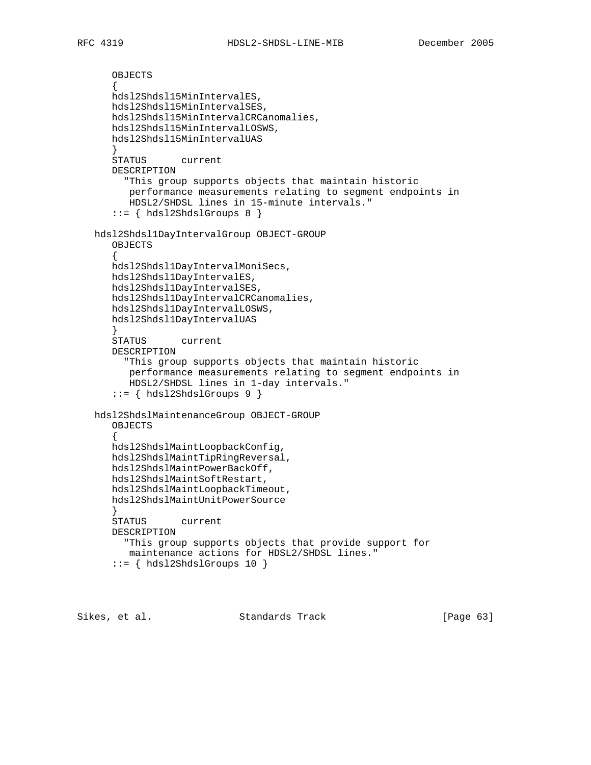```
      OBJECTS
      {
      hdsl2Shdsl15MinIntervalES,
      hdsl2Shdsl15MinIntervalSES,
      hdsl2Shdsl15MinIntervalCRCanomalies,
      hdsl2Shdsl15MinIntervalLOSWS,
      hdsl2Shdsl15MinIntervalUAS
      }
      STATUS      current
      DESCRIPTION
        "This group supports objects that maintain historic
         performance measurements relating to segment endpoints in
         HDSL2/SHDSL lines in 15-minute intervals."
      ::= { hdsl2ShdslGroups 8 }

   hdsl2Shdsl1DayIntervalGroup OBJECT-GROUP
      OBJECTS
      {
      hdsl2Shdsl1DayIntervalMoniSecs,
      hdsl2Shdsl1DayIntervalES,
      hdsl2Shdsl1DayIntervalSES,
      hdsl2Shdsl1DayIntervalCRCanomalies,
      hdsl2Shdsl1DayIntervalLOSWS,
      hdsl2Shdsl1DayIntervalUAS
      }
      STATUS      current
      DESCRIPTION
        "This group supports objects that maintain historic
         performance measurements relating to segment endpoints in
         HDSL2/SHDSL lines in 1-day intervals."
      ::= { hdsl2ShdslGroups 9 }

   hdsl2ShdslMaintenanceGroup OBJECT-GROUP
      OBJECTS
      {
      hdsl2ShdslMaintLoopbackConfig,
      hdsl2ShdslMaintTipRingReversal,
      hdsl2ShdslMaintPowerBackOff,
      hdsl2ShdslMaintSoftRestart,
      hdsl2ShdslMaintLoopbackTimeout,
      hdsl2ShdslMaintUnitPowerSource
      }
      STATUS      current
      DESCRIPTION
        "This group supports objects that provide support for
         maintenance actions for HDSL2/SHDSL lines."
      ::= { hdsl2ShdslGroups 10 }
```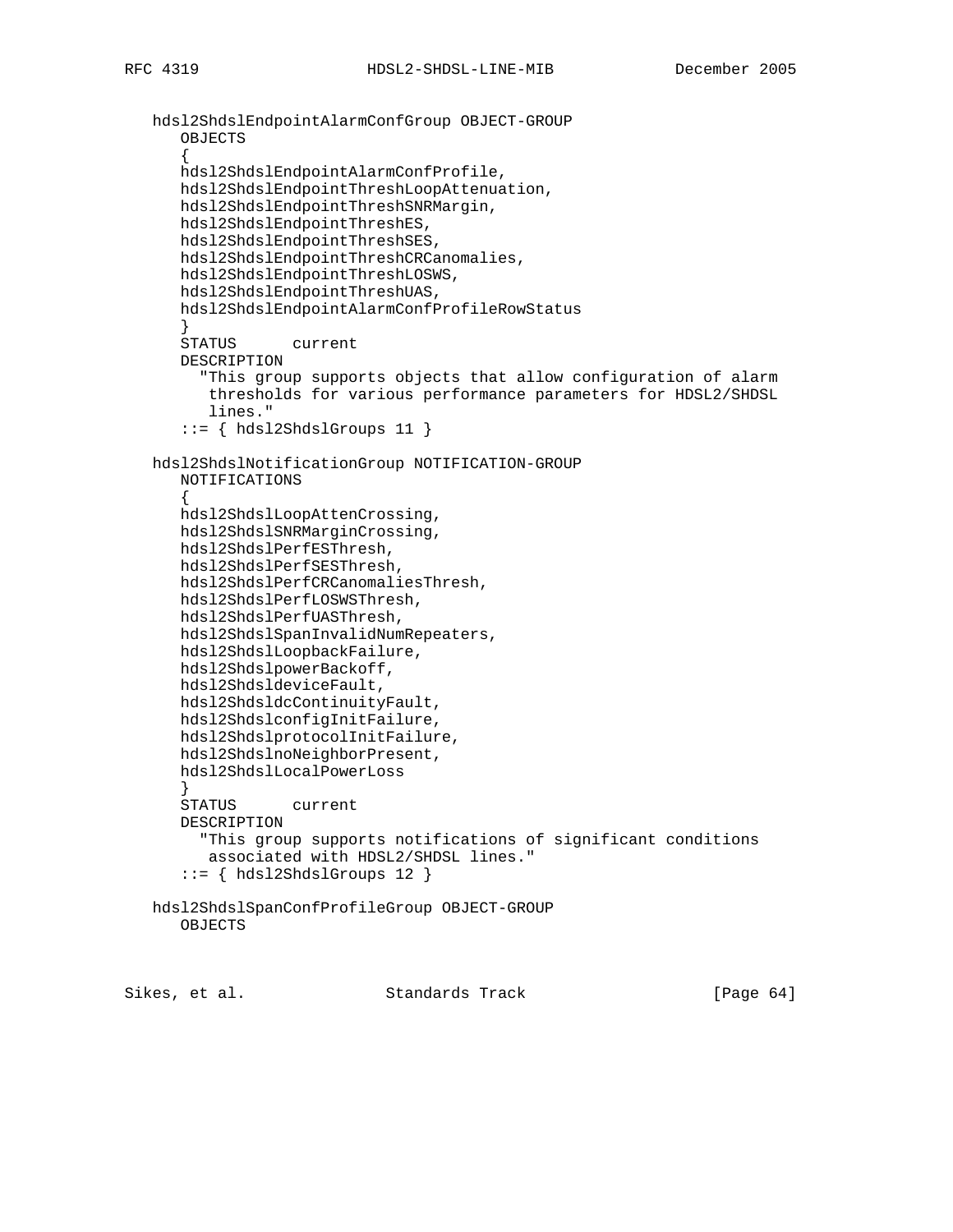```
   hdsl2ShdslEndpointAlarmConfGroup OBJECT-GROUP
      OBJECTS
      {
      hdsl2ShdslEndpointAlarmConfProfile,
      hdsl2ShdslEndpointThreshLoopAttenuation,
      hdsl2ShdslEndpointThreshSNRMargin,
      hdsl2ShdslEndpointThreshES,
      hdsl2ShdslEndpointThreshSES,
      hdsl2ShdslEndpointThreshCRCanomalies,
      hdsl2ShdslEndpointThreshLOSWS,
      hdsl2ShdslEndpointThreshUAS,
      hdsl2ShdslEndpointAlarmConfProfileRowStatus
      }
      STATUS      current
      DESCRIPTION
        "This group supports objects that allow configuration of alarm
         thresholds for various performance parameters for HDSL2/SHDSL
         lines."
      ::= { hdsl2ShdslGroups 11 }

   hdsl2ShdslNotificationGroup NOTIFICATION-GROUP
      NOTIFICATIONS
      {
      hdsl2ShdslLoopAttenCrossing,
      hdsl2ShdslSNRMarginCrossing,
      hdsl2ShdslPerfESThresh,
      hdsl2ShdslPerfSESThresh,
      hdsl2ShdslPerfCRCanomaliesThresh,
      hdsl2ShdslPerfLOSWSThresh,
      hdsl2ShdslPerfUASThresh,
      hdsl2ShdslSpanInvalidNumRepeaters,
      hdsl2ShdslLoopbackFailure,
      hdsl2ShdslpowerBackoff,
      hdsl2ShdsldeviceFault,
      hdsl2ShdsldcContinuityFault,
      hdsl2ShdslconfigInitFailure,
      hdsl2ShdslprotocolInitFailure,
      hdsl2ShdslnoNeighborPresent,
      hdsl2ShdslLocalPowerLoss
      }
      STATUS      current
      DESCRIPTION
        "This group supports notifications of significant conditions
         associated with HDSL2/SHDSL lines."
      ::= { hdsl2ShdslGroups 12 }

   hdsl2ShdslSpanConfProfileGroup OBJECT-GROUP
      OBJECTS
```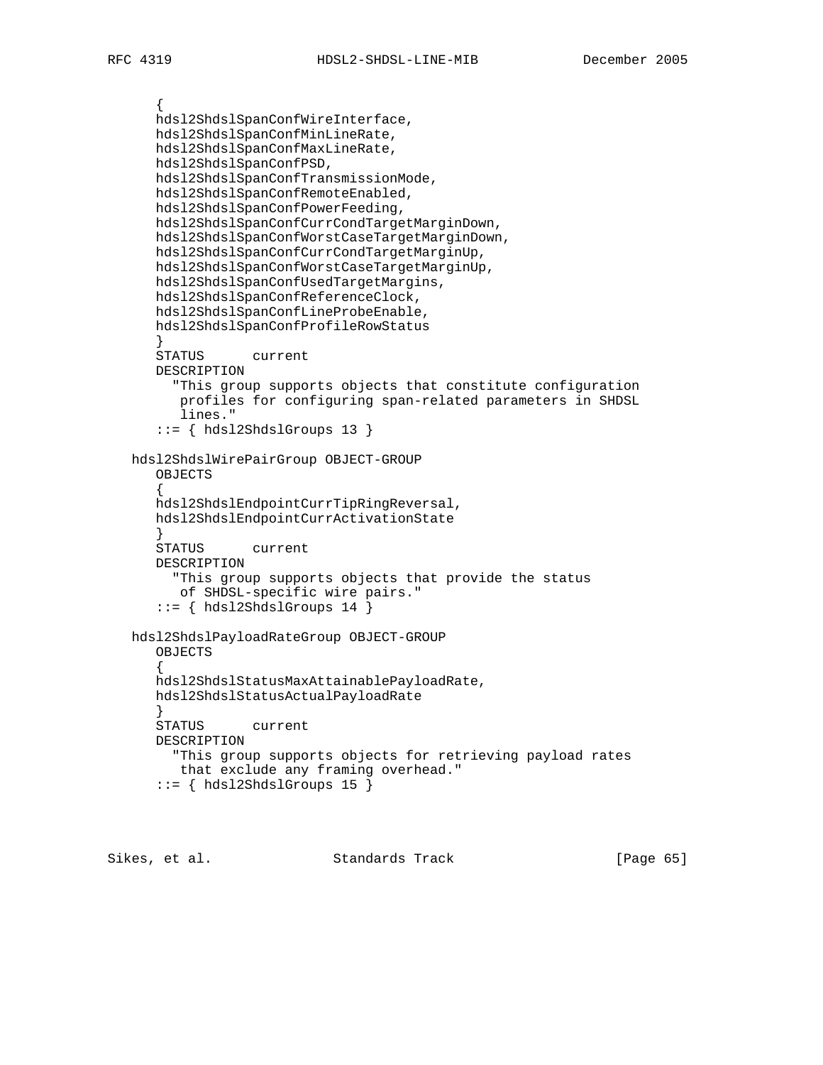```
      {
      hdsl2ShdslSpanConfWireInterface,
      hdsl2ShdslSpanConfMinLineRate,
      hdsl2ShdslSpanConfMaxLineRate,
      hdsl2ShdslSpanConfPSD,
      hdsl2ShdslSpanConfTransmissionMode,
      hdsl2ShdslSpanConfRemoteEnabled,
      hdsl2ShdslSpanConfPowerFeeding,
      hdsl2ShdslSpanConfCurrCondTargetMarginDown,
      hdsl2ShdslSpanConfWorstCaseTargetMarginDown,
      hdsl2ShdslSpanConfCurrCondTargetMarginUp,
      hdsl2ShdslSpanConfWorstCaseTargetMarginUp,
      hdsl2ShdslSpanConfUsedTargetMargins,
      hdsl2ShdslSpanConfReferenceClock,
      hdsl2ShdslSpanConfLineProbeEnable,
      hdsl2ShdslSpanConfProfileRowStatus
      }
      STATUS      current
      DESCRIPTION
        "This group supports objects that constitute configuration
         profiles for configuring span-related parameters in SHDSL
         lines."
      ::= { hdsl2ShdslGroups 13 }

   hdsl2ShdslWirePairGroup OBJECT-GROUP
      OBJECTS
      {
      hdsl2ShdslEndpointCurrTipRingReversal,
      hdsl2ShdslEndpointCurrActivationState
      }
      STATUS      current
      DESCRIPTION
        "This group supports objects that provide the status
         of SHDSL-specific wire pairs."
      ::= { hdsl2ShdslGroups 14 }

   hdsl2ShdslPayloadRateGroup OBJECT-GROUP
      OBJECTS
      {
      hdsl2ShdslStatusMaxAttainablePayloadRate,
      hdsl2ShdslStatusActualPayloadRate
      }
      STATUS      current
      DESCRIPTION
        "This group supports objects for retrieving payload rates
         that exclude any framing overhead."
      ::= { hdsl2ShdslGroups 15 }
```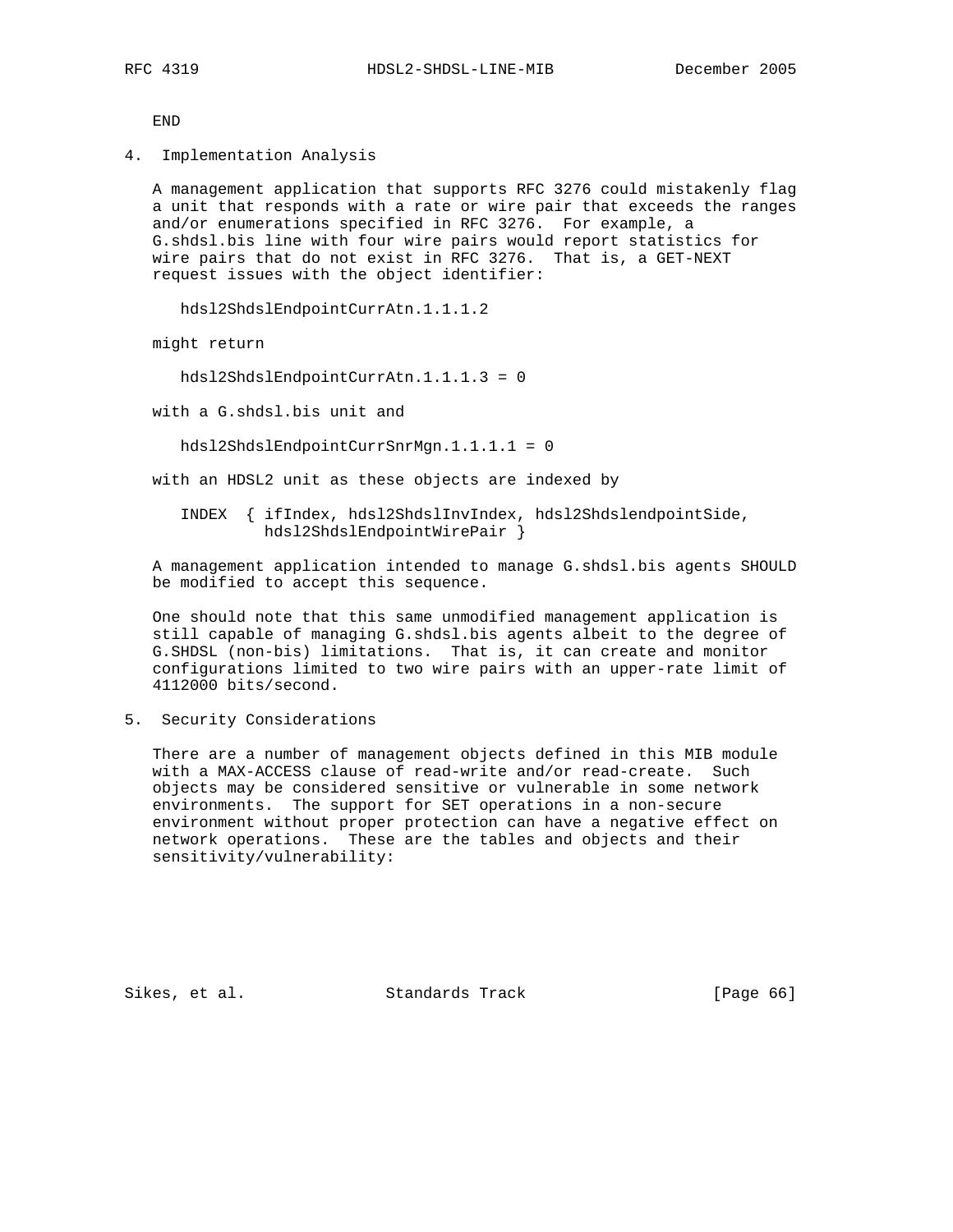```
END
```

## 4. Implementation Analysis

A management application that supports RFC 3276 could mistakenly flag a unit that responds with a rate or wire pair that exceeds the ranges and/or enumerations specified in RFC 3276. For example, a G.shdsl.bis line with four wire pairs would report statistics for wire pairs that do not exist in RFC 3276. That is, a GET-NEXT request issues with the object identifier:

```
hdsl2ShdslEndpointCurrAtn.1.1.1.2
```

might return

```
hdsl2ShdslEndpointCurrAtn.1.1.1.3 = 0
```

with a G.shdsl.bis unit and

```
hdsl2ShdslEndpointCurrSnrMgn.1.1.1.1 = 0
```

with an HDSL2 unit as these objects are indexed by

```
INDEX  { ifIndex, hdsl2ShdslInvIndex, hdsl2ShdslendpointSide,
         hdsl2ShdslEndpointWirePair }
```

A management application intended to manage G.shdsl.bis agents SHOULD be modified to accept this sequence.

One should note that this same unmodified management application is still capable of managing G.shdsl.bis agents albeit to the degree of G.SHDSL (non-bis) limitations. That is, it can create and monitor configurations limited to two wire pairs with an upper-rate limit of 4112000 bits/second.

## 5. Security Considerations

There are a number of management objects defined in this MIB module with a MAX-ACCESS clause of read-write and/or read-create. Such objects may be considered sensitive or vulnerable in some network environments. The support for SET operations in a non-secure environment without proper protection can have a negative effect on network operations. These are the tables and objects and their sensitivity/vulnerability: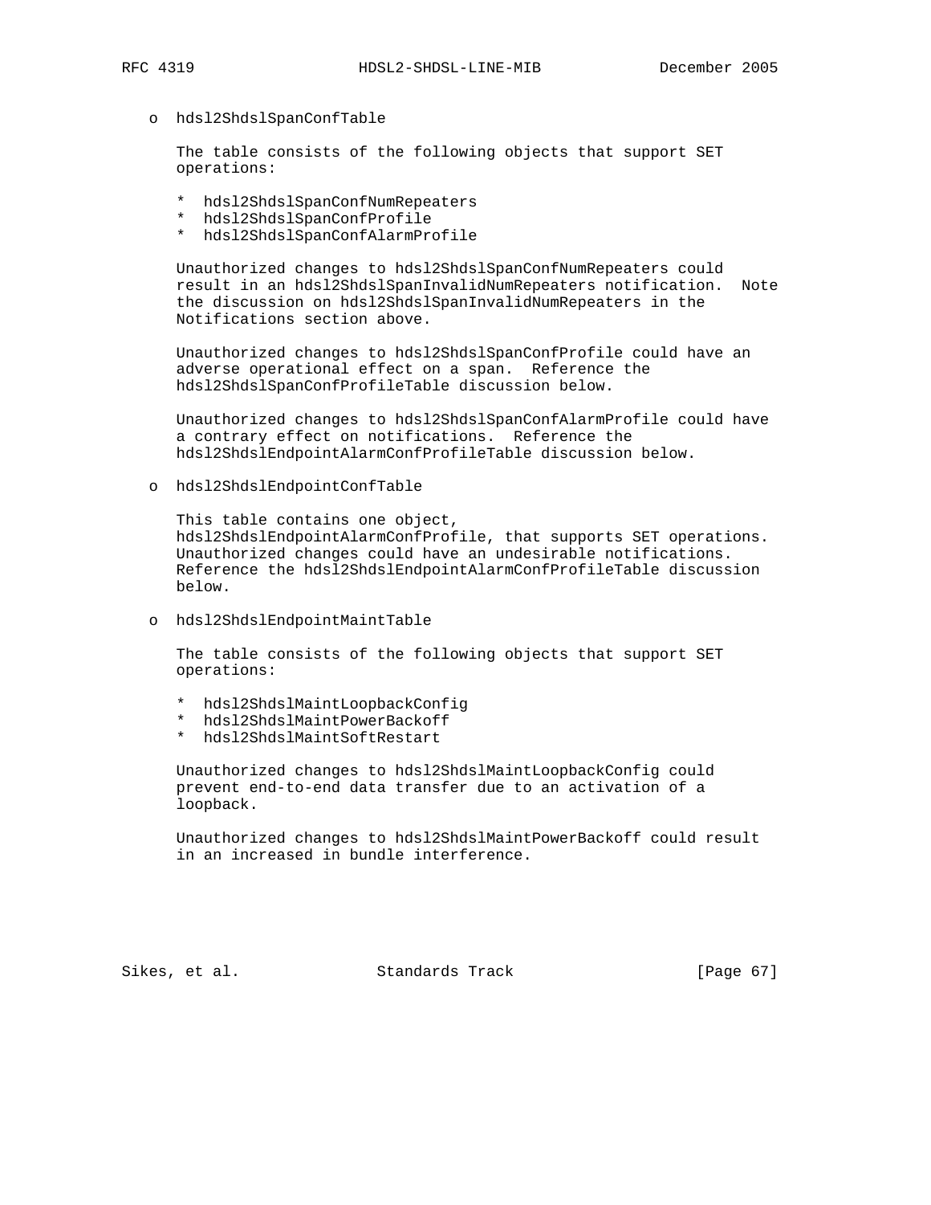- o hdsl2ShdslSpanConfTable

  The table consists of the following objects that support SET operations:

  * hdsl2ShdslSpanConfNumRepeaters
  * hdsl2ShdslSpanConfProfile
  * hdsl2ShdslSpanConfAlarmProfile

  Unauthorized changes to hdsl2ShdslSpanConfNumRepeaters could result in an hdsl2ShdslSpanInvalidNumRepeaters notification. Note the discussion on hdsl2ShdslSpanInvalidNumRepeaters in the Notifications section above.

  Unauthorized changes to hdsl2ShdslSpanConfProfile could have an adverse operational effect on a span. Reference the hdsl2ShdslSpanConfProfileTable discussion below.

  Unauthorized changes to hdsl2ShdslSpanConfAlarmProfile could have a contrary effect on notifications. Reference the hdsl2ShdslEndpointAlarmConfProfileTable discussion below.

- o hdsl2ShdslEndpointConfTable

  This table contains one object, hdsl2ShdslEndpointAlarmConfProfile, that supports SET operations. Unauthorized changes could have an undesirable notifications. Reference the hdsl2ShdslEndpointAlarmConfProfileTable discussion below.

- o hdsl2ShdslEndpointMaintTable

  The table consists of the following objects that support SET operations:

  * hdsl2ShdslMaintLoopbackConfig
  * hdsl2ShdslMaintPowerBackoff
  * hdsl2ShdslMaintSoftRestart

  Unauthorized changes to hdsl2ShdslMaintLoopbackConfig could prevent end-to-end data transfer due to an activation of a loopback.

  Unauthorized changes to hdsl2ShdslMaintPowerBackoff could result in an increased in bundle interference.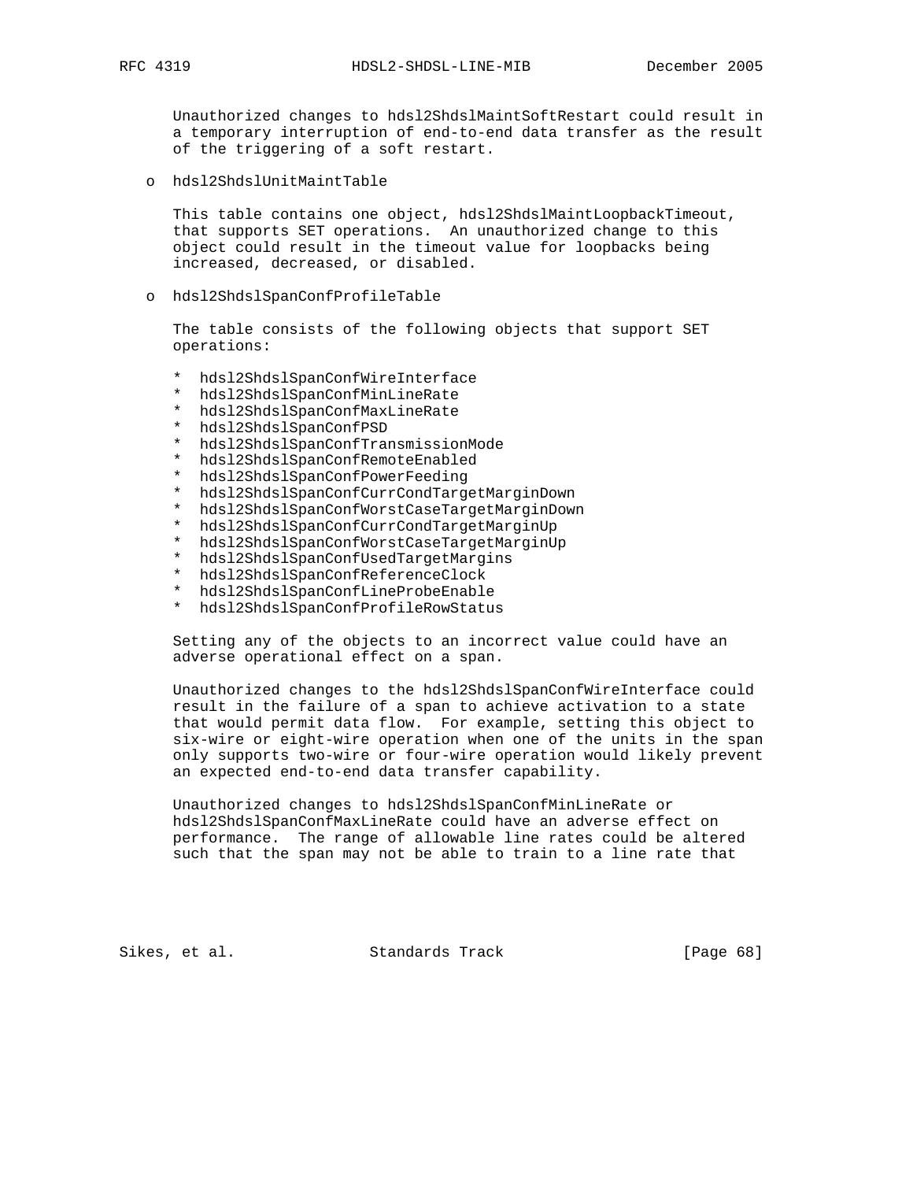Unauthorized changes to hdsl2ShdslMaintSoftRestart could result in a temporary interruption of end-to-end data transfer as the result of the triggering of a soft restart.

o hdsl2ShdslUnitMaintTable

This table contains one object, hdsl2ShdslMaintLoopbackTimeout, that supports SET operations. An unauthorized change to this object could result in the timeout value for loopbacks being increased, decreased, or disabled.

o hdsl2ShdslSpanConfProfileTable

The table consists of the following objects that support SET operations:

* hdsl2ShdslSpanConfWireInterface
* hdsl2ShdslSpanConfMinLineRate
* hdsl2ShdslSpanConfMaxLineRate
* hdsl2ShdslSpanConfPSD
* hdsl2ShdslSpanConfTransmissionMode
* hdsl2ShdslSpanConfRemoteEnabled
* hdsl2ShdslSpanConfPowerFeeding
* hdsl2ShdslSpanConfCurrCondTargetMarginDown
* hdsl2ShdslSpanConfWorstCaseTargetMarginDown
* hdsl2ShdslSpanConfCurrCondTargetMarginUp
* hdsl2ShdslSpanConfWorstCaseTargetMarginUp
* hdsl2ShdslSpanConfUsedTargetMargins
* hdsl2ShdslSpanConfReferenceClock
* hdsl2ShdslSpanConfLineProbeEnable
* hdsl2ShdslSpanConfProfileRowStatus

Setting any of the objects to an incorrect value could have an adverse operational effect on a span.

Unauthorized changes to the hdsl2ShdslSpanConfWireInterface could result in the failure of a span to achieve activation to a state that would permit data flow. For example, setting this object to six-wire or eight-wire operation when one of the units in the span only supports two-wire or four-wire operation would likely prevent an expected end-to-end data transfer capability.

Unauthorized changes to hdsl2ShdslSpanConfMinLineRate or hdsl2ShdslSpanConfMaxLineRate could have an adverse effect on performance. The range of allowable line rates could be altered such that the span may not be able to train to a line rate that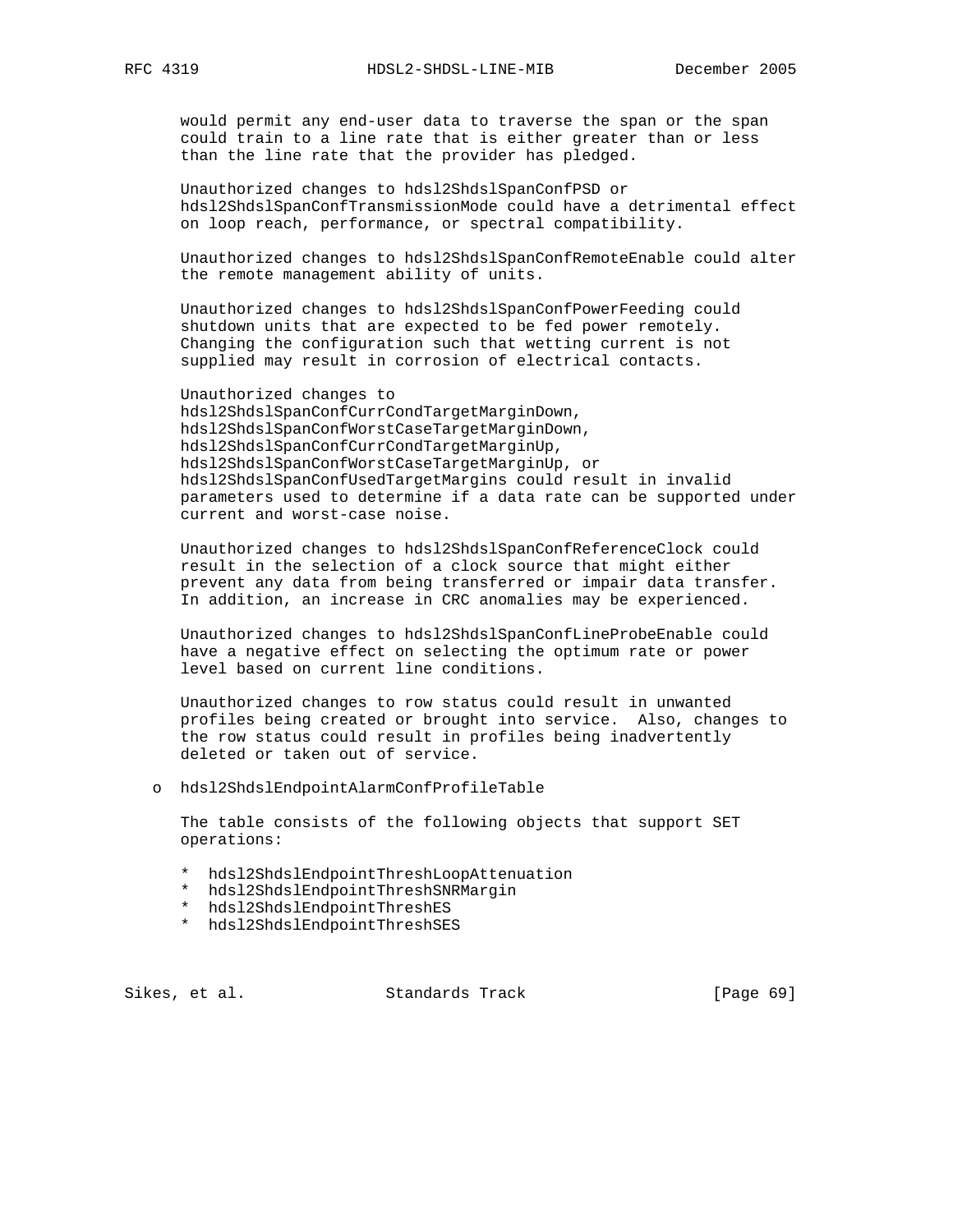would permit any end-user data to traverse the span or the span could train to a line rate that is either greater than or less than the line rate that the provider has pledged.

Unauthorized changes to hdsl2ShdslSpanConfPSD or hdsl2ShdslSpanConfTransmissionMode could have a detrimental effect on loop reach, performance, or spectral compatibility.

Unauthorized changes to hdsl2ShdslSpanConfRemoteEnable could alter the remote management ability of units.

Unauthorized changes to hdsl2ShdslSpanConfPowerFeeding could shutdown units that are expected to be fed power remotely. Changing the configuration such that wetting current is not supplied may result in corrosion of electrical contacts.

Unauthorized changes to hdsl2ShdslSpanConfCurrCondTargetMarginDown, hdsl2ShdslSpanConfWorstCaseTargetMarginDown, hdsl2ShdslSpanConfCurrCondTargetMarginUp, hdsl2ShdslSpanConfWorstCaseTargetMarginUp, or hdsl2ShdslSpanConfUsedTargetMargins could result in invalid parameters used to determine if a data rate can be supported under current and worst-case noise.

Unauthorized changes to hdsl2ShdslSpanConfReferenceClock could result in the selection of a clock source that might either prevent any data from being transferred or impair data transfer. In addition, an increase in CRC anomalies may be experienced.

Unauthorized changes to hdsl2ShdslSpanConfLineProbeEnable could have a negative effect on selecting the optimum rate or power level based on current line conditions.

Unauthorized changes to row status could result in unwanted profiles being created or brought into service. Also, changes to the row status could result in profiles being inadvertently deleted or taken out of service.

- hdsl2ShdslEndpointAlarmConfProfileTable

  The table consists of the following objects that support SET operations:

  * hdsl2ShdslEndpointThreshLoopAttenuation
  * hdsl2ShdslEndpointThreshSNRMargin
  * hdsl2ShdslEndpointThreshES
  * hdsl2ShdslEndpointThreshSES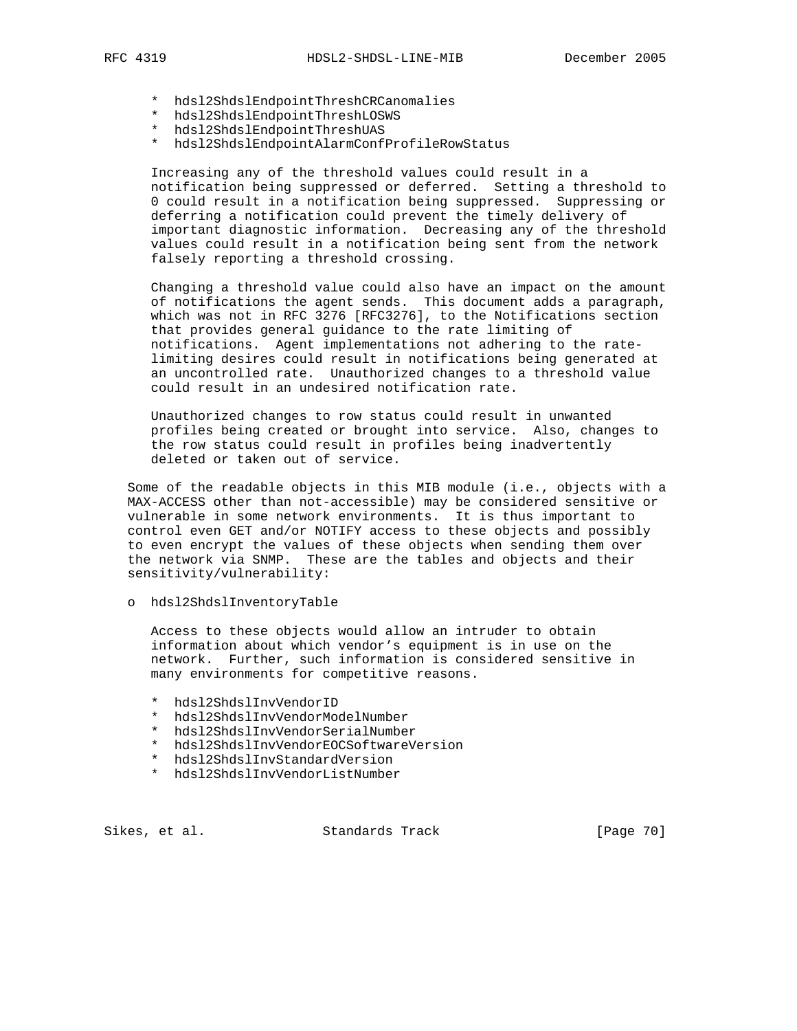* hdsl2ShdslEndpointThreshCRCanomalies
* hdsl2ShdslEndpointThreshLOSWS
* hdsl2ShdslEndpointThreshUAS
* hdsl2ShdslEndpointAlarmConfProfileRowStatus

Increasing any of the threshold values could result in a notification being suppressed or deferred. Setting a threshold to 0 could result in a notification being suppressed. Suppressing or deferring a notification could prevent the timely delivery of important diagnostic information. Decreasing any of the threshold values could result in a notification being sent from the network falsely reporting a threshold crossing.

Changing a threshold value could also have an impact on the amount of notifications the agent sends. This document adds a paragraph, which was not in RFC 3276 [RFC3276], to the Notifications section that provides general guidance to the rate limiting of notifications. Agent implementations not adhering to the rate-limiting desires could result in notifications being generated at an uncontrolled rate. Unauthorized changes to a threshold value could result in an undesired notification rate.

Unauthorized changes to row status could result in unwanted profiles being created or brought into service. Also, changes to the row status could result in profiles being inadvertently deleted or taken out of service.

Some of the readable objects in this MIB module (i.e., objects with a MAX-ACCESS other than not-accessible) may be considered sensitive or vulnerable in some network environments. It is thus important to control even GET and/or NOTIFY access to these objects and possibly to even encrypt the values of these objects when sending them over the network via SNMP. These are the tables and objects and their sensitivity/vulnerability:

- hdsl2ShdslInventoryTable

  Access to these objects would allow an intruder to obtain information about which vendor's equipment is in use on the network. Further, such information is considered sensitive in many environments for competitive reasons.

  * hdsl2ShdslInvVendorID
  * hdsl2ShdslInvVendorModelNumber
  * hdsl2ShdslInvVendorSerialNumber
  * hdsl2ShdslInvVendorEOCSoftwareVersion
  * hdsl2ShdslInvStandardVersion
  * hdsl2ShdslInvVendorListNumber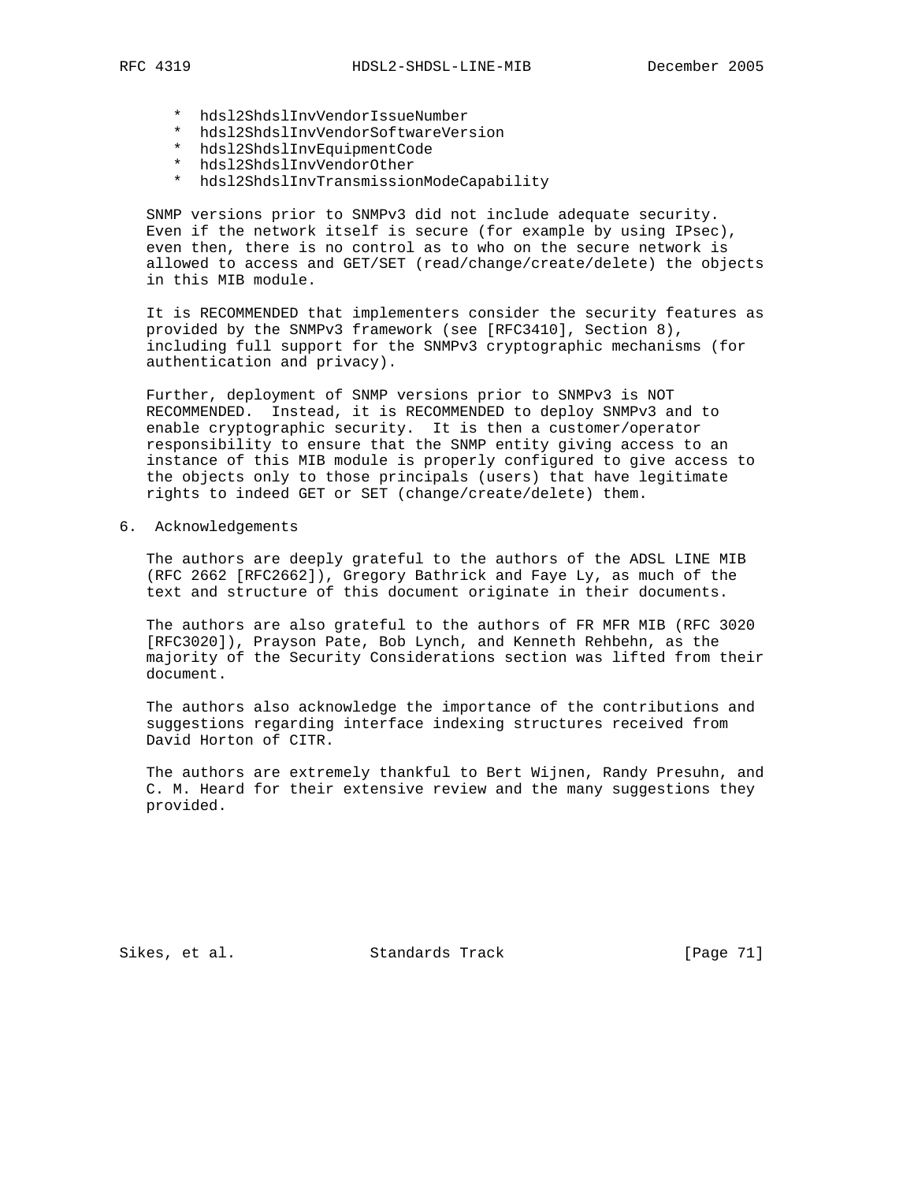* hdsl2ShdslInvVendorIssueNumber
* hdsl2ShdslInvVendorSoftwareVersion
* hdsl2ShdslInvEquipmentCode
* hdsl2ShdslInvVendorOther
* hdsl2ShdslInvTransmissionModeCapability

SNMP versions prior to SNMPv3 did not include adequate security. Even if the network itself is secure (for example by using IPsec), even then, there is no control as to who on the secure network is allowed to access and GET/SET (read/change/create/delete) the objects in this MIB module.

It is RECOMMENDED that implementers consider the security features as provided by the SNMPv3 framework (see [RFC3410], Section 8), including full support for the SNMPv3 cryptographic mechanisms (for authentication and privacy).

Further, deployment of SNMP versions prior to SNMPv3 is NOT RECOMMENDED. Instead, it is RECOMMENDED to deploy SNMPv3 and to enable cryptographic security. It is then a customer/operator responsibility to ensure that the SNMP entity giving access to an instance of this MIB module is properly configured to give access to the objects only to those principals (users) that have legitimate rights to indeed GET or SET (change/create/delete) them.

## 6. Acknowledgements

The authors are deeply grateful to the authors of the ADSL LINE MIB (RFC 2662 [RFC2662]), Gregory Bathrick and Faye Ly, as much of the text and structure of this document originate in their documents.

The authors are also grateful to the authors of FR MFR MIB (RFC 3020 [RFC3020]), Prayson Pate, Bob Lynch, and Kenneth Rehbehn, as the majority of the Security Considerations section was lifted from their document.

The authors also acknowledge the importance of the contributions and suggestions regarding interface indexing structures received from David Horton of CITR.

The authors are extremely thankful to Bert Wijnen, Randy Presuhn, and C. M. Heard for their extensive review and the many suggestions they provided.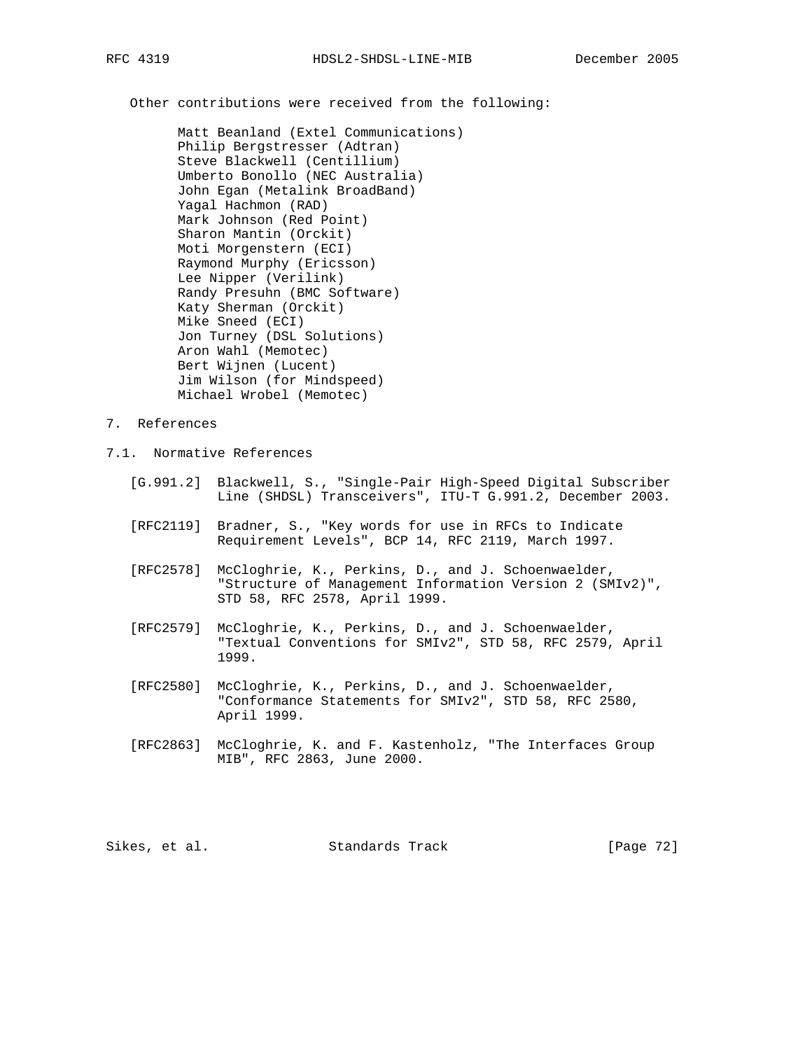Other contributions were received from the following:

- Matt Beanland (Extel Communications)
- Philip Bergstresser (Adtran)
- Steve Blackwell (Centillium)
- Umberto Bonollo (NEC Australia)
- John Egan (Metalink BroadBand)
- Yagal Hachmon (RAD)
- Mark Johnson (Red Point)
- Sharon Mantin (Orckit)
- Moti Morgenstern (ECI)
- Raymond Murphy (Ericsson)
- Lee Nipper (Verilink)
- Randy Presuhn (BMC Software)
- Katy Sherman (Orckit)
- Mike Sneed (ECI)
- Jon Turney (DSL Solutions)
- Aron Wahl (Memotec)
- Bert Wijnen (Lucent)
- Jim Wilson (for Mindspeed)
- Michael Wrobel (Memotec)

# 7. References

## 7.1. Normative References

[G.991.2] Blackwell, S., "Single-Pair High-Speed Digital Subscriber Line (SHDSL) Transceivers", ITU-T G.991.2, December 2003.

[RFC2119] Bradner, S., "Key words for use in RFCs to Indicate Requirement Levels", BCP 14, RFC 2119, March 1997.

[RFC2578] McCloghrie, K., Perkins, D., and J. Schoenwaelder, "Structure of Management Information Version 2 (SMIv2)", STD 58, RFC 2578, April 1999.

[RFC2579] McCloghrie, K., Perkins, D., and J. Schoenwaelder, "Textual Conventions for SMIv2", STD 58, RFC 2579, April 1999.

[RFC2580] McCloghrie, K., Perkins, D., and J. Schoenwaelder, "Conformance Statements for SMIv2", STD 58, RFC 2580, April 1999.

[RFC2863] McCloghrie, K. and F. Kastenholz, "The Interfaces Group MIB", RFC 2863, June 2000.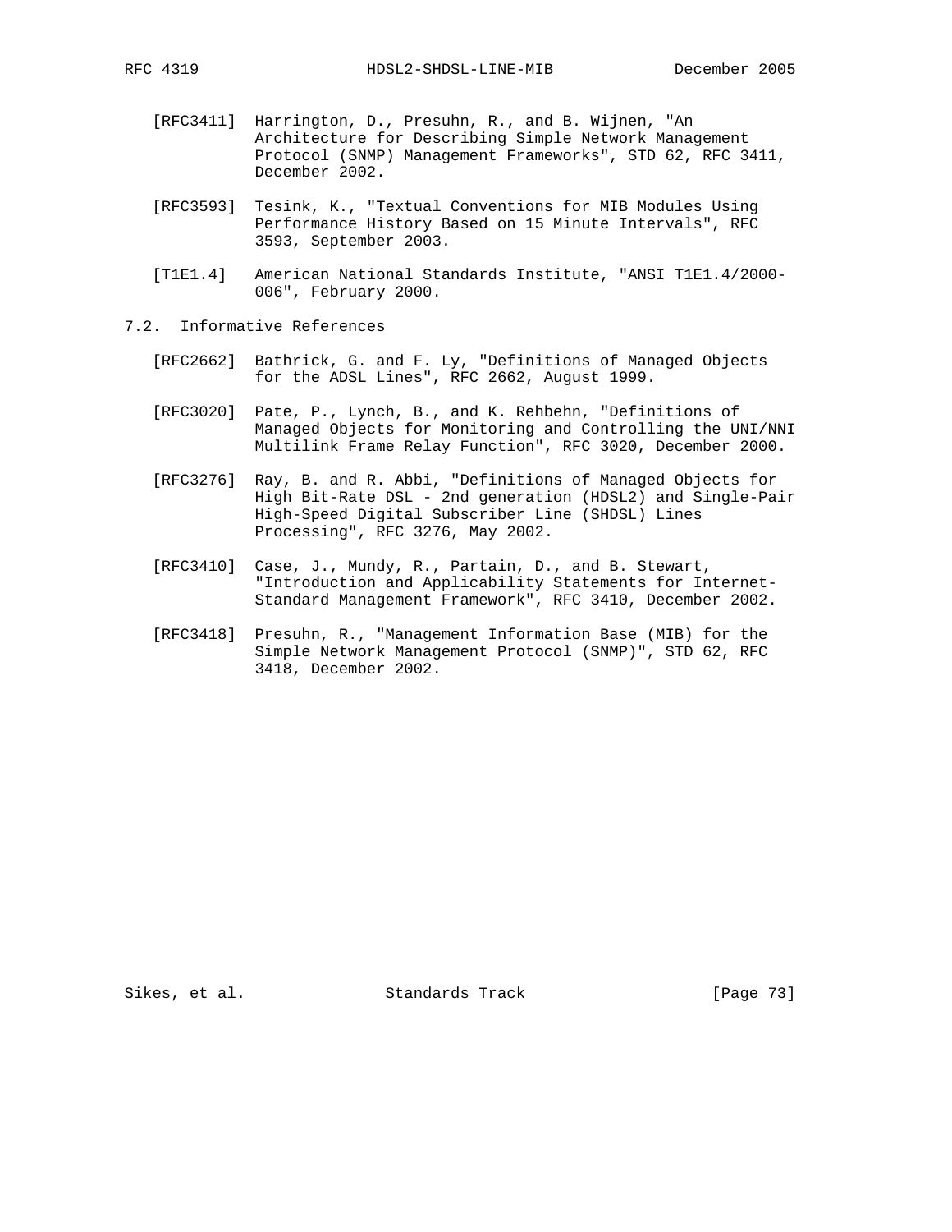[RFC3411] Harrington, D., Presuhn, R., and B. Wijnen, "An Architecture for Describing Simple Network Management Protocol (SNMP) Management Frameworks", STD 62, RFC 3411, December 2002.

[RFC3593] Tesink, K., "Textual Conventions for MIB Modules Using Performance History Based on 15 Minute Intervals", RFC 3593, September 2003.

[T1E1.4] American National Standards Institute, "ANSI T1E1.4/2000-006", February 2000.

## 7.2. Informative References

[RFC2662] Bathrick, G. and F. Ly, "Definitions of Managed Objects for the ADSL Lines", RFC 2662, August 1999.

[RFC3020] Pate, P., Lynch, B., and K. Rehbehn, "Definitions of Managed Objects for Monitoring and Controlling the UNI/NNI Multilink Frame Relay Function", RFC 3020, December 2000.

[RFC3276] Ray, B. and R. Abbi, "Definitions of Managed Objects for High Bit-Rate DSL - 2nd generation (HDSL2) and Single-Pair High-Speed Digital Subscriber Line (SHDSL) Lines Processing", RFC 3276, May 2002.

[RFC3410] Case, J., Mundy, R., Partain, D., and B. Stewart, "Introduction and Applicability Statements for Internet-Standard Management Framework", RFC 3410, December 2002.

[RFC3418] Presuhn, R., "Management Information Base (MIB) for the Simple Network Management Protocol (SNMP)", STD 62, RFC 3418, December 2002.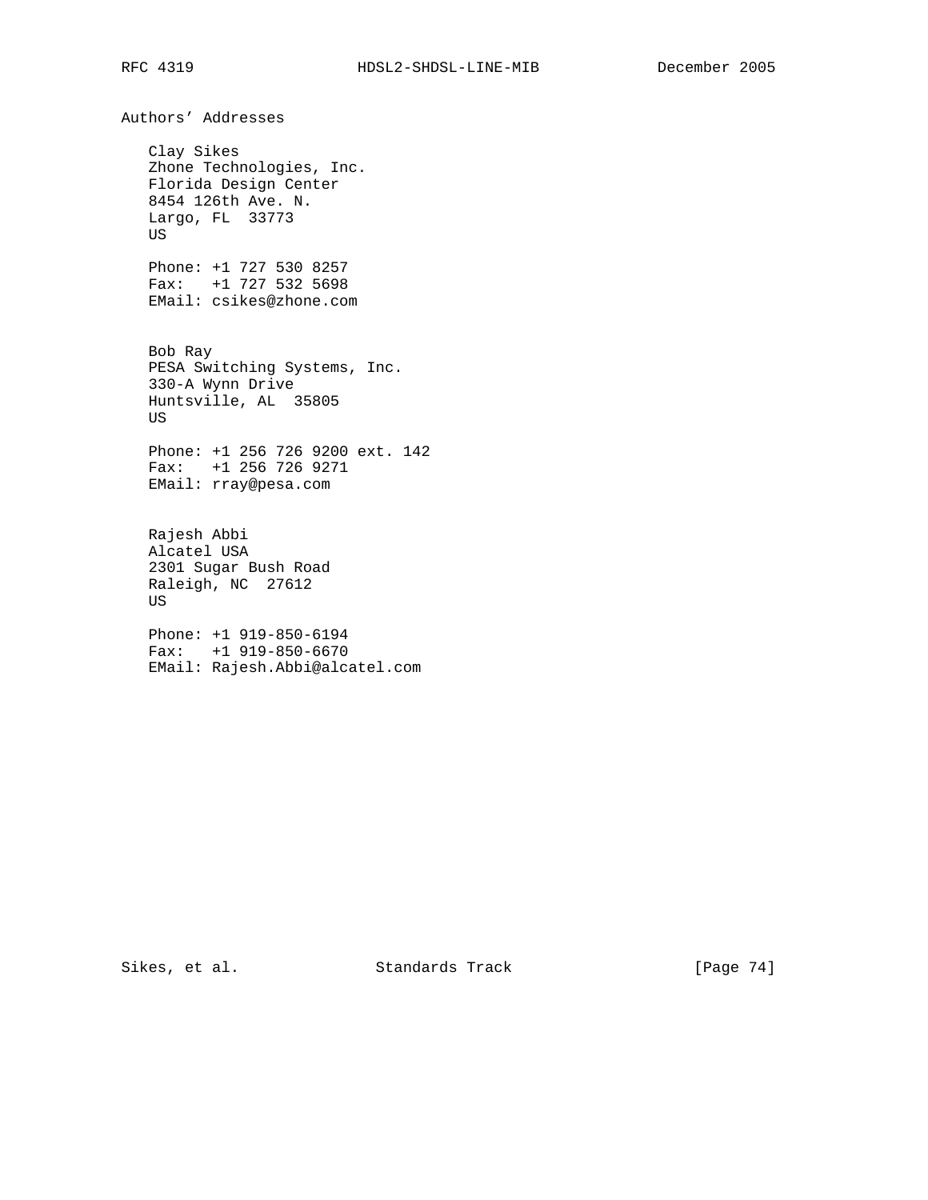## Authors' Addresses

Clay Sikes
Zhone Technologies, Inc.
Florida Design Center
8454 126th Ave. N.
Largo, FL  33773
US

Phone: +1 727 530 8257
Fax:   +1 727 532 5698
EMail: csikes@zhone.com

Bob Ray
PESA Switching Systems, Inc.
330-A Wynn Drive
Huntsville, AL  35805
US

Phone: +1 256 726 9200 ext. 142
Fax:   +1 256 726 9271
EMail: rray@pesa.com

Rajesh Abbi
Alcatel USA
2301 Sugar Bush Road
Raleigh, NC  27612
US

Phone: +1 919-850-6194
Fax:   +1 919-850-6670
EMail: Rajesh.Abbi@alcatel.com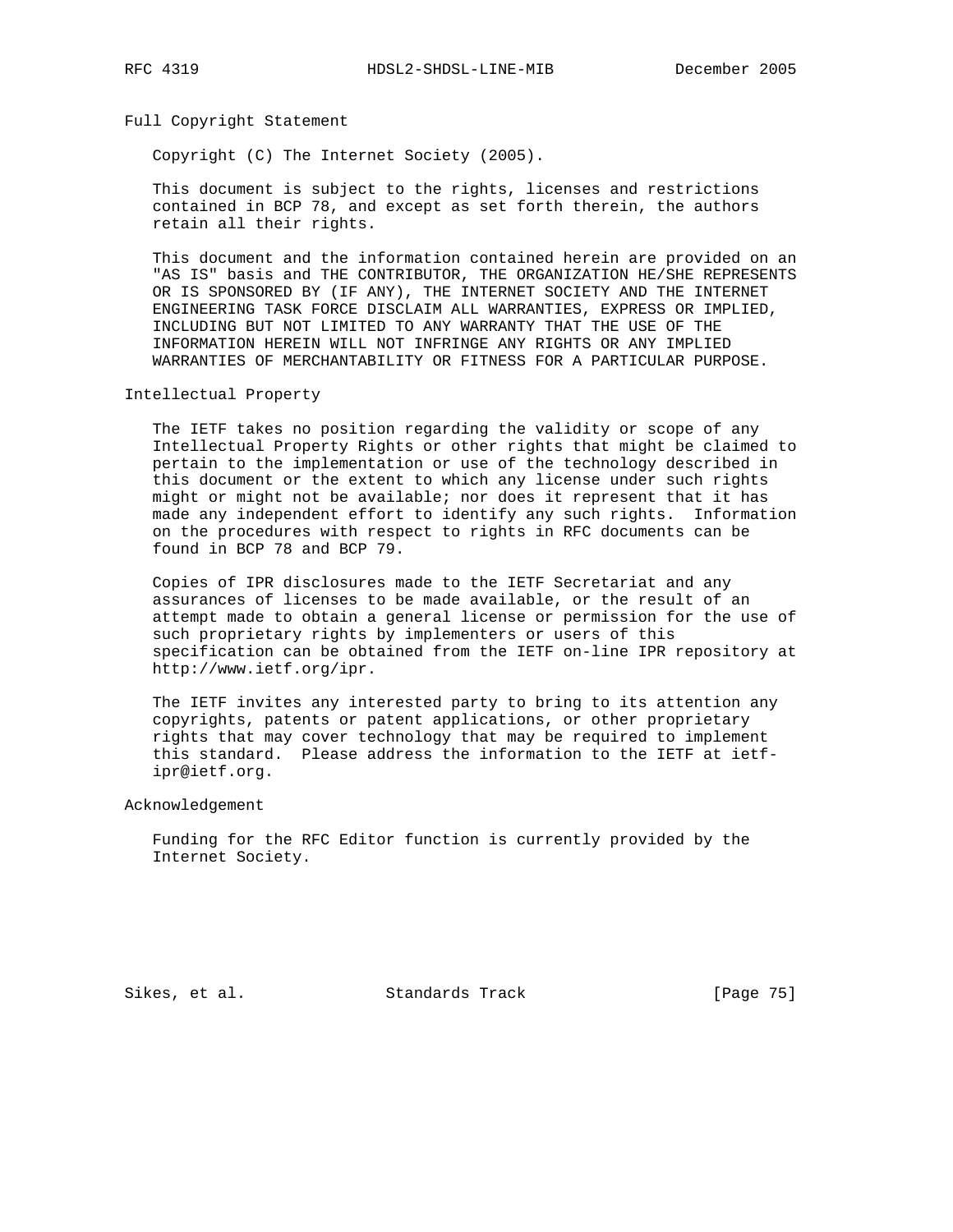## Full Copyright Statement

Copyright (C) The Internet Society (2005).

This document is subject to the rights, licenses and restrictions contained in BCP 78, and except as set forth therein, the authors retain all their rights.

This document and the information contained herein are provided on an "AS IS" basis and THE CONTRIBUTOR, THE ORGANIZATION HE/SHE REPRESENTS OR IS SPONSORED BY (IF ANY), THE INTERNET SOCIETY AND THE INTERNET ENGINEERING TASK FORCE DISCLAIM ALL WARRANTIES, EXPRESS OR IMPLIED, INCLUDING BUT NOT LIMITED TO ANY WARRANTY THAT THE USE OF THE INFORMATION HEREIN WILL NOT INFRINGE ANY RIGHTS OR ANY IMPLIED WARRANTIES OF MERCHANTABILITY OR FITNESS FOR A PARTICULAR PURPOSE.

## Intellectual Property

The IETF takes no position regarding the validity or scope of any Intellectual Property Rights or other rights that might be claimed to pertain to the implementation or use of the technology described in this document or the extent to which any license under such rights might or might not be available; nor does it represent that it has made any independent effort to identify any such rights. Information on the procedures with respect to rights in RFC documents can be found in BCP 78 and BCP 79.

Copies of IPR disclosures made to the IETF Secretariat and any assurances of licenses to be made available, or the result of an attempt made to obtain a general license or permission for the use of such proprietary rights by implementers or users of this specification can be obtained from the IETF on-line IPR repository at http://www.ietf.org/ipr.

The IETF invites any interested party to bring to its attention any copyrights, patents or patent applications, or other proprietary rights that may cover technology that may be required to implement this standard. Please address the information to the IETF at ietf-ipr@ietf.org.

## Acknowledgement

Funding for the RFC Editor function is currently provided by the Internet Society.